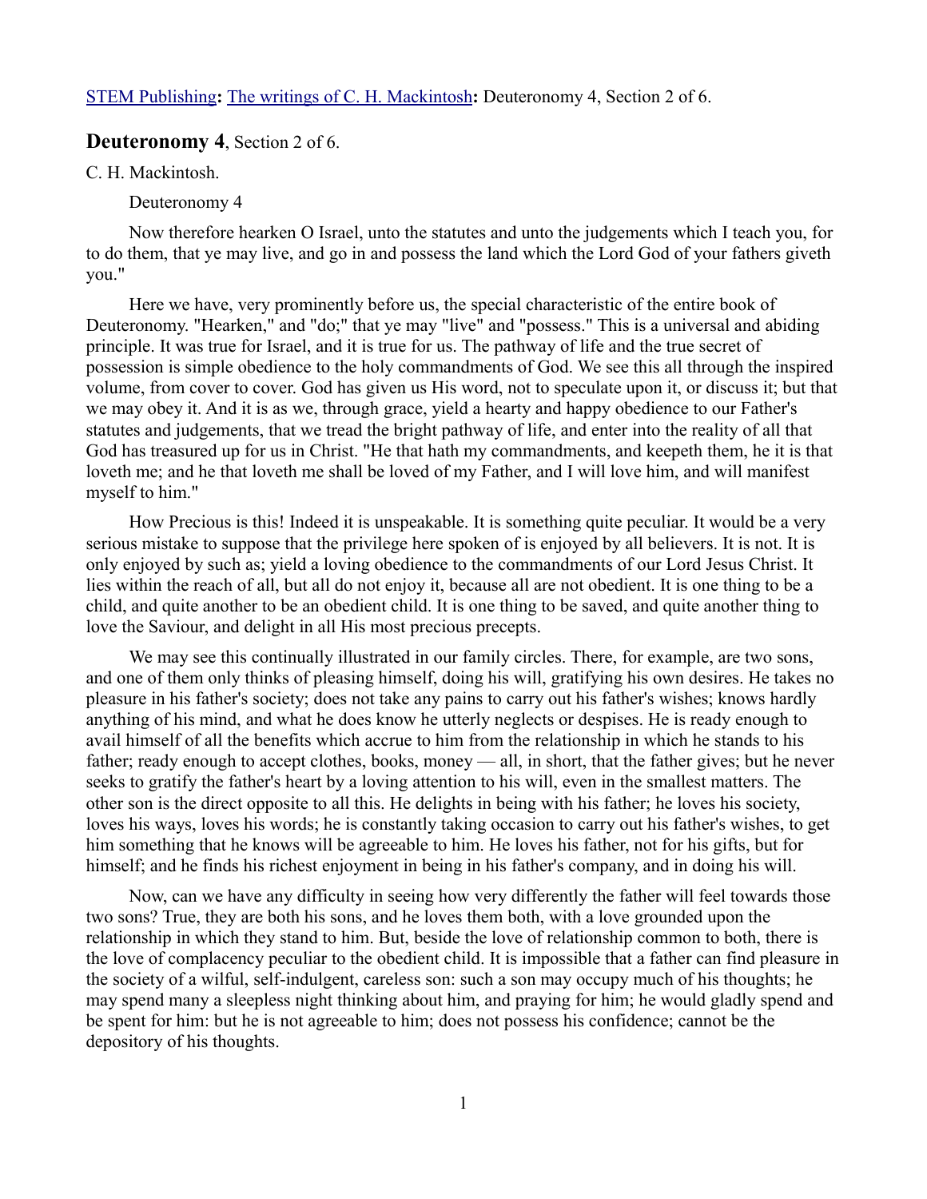STEM Publishing**:** The writings of C. H. Mackintosh**:** Deuteronomy 4, Section 2 of 6.

## **Deuteronomy 4**, Section 2 of 6.

C. H. Mackintosh.

Deuteronomy 4

Now therefore hearken O Israel, unto the statutes and unto the judgements which I teach you, for to do them, that ye may live, and go in and possess the land which the Lord God of your fathers giveth you."

Here we have, very prominently before us, the special characteristic of the entire book of Deuteronomy. "Hearken," and "do;" that ye may "live" and "possess." This is a universal and abiding principle. It was true for Israel, and it is true for us. The pathway of life and the true secret of possession is simple obedience to the holy commandments of God. We see this all through the inspired volume, from cover to cover. God has given us His word, not to speculate upon it, or discuss it; but that we may obey it. And it is as we, through grace, yield a hearty and happy obedience to our Father's statutes and judgements, that we tread the bright pathway of life, and enter into the reality of all that God has treasured up for us in Christ. "He that hath my commandments, and keepeth them, he it is that loveth me; and he that loveth me shall be loved of my Father, and I will love him, and will manifest myself to him."

How Precious is this! Indeed it is unspeakable. It is something quite peculiar. It would be a very serious mistake to suppose that the privilege here spoken of is enjoyed by all believers. It is not. It is only enjoyed by such as; yield a loving obedience to the commandments of our Lord Jesus Christ. It lies within the reach of all, but all do not enjoy it, because all are not obedient. It is one thing to be a child, and quite another to be an obedient child. It is one thing to be saved, and quite another thing to love the Saviour, and delight in all His most precious precepts.

We may see this continually illustrated in our family circles. There, for example, are two sons, and one of them only thinks of pleasing himself, doing his will, gratifying his own desires. He takes no pleasure in his father's society; does not take any pains to carry out his father's wishes; knows hardly anything of his mind, and what he does know he utterly neglects or despises. He is ready enough to avail himself of all the benefits which accrue to him from the relationship in which he stands to his father; ready enough to accept clothes, books, money — all, in short, that the father gives; but he never seeks to gratify the father's heart by a loving attention to his will, even in the smallest matters. The other son is the direct opposite to all this. He delights in being with his father; he loves his society, loves his ways, loves his words; he is constantly taking occasion to carry out his father's wishes, to get him something that he knows will be agreeable to him. He loves his father, not for his gifts, but for himself; and he finds his richest enjoyment in being in his father's company, and in doing his will.

Now, can we have any difficulty in seeing how very differently the father will feel towards those two sons? True, they are both his sons, and he loves them both, with a love grounded upon the relationship in which they stand to him. But, beside the love of relationship common to both, there is the love of complacency peculiar to the obedient child. It is impossible that a father can find pleasure in the society of a wilful, self-indulgent, careless son: such a son may occupy much of his thoughts; he may spend many a sleepless night thinking about him, and praying for him; he would gladly spend and be spent for him: but he is not agreeable to him; does not possess his confidence; cannot be the depository of his thoughts.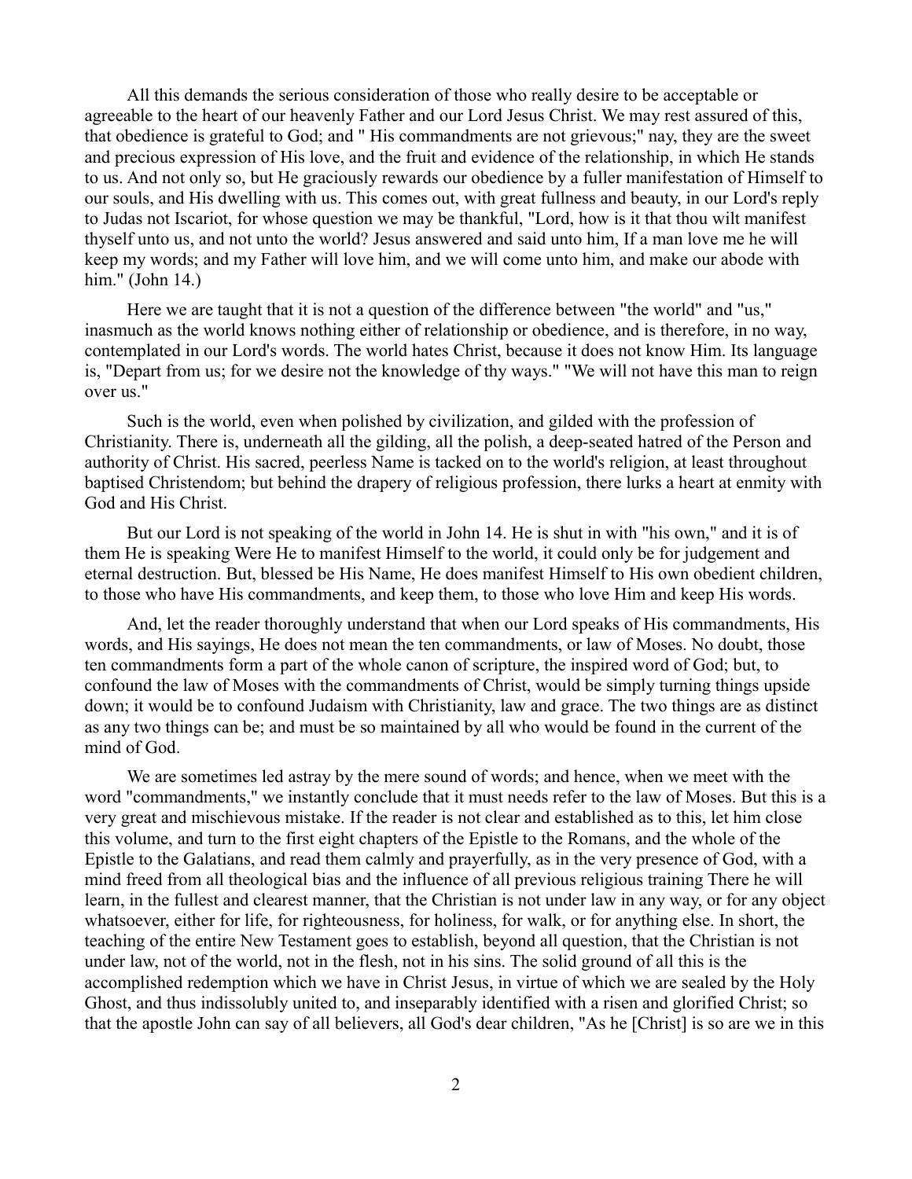All this demands the serious consideration of those who really desire to be acceptable or agreeable to the heart of our heavenly Father and our Lord Jesus Christ. We may rest assured of this, that obedience is grateful to God; and " His commandments are not grievous;" nay, they are the sweet and precious expression of His love, and the fruit and evidence of the relationship, in which He stands to us. And not only so, but He graciously rewards our obedience by a fuller manifestation of Himself to our souls, and His dwelling with us. This comes out, with great fullness and beauty, in our Lord's reply to Judas not Iscariot, for whose question we may be thankful, "Lord, how is it that thou wilt manifest thyself unto us, and not unto the world? Jesus answered and said unto him, If a man love me he will keep my words; and my Father will love him, and we will come unto him, and make our abode with him." (John 14.)

Here we are taught that it is not a question of the difference between "the world" and "us," inasmuch as the world knows nothing either of relationship or obedience, and is therefore, in no way, contemplated in our Lord's words. The world hates Christ, because it does not know Him. Its language is, "Depart from us; for we desire not the knowledge of thy ways." "We will not have this man to reign over us."

Such is the world, even when polished by civilization, and gilded with the profession of Christianity. There is, underneath all the gilding, all the polish, a deep-seated hatred of the Person and authority of Christ. His sacred, peerless Name is tacked on to the world's religion, at least throughout baptised Christendom; but behind the drapery of religious profession, there lurks a heart at enmity with God and His Christ.

But our Lord is not speaking of the world in John 14. He is shut in with "his own," and it is of them He is speaking Were He to manifest Himself to the world, it could only be for judgement and eternal destruction. But, blessed be His Name, He does manifest Himself to His own obedient children, to those who have His commandments, and keep them, to those who love Him and keep His words.

And, let the reader thoroughly understand that when our Lord speaks of His commandments, His words, and His sayings, He does not mean the ten commandments, or law of Moses. No doubt, those ten commandments form a part of the whole canon of scripture, the inspired word of God; but, to confound the law of Moses with the commandments of Christ, would be simply turning things upside down; it would be to confound Judaism with Christianity, law and grace. The two things are as distinct as any two things can be; and must be so maintained by all who would be found in the current of the mind of God.

We are sometimes led astray by the mere sound of words; and hence, when we meet with the word "commandments," we instantly conclude that it must needs refer to the law of Moses. But this is a very great and mischievous mistake. If the reader is not clear and established as to this, let him close this volume, and turn to the first eight chapters of the Epistle to the Romans, and the whole of the Epistle to the Galatians, and read them calmly and prayerfully, as in the very presence of God, with a mind freed from all theological bias and the influence of all previous religious training There he will learn, in the fullest and clearest manner, that the Christian is not under law in any way, or for any object whatsoever, either for life, for righteousness, for holiness, for walk, or for anything else. In short, the teaching of the entire New Testament goes to establish, beyond all question, that the Christian is not under law, not of the world, not in the flesh, not in his sins. The solid ground of all this is the accomplished redemption which we have in Christ Jesus, in virtue of which we are sealed by the Holy Ghost, and thus indissolubly united to, and inseparably identified with a risen and glorified Christ; so that the apostle John can say of all believers, all God's dear children, "As he [Christ] is so are we in this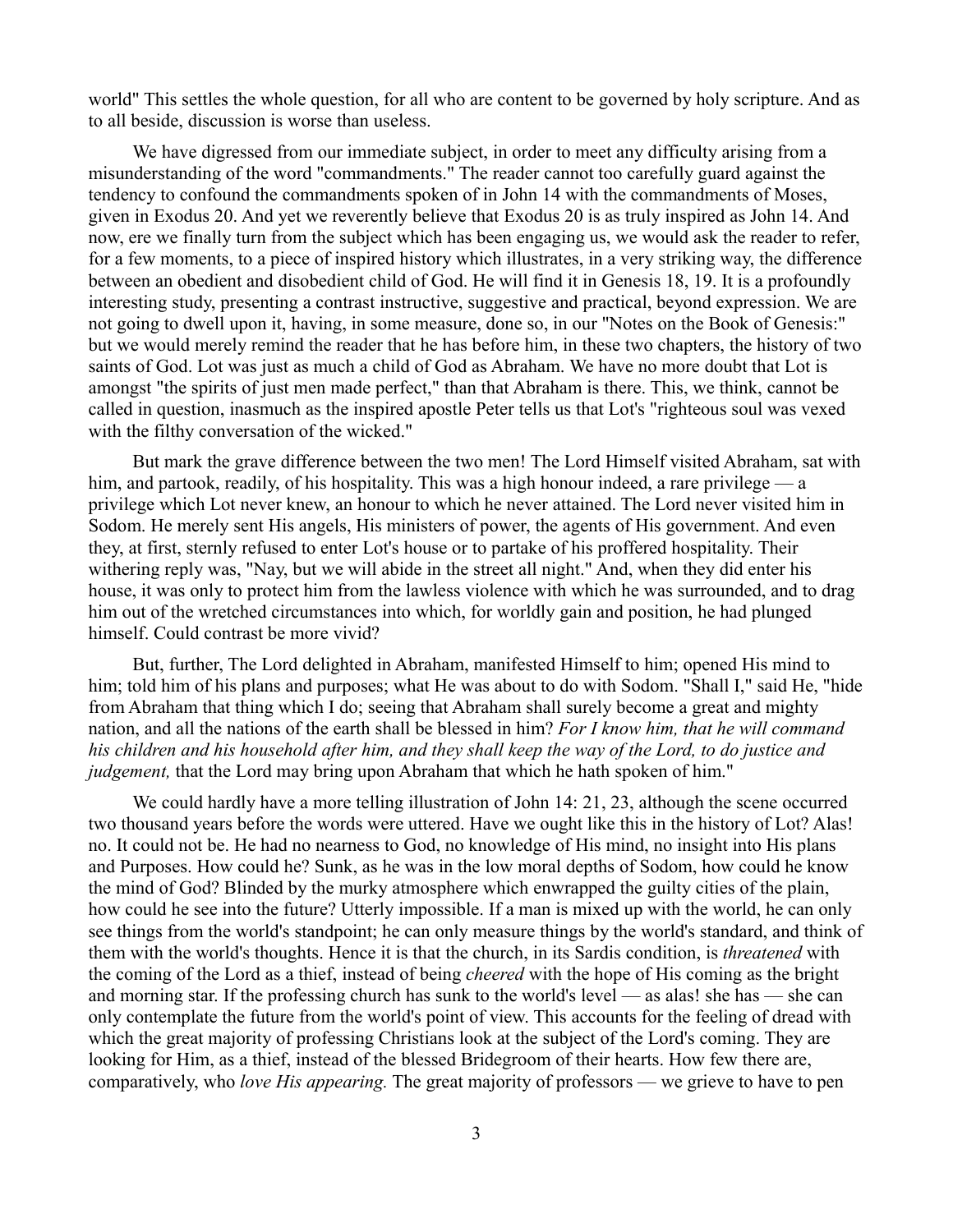world" This settles the whole question, for all who are content to be governed by holy scripture. And as to all beside, discussion is worse than useless.

We have digressed from our immediate subject, in order to meet any difficulty arising from a misunderstanding of the word "commandments." The reader cannot too carefully guard against the tendency to confound the commandments spoken of in John 14 with the commandments of Moses, given in Exodus 20. And yet we reverently believe that Exodus 20 is as truly inspired as John 14. And now, ere we finally turn from the subject which has been engaging us, we would ask the reader to refer, for a few moments, to a piece of inspired history which illustrates, in a very striking way, the difference between an obedient and disobedient child of God. He will find it in Genesis 18, 19. It is a profoundly interesting study, presenting a contrast instructive, suggestive and practical, beyond expression. We are not going to dwell upon it, having, in some measure, done so, in our "Notes on the Book of Genesis:" but we would merely remind the reader that he has before him, in these two chapters, the history of two saints of God. Lot was just as much a child of God as Abraham. We have no more doubt that Lot is amongst "the spirits of just men made perfect," than that Abraham is there. This, we think, cannot be called in question, inasmuch as the inspired apostle Peter tells us that Lot's "righteous soul was vexed with the filthy conversation of the wicked."

But mark the grave difference between the two men! The Lord Himself visited Abraham, sat with him, and partook, readily, of his hospitality. This was a high honour indeed, a rare privilege — a privilege which Lot never knew, an honour to which he never attained. The Lord never visited him in Sodom. He merely sent His angels, His ministers of power, the agents of His government. And even they, at first, sternly refused to enter Lot's house or to partake of his proffered hospitality. Their withering reply was, "Nay, but we will abide in the street all night." And, when they did enter his house, it was only to protect him from the lawless violence with which he was surrounded, and to drag him out of the wretched circumstances into which, for worldly gain and position, he had plunged himself. Could contrast be more vivid?

But, further, The Lord delighted in Abraham, manifested Himself to him; opened His mind to him; told him of his plans and purposes; what He was about to do with Sodom. "Shall I," said He, "hide from Abraham that thing which I do; seeing that Abraham shall surely become a great and mighty nation, and all the nations of the earth shall be blessed in him? *For I know him, that he will command his children and his household after him, and they shall keep the way of the Lord, to do justice and judgement,* that the Lord may bring upon Abraham that which he hath spoken of him."

We could hardly have a more telling illustration of John 14: 21, 23, although the scene occurred two thousand years before the words were uttered. Have we ought like this in the history of Lot? Alas! no. It could not be. He had no nearness to God, no knowledge of His mind, no insight into His plans and Purposes. How could he? Sunk, as he was in the low moral depths of Sodom, how could he know the mind of God? Blinded by the murky atmosphere which enwrapped the guilty cities of the plain, how could he see into the future? Utterly impossible. If a man is mixed up with the world, he can only see things from the world's standpoint; he can only measure things by the world's standard, and think of them with the world's thoughts. Hence it is that the church, in its Sardis condition, is *threatened* with the coming of the Lord as a thief, instead of being *cheered* with the hope of His coming as the bright and morning star. If the professing church has sunk to the world's level — as alas! she has — she can only contemplate the future from the world's point of view. This accounts for the feeling of dread with which the great majority of professing Christians look at the subject of the Lord's coming. They are looking for Him, as a thief, instead of the blessed Bridegroom of their hearts. How few there are, comparatively, who *love His appearing.* The great majority of professors — we grieve to have to pen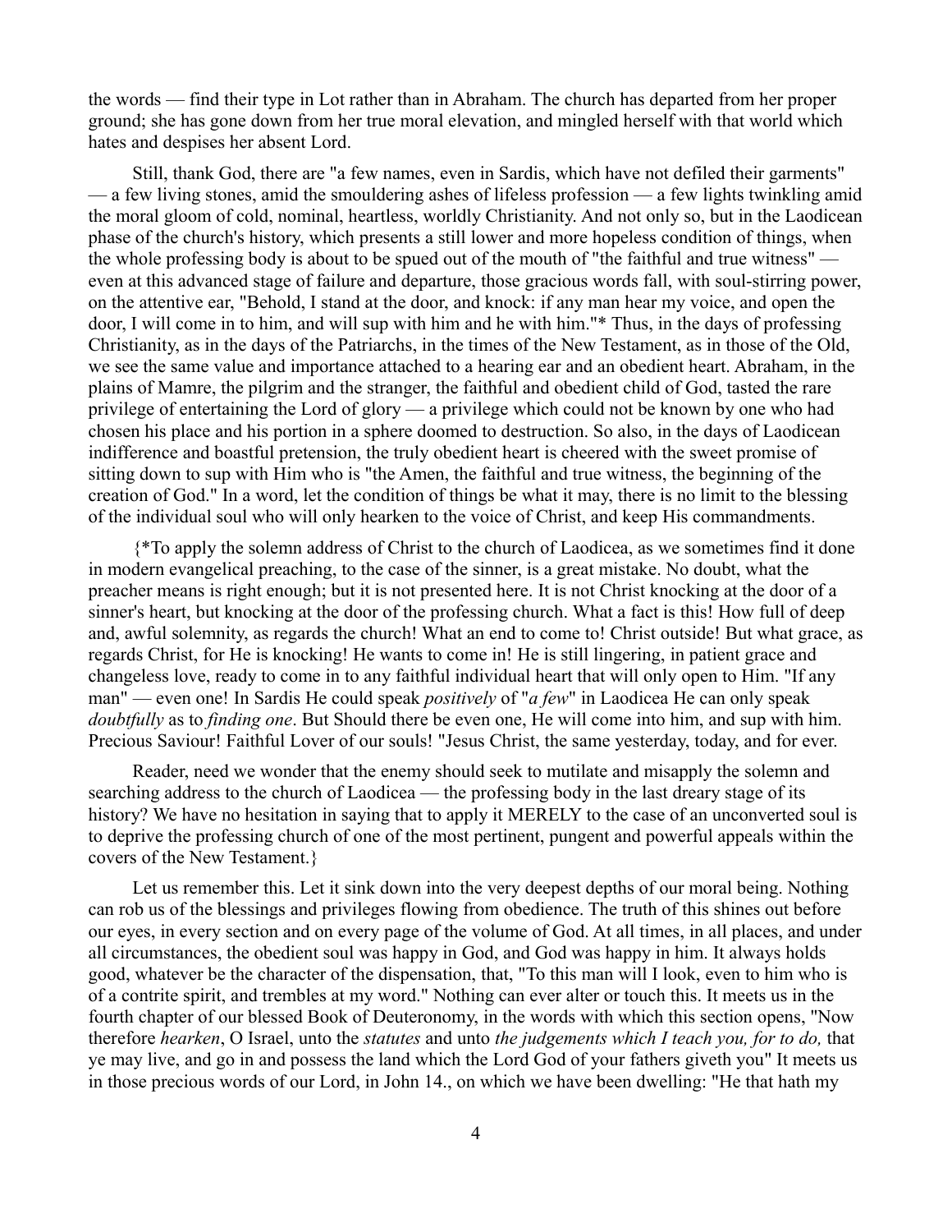the words — find their type in Lot rather than in Abraham. The church has departed from her proper ground; she has gone down from her true moral elevation, and mingled herself with that world which hates and despises her absent Lord.

Still, thank God, there are "a few names, even in Sardis, which have not defiled their garments" — a few living stones, amid the smouldering ashes of lifeless profession — a few lights twinkling amid the moral gloom of cold, nominal, heartless, worldly Christianity. And not only so, but in the Laodicean phase of the church's history, which presents a still lower and more hopeless condition of things, when the whole professing body is about to be spued out of the mouth of "the faithful and true witness" — even at this advanced stage of failure and departure, those gracious words fall, with soul-stirring power, on the attentive ear, "Behold, I stand at the door, and knock: if any man hear my voice, and open the door, I will come in to him, and will sup with him and he with him."* Thus, in the days of professing Christianity, as in the days of the Patriarchs, in the times of the New Testament, as in those of the Old, we see the same value and importance attached to a hearing ear and an obedient heart. Abraham, in the plains of Mamre, the pilgrim and the stranger, the faithful and obedient child of God, tasted the rare privilege of entertaining the Lord of glory — a privilege which could not be known by one who had chosen his place and his portion in a sphere doomed to destruction. So also, in the days of Laodicean indifference and boastful pretension, the truly obedient heart is cheered with the sweet promise of sitting down to sup with Him who is "the Amen, the faithful and true witness, the beginning of the creation of God." In a word, let the condition of things be what it may, there is no limit to the blessing of the individual soul who will only hearken to the voice of Christ, and keep His commandments.

{*To apply the solemn address of Christ to the church of Laodicea, as we sometimes find it done in modern evangelical preaching, to the case of the sinner, is a great mistake. No doubt, what the preacher means is right enough; but it is not presented here. It is not Christ knocking at the door of a sinner's heart, but knocking at the door of the professing church. What a fact is this! How full of deep and, awful solemnity, as regards the church! What an end to come to! Christ outside! But what grace, as regards Christ, for He is knocking! He wants to come in! He is still lingering, in patient grace and changeless love, ready to come in to any faithful individual heart that will only open to Him. "If any man" — even one! In Sardis He could speak *positively* of "*a few*" in Laodicea He can only speak *doubtfully* as to *finding one*. But Should there be even one, He will come into him, and sup with him. Precious Saviour! Faithful Lover of our souls! "Jesus Christ, the same yesterday, today, and for ever.

Reader, need we wonder that the enemy should seek to mutilate and misapply the solemn and searching address to the church of Laodicea — the professing body in the last dreary stage of its history? We have no hesitation in saying that to apply it MERELY to the case of an unconverted soul is to deprive the professing church of one of the most pertinent, pungent and powerful appeals within the covers of the New Testament.}

Let us remember this. Let it sink down into the very deepest depths of our moral being. Nothing can rob us of the blessings and privileges flowing from obedience. The truth of this shines out before our eyes, in every section and on every page of the volume of God. At all times, in all places, and under all circumstances, the obedient soul was happy in God, and God was happy in him. It always holds good, whatever be the character of the dispensation, that, "To this man will I look, even to him who is of a contrite spirit, and trembles at my word." Nothing can ever alter or touch this. It meets us in the fourth chapter of our blessed Book of Deuteronomy, in the words with which this section opens, "Now therefore *hearken*, O Israel, unto the *statutes* and unto *the judgements which I teach you, for to do,* that ye may live, and go in and possess the land which the Lord God of your fathers giveth you" It meets us in those precious words of our Lord, in John 14., on which we have been dwelling: "He that hath my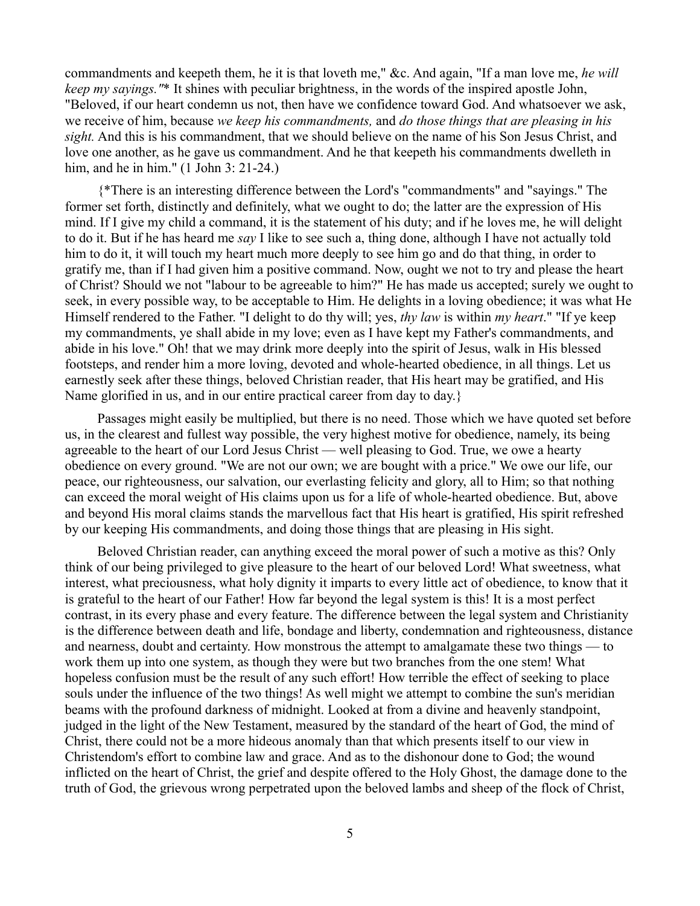commandments and keepeth them, he it is that loveth me," &c. And again, "If a man love me, *he will keep my sayings."** It shines with peculiar brightness, in the words of the inspired apostle John, "Beloved, if our heart condemn us not, then have we confidence toward God. And whatsoever we ask, we receive of him, because *we keep his commandments,* and *do those things that are pleasing in his sight.* And this is his commandment, that we should believe on the name of his Son Jesus Christ, and love one another, as he gave us commandment. And he that keepeth his commandments dwelleth in him, and he in him." (1 John 3: 21-24.)

{*There is an interesting difference between the Lord's "commandments" and "sayings." The former set forth, distinctly and definitely, what we ought to do; the latter are the expression of His mind. If I give my child a command, it is the statement of his duty; and if he loves me, he will delight to do it. But if he has heard me *say* I like to see such a, thing done, although I have not actually told him to do it, it will touch my heart much more deeply to see him go and do that thing, in order to gratify me, than if I had given him a positive command. Now, ought we not to try and please the heart of Christ? Should we not "labour to be agreeable to him?" He has made us accepted; surely we ought to seek, in every possible way, to be acceptable to Him. He delights in a loving obedience; it was what He Himself rendered to the Father. "I delight to do thy will; yes, *thy law* is within *my heart*." "If ye keep my commandments, ye shall abide in my love; even as I have kept my Father's commandments, and abide in his love." Oh! that we may drink more deeply into the spirit of Jesus, walk in His blessed footsteps, and render him a more loving, devoted and whole-hearted obedience, in all things. Let us earnestly seek after these things, beloved Christian reader, that His heart may be gratified, and His Name glorified in us, and in our entire practical career from day to day.}

Passages might easily be multiplied, but there is no need. Those which we have quoted set before us, in the clearest and fullest way possible, the very highest motive for obedience, namely, its being agreeable to the heart of our Lord Jesus Christ — well pleasing to God. True, we owe a hearty obedience on every ground. "We are not our own; we are bought with a price." We owe our life, our peace, our righteousness, our salvation, our everlasting felicity and glory, all to Him; so that nothing can exceed the moral weight of His claims upon us for a life of whole-hearted obedience. But, above and beyond His moral claims stands the marvellous fact that His heart is gratified, His spirit refreshed by our keeping His commandments, and doing those things that are pleasing in His sight.

Beloved Christian reader, can anything exceed the moral power of such a motive as this? Only think of our being privileged to give pleasure to the heart of our beloved Lord! What sweetness, what interest, what preciousness, what holy dignity it imparts to every little act of obedience, to know that it is grateful to the heart of our Father! How far beyond the legal system is this! It is a most perfect contrast, in its every phase and every feature. The difference between the legal system and Christianity is the difference between death and life, bondage and liberty, condemnation and righteousness, distance and nearness, doubt and certainty. How monstrous the attempt to amalgamate these two things — to work them up into one system, as though they were but two branches from the one stem! What hopeless confusion must be the result of any such effort! How terrible the effect of seeking to place souls under the influence of the two things! As well might we attempt to combine the sun's meridian beams with the profound darkness of midnight. Looked at from a divine and heavenly standpoint, judged in the light of the New Testament, measured by the standard of the heart of God, the mind of Christ, there could not be a more hideous anomaly than that which presents itself to our view in Christendom's effort to combine law and grace. And as to the dishonour done to God; the wound inflicted on the heart of Christ, the grief and despite offered to the Holy Ghost, the damage done to the truth of God, the grievous wrong perpetrated upon the beloved lambs and sheep of the flock of Christ,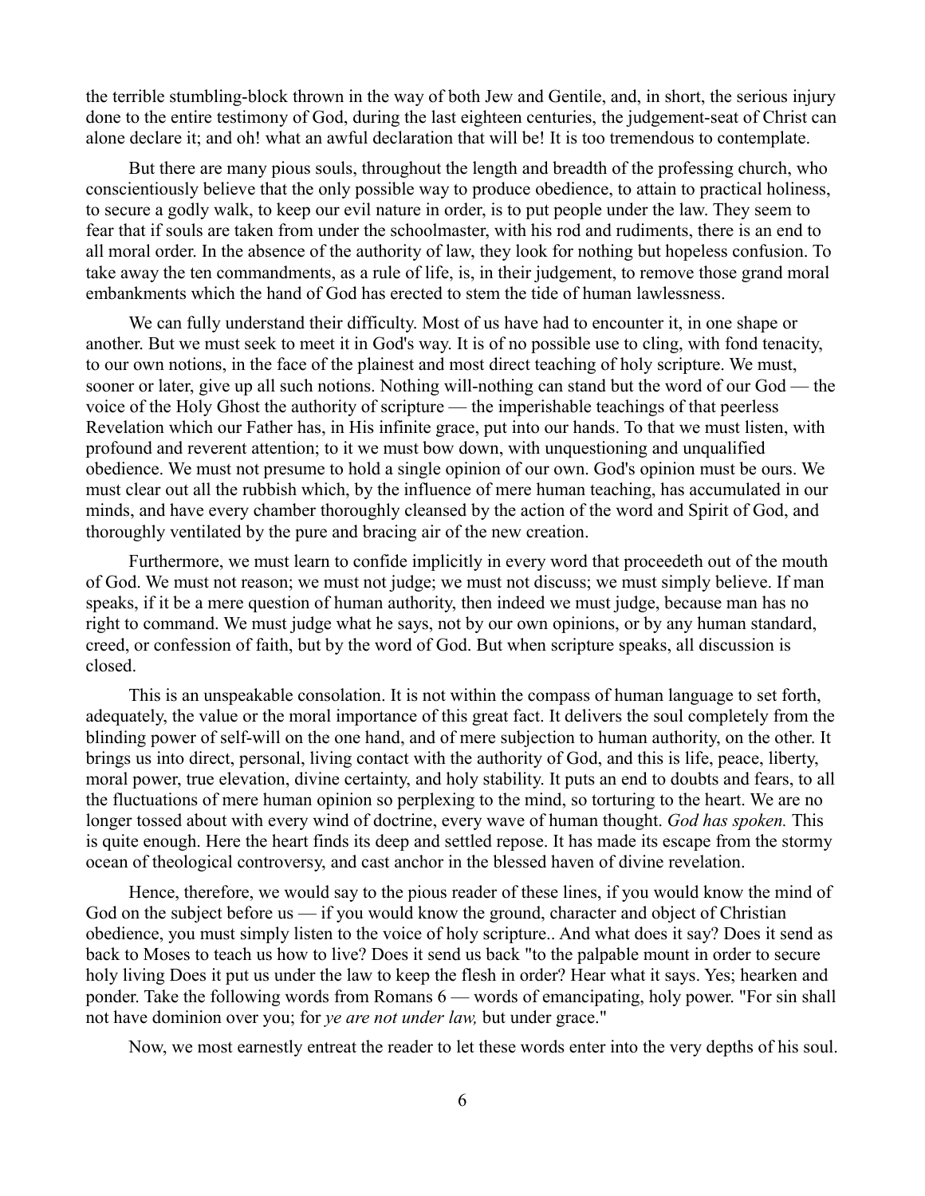the terrible stumbling-block thrown in the way of both Jew and Gentile, and, in short, the serious injury done to the entire testimony of God, during the last eighteen centuries, the judgement-seat of Christ can alone declare it; and oh! what an awful declaration that will be! It is too tremendous to contemplate.

But there are many pious souls, throughout the length and breadth of the professing church, who conscientiously believe that the only possible way to produce obedience, to attain to practical holiness, to secure a godly walk, to keep our evil nature in order, is to put people under the law. They seem to fear that if souls are taken from under the schoolmaster, with his rod and rudiments, there is an end to all moral order. In the absence of the authority of law, they look for nothing but hopeless confusion. To take away the ten commandments, as a rule of life, is, in their judgement, to remove those grand moral embankments which the hand of God has erected to stem the tide of human lawlessness.

We can fully understand their difficulty. Most of us have had to encounter it, in one shape or another. But we must seek to meet it in God's way. It is of no possible use to cling, with fond tenacity, to our own notions, in the face of the plainest and most direct teaching of holy scripture. We must, sooner or later, give up all such notions. Nothing will-nothing can stand but the word of our God — the voice of the Holy Ghost the authority of scripture — the imperishable teachings of that peerless Revelation which our Father has, in His infinite grace, put into our hands. To that we must listen, with profound and reverent attention; to it we must bow down, with unquestioning and unqualified obedience. We must not presume to hold a single opinion of our own. God's opinion must be ours. We must clear out all the rubbish which, by the influence of mere human teaching, has accumulated in our minds, and have every chamber thoroughly cleansed by the action of the word and Spirit of God, and thoroughly ventilated by the pure and bracing air of the new creation.

Furthermore, we must learn to confide implicitly in every word that proceedeth out of the mouth of God. We must not reason; we must not judge; we must not discuss; we must simply believe. If man speaks, if it be a mere question of human authority, then indeed we must judge, because man has no right to command. We must judge what he says, not by our own opinions, or by any human standard, creed, or confession of faith, but by the word of God. But when scripture speaks, all discussion is closed.

This is an unspeakable consolation. It is not within the compass of human language to set forth, adequately, the value or the moral importance of this great fact. It delivers the soul completely from the blinding power of self-will on the one hand, and of mere subjection to human authority, on the other. It brings us into direct, personal, living contact with the authority of God, and this is life, peace, liberty, moral power, true elevation, divine certainty, and holy stability. It puts an end to doubts and fears, to all the fluctuations of mere human opinion so perplexing to the mind, so torturing to the heart. We are no longer tossed about with every wind of doctrine, every wave of human thought. *God has spoken.* This is quite enough. Here the heart finds its deep and settled repose. It has made its escape from the stormy ocean of theological controversy, and cast anchor in the blessed haven of divine revelation.

Hence, therefore, we would say to the pious reader of these lines, if you would know the mind of God on the subject before us — if you would know the ground, character and object of Christian obedience, you must simply listen to the voice of holy scripture.. And what does it say? Does it send as back to Moses to teach us how to live? Does it send us back "to the palpable mount in order to secure holy living Does it put us under the law to keep the flesh in order? Hear what it says. Yes; hearken and ponder. Take the following words from Romans 6 — words of emancipating, holy power. "For sin shall not have dominion over you; for *ye are not under law,* but under grace."

Now, we most earnestly entreat the reader to let these words enter into the very depths of his soul.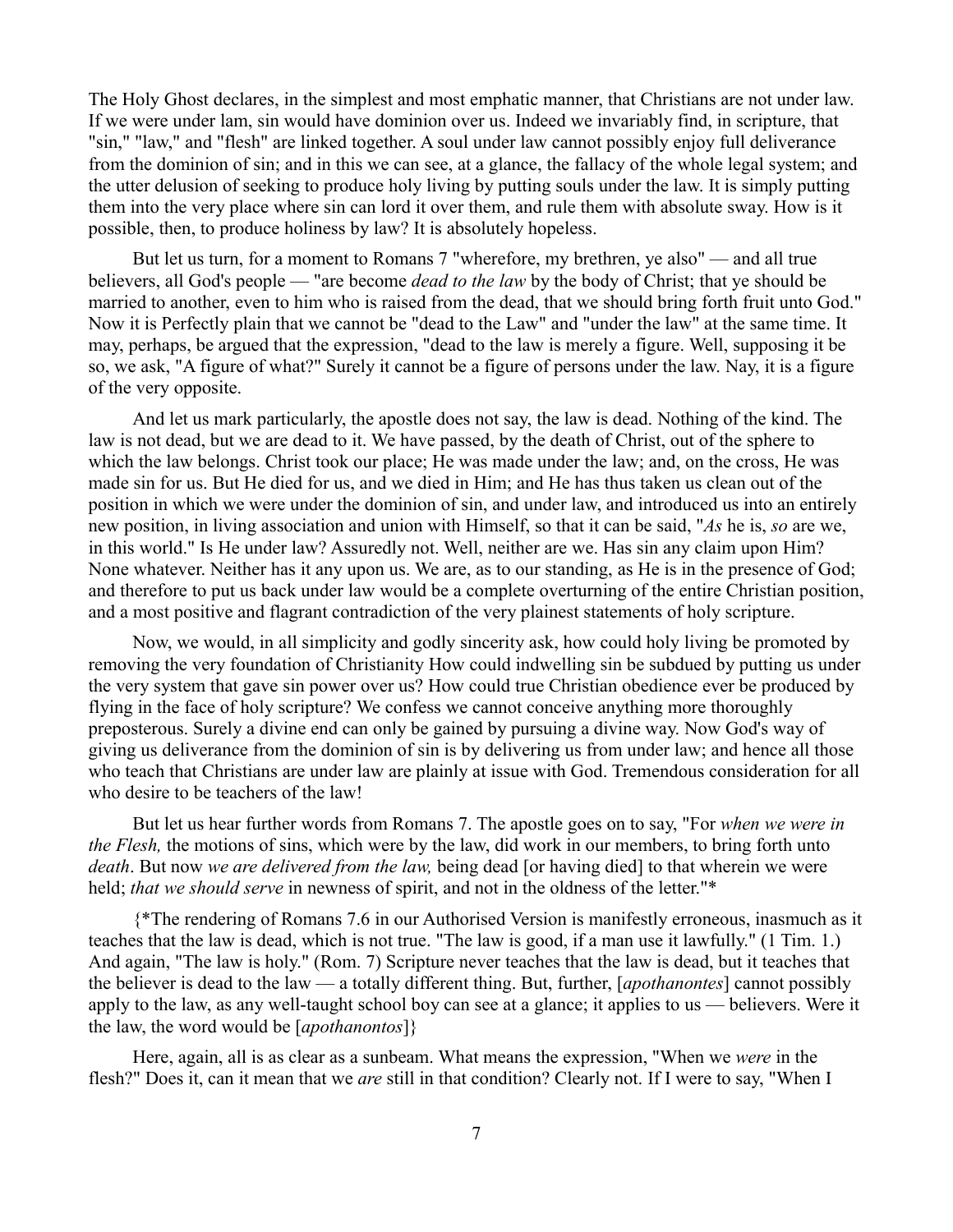The Holy Ghost declares, in the simplest and most emphatic manner, that Christians are not under law. If we were under lam, sin would have dominion over us. Indeed we invariably find, in scripture, that "sin," "law," and "flesh" are linked together. A soul under law cannot possibly enjoy full deliverance from the dominion of sin; and in this we can see, at a glance, the fallacy of the whole legal system; and the utter delusion of seeking to produce holy living by putting souls under the law. It is simply putting them into the very place where sin can lord it over them, and rule them with absolute sway. How is it possible, then, to produce holiness by law? It is absolutely hopeless.

But let us turn, for a moment to Romans 7 "wherefore, my brethren, ye also" — and all true believers, all God's people — "are become *dead to the law* by the body of Christ; that ye should be married to another, even to him who is raised from the dead, that we should bring forth fruit unto God." Now it is Perfectly plain that we cannot be "dead to the Law" and "under the law" at the same time. It may, perhaps, be argued that the expression, "dead to the law is merely a figure. Well, supposing it be so, we ask, "A figure of what?" Surely it cannot be a figure of persons under the law. Nay, it is a figure of the very opposite.

And let us mark particularly, the apostle does not say, the law is dead. Nothing of the kind. The law is not dead, but we are dead to it. We have passed, by the death of Christ, out of the sphere to which the law belongs. Christ took our place; He was made under the law; and, on the cross, He was made sin for us. But He died for us, and we died in Him; and He has thus taken us clean out of the position in which we were under the dominion of sin, and under law, and introduced us into an entirely new position, in living association and union with Himself, so that it can be said, "*As* he is, *so* are we, in this world." Is He under law? Assuredly not. Well, neither are we. Has sin any claim upon Him? None whatever. Neither has it any upon us. We are, as to our standing, as He is in the presence of God; and therefore to put us back under law would be a complete overturning of the entire Christian position, and a most positive and flagrant contradiction of the very plainest statements of holy scripture.

Now, we would, in all simplicity and godly sincerity ask, how could holy living be promoted by removing the very foundation of Christianity How could indwelling sin be subdued by putting us under the very system that gave sin power over us? How could true Christian obedience ever be produced by flying in the face of holy scripture? We confess we cannot conceive anything more thoroughly preposterous. Surely a divine end can only be gained by pursuing a divine way. Now God's way of giving us deliverance from the dominion of sin is by delivering us from under law; and hence all those who teach that Christians are under law are plainly at issue with God. Tremendous consideration for all who desire to be teachers of the law!

But let us hear further words from Romans 7. The apostle goes on to say, "For *when we were in the Flesh,* the motions of sins, which were by the law, did work in our members, to bring forth unto *death*. But now *we are delivered from the law,* being dead [or having died] to that wherein we were held; *that we should serve* in newness of spirit, and not in the oldness of the letter."*

{*The rendering of Romans 7.6 in our Authorised Version is manifestly erroneous, inasmuch as it teaches that the law is dead, which is not true. "The law is good, if a man use it lawfully." (1 Tim. 1.) And again, "The law is holy." (Rom. 7) Scripture never teaches that the law is dead, but it teaches that the believer is dead to the law — a totally different thing. But, further, [*apothanontes*] cannot possibly apply to the law, as any well-taught school boy can see at a glance; it applies to us — believers. Were it the law, the word would be [*apothanontos*]}

Here, again, all is as clear as a sunbeam. What means the expression, "When we *were* in the flesh?" Does it, can it mean that we *are* still in that condition? Clearly not. If I were to say, "When I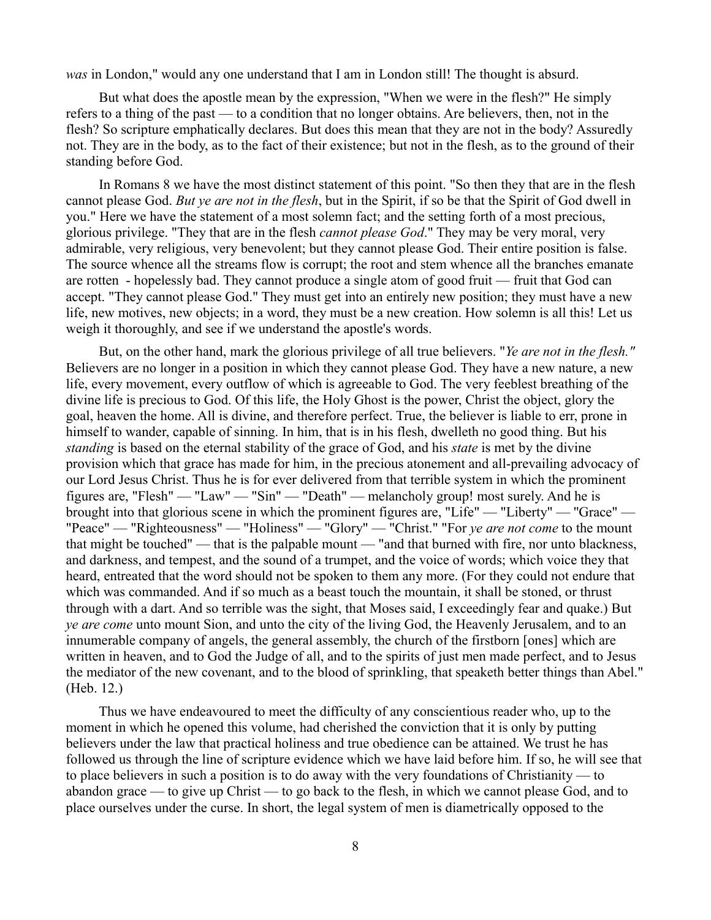*was* in London," would any one understand that I am in London still! The thought is absurd.

But what does the apostle mean by the expression, "When we were in the flesh?" He simply refers to a thing of the past — to a condition that no longer obtains. Are believers, then, not in the flesh? So scripture emphatically declares. But does this mean that they are not in the body? Assuredly not. They are in the body, as to the fact of their existence; but not in the flesh, as to the ground of their standing before God.

In Romans 8 we have the most distinct statement of this point. "So then they that are in the flesh cannot please God. *But ye are not in the flesh*, but in the Spirit, if so be that the Spirit of God dwell in you." Here we have the statement of a most solemn fact; and the setting forth of a most precious, glorious privilege. "They that are in the flesh *cannot please God*." They may be very moral, very admirable, very religious, very benevolent; but they cannot please God. Their entire position is false. The source whence all the streams flow is corrupt; the root and stem whence all the branches emanate are rotten - hopelessly bad. They cannot produce a single atom of good fruit — fruit that God can accept. "They cannot please God." They must get into an entirely new position; they must have a new life, new motives, new objects; in a word, they must be a new creation. How solemn is all this! Let us weigh it thoroughly, and see if we understand the apostle's words.

But, on the other hand, mark the glorious privilege of all true believers. "*Ye are not in the flesh."* Believers are no longer in a position in which they cannot please God. They have a new nature, a new life, every movement, every outflow of which is agreeable to God. The very feeblest breathing of the divine life is precious to God. Of this life, the Holy Ghost is the power, Christ the object, glory the goal, heaven the home. All is divine, and therefore perfect. True, the believer is liable to err, prone in himself to wander, capable of sinning. In him, that is in his flesh, dwelleth no good thing. But his *standing* is based on the eternal stability of the grace of God, and his *state* is met by the divine provision which that grace has made for him, in the precious atonement and all-prevailing advocacy of our Lord Jesus Christ. Thus he is for ever delivered from that terrible system in which the prominent figures are, "Flesh" — "Law" — "Sin" — "Death" — melancholy group! most surely. And he is brought into that glorious scene in which the prominent figures are, "Life" — "Liberty" — "Grace" — "Peace" — "Righteousness" — "Holiness" — "Glory" — "Christ." "For *ye are not come* to the mount that might be touched" — that is the palpable mount — "and that burned with fire, nor unto blackness, and darkness, and tempest, and the sound of a trumpet, and the voice of words; which voice they that heard, entreated that the word should not be spoken to them any more. (For they could not endure that which was commanded. And if so much as a beast touch the mountain, it shall be stoned, or thrust through with a dart. And so terrible was the sight, that Moses said, I exceedingly fear and quake.) But *ye are come* unto mount Sion, and unto the city of the living God, the Heavenly Jerusalem, and to an innumerable company of angels, the general assembly, the church of the firstborn [ones] which are written in heaven, and to God the Judge of all, and to the spirits of just men made perfect, and to Jesus the mediator of the new covenant, and to the blood of sprinkling, that speaketh better things than Abel." (Heb. 12.)

Thus we have endeavoured to meet the difficulty of any conscientious reader who, up to the moment in which he opened this volume, had cherished the conviction that it is only by putting believers under the law that practical holiness and true obedience can be attained. We trust he has followed us through the line of scripture evidence which we have laid before him. If so, he will see that to place believers in such a position is to do away with the very foundations of Christianity — to abandon grace — to give up Christ — to go back to the flesh, in which we cannot please God, and to place ourselves under the curse. In short, the legal system of men is diametrically opposed to the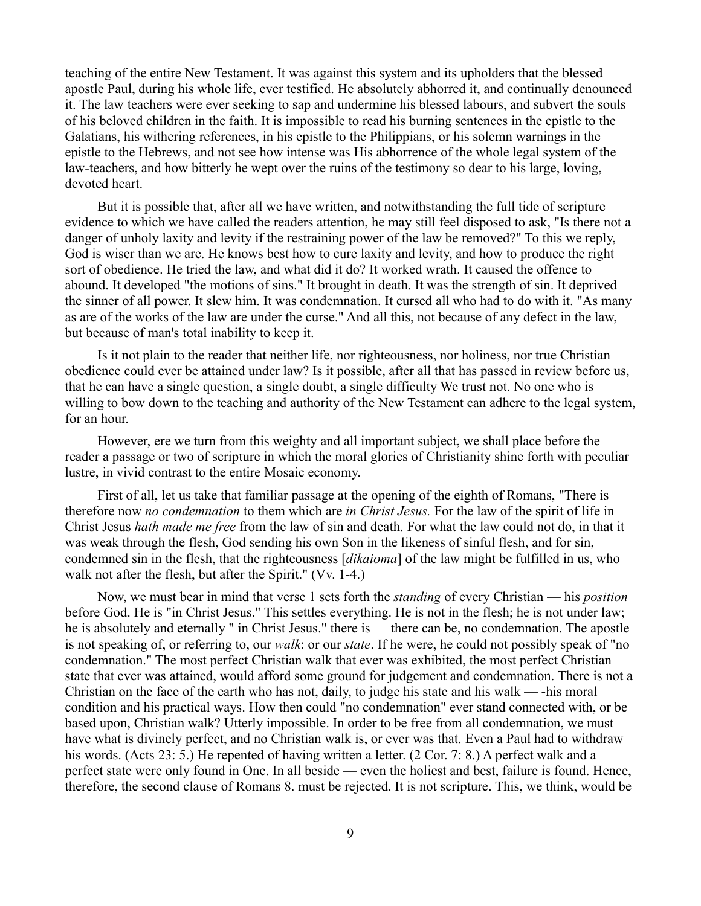teaching of the entire New Testament. It was against this system and its upholders that the blessed apostle Paul, during his whole life, ever testified. He absolutely abhorred it, and continually denounced it. The law teachers were ever seeking to sap and undermine his blessed labours, and subvert the souls of his beloved children in the faith. It is impossible to read his burning sentences in the epistle to the Galatians, his withering references, in his epistle to the Philippians, or his solemn warnings in the epistle to the Hebrews, and not see how intense was His abhorrence of the whole legal system of the law-teachers, and how bitterly he wept over the ruins of the testimony so dear to his large, loving, devoted heart.

But it is possible that, after all we have written, and notwithstanding the full tide of scripture evidence to which we have called the readers attention, he may still feel disposed to ask, "Is there not a danger of unholy laxity and levity if the restraining power of the law be removed?" To this we reply, God is wiser than we are. He knows best how to cure laxity and levity, and how to produce the right sort of obedience. He tried the law, and what did it do? It worked wrath. It caused the offence to abound. It developed "the motions of sins." It brought in death. It was the strength of sin. It deprived the sinner of all power. It slew him. It was condemnation. It cursed all who had to do with it. "As many as are of the works of the law are under the curse." And all this, not because of any defect in the law, but because of man's total inability to keep it.

Is it not plain to the reader that neither life, nor righteousness, nor holiness, nor true Christian obedience could ever be attained under law? Is it possible, after all that has passed in review before us, that he can have a single question, a single doubt, a single difficulty We trust not. No one who is willing to bow down to the teaching and authority of the New Testament can adhere to the legal system, for an hour.

However, ere we turn from this weighty and all important subject, we shall place before the reader a passage or two of scripture in which the moral glories of Christianity shine forth with peculiar lustre, in vivid contrast to the entire Mosaic economy.

First of all, let us take that familiar passage at the opening of the eighth of Romans, "There is therefore now *no condemnation* to them which are *in Christ Jesus.* For the law of the spirit of life in Christ Jesus *hath made me free* from the law of sin and death. For what the law could not do, in that it was weak through the flesh, God sending his own Son in the likeness of sinful flesh, and for sin, condemned sin in the flesh, that the righteousness [*dikaioma*] of the law might be fulfilled in us, who walk not after the flesh, but after the Spirit." (Vv. 1-4.)

Now, we must bear in mind that verse 1 sets forth the *standing* of every Christian — his *position* before God. He is "in Christ Jesus." This settles everything. He is not in the flesh; he is not under law; he is absolutely and eternally " in Christ Jesus." there is — there can be, no condemnation. The apostle is not speaking of, or referring to, our *walk*: or our *state*. If he were, he could not possibly speak of "no condemnation." The most perfect Christian walk that ever was exhibited, the most perfect Christian state that ever was attained, would afford some ground for judgement and condemnation. There is not a Christian on the face of the earth who has not, daily, to judge his state and his walk — -his moral condition and his practical ways. How then could "no condemnation" ever stand connected with, or be based upon, Christian walk? Utterly impossible. In order to be free from all condemnation, we must have what is divinely perfect, and no Christian walk is, or ever was that. Even a Paul had to withdraw his words. (Acts 23: 5.) He repented of having written a letter. (2 Cor. 7: 8.) A perfect walk and a perfect state were only found in One. In all beside — even the holiest and best, failure is found. Hence, therefore, the second clause of Romans 8. must be rejected. It is not scripture. This, we think, would be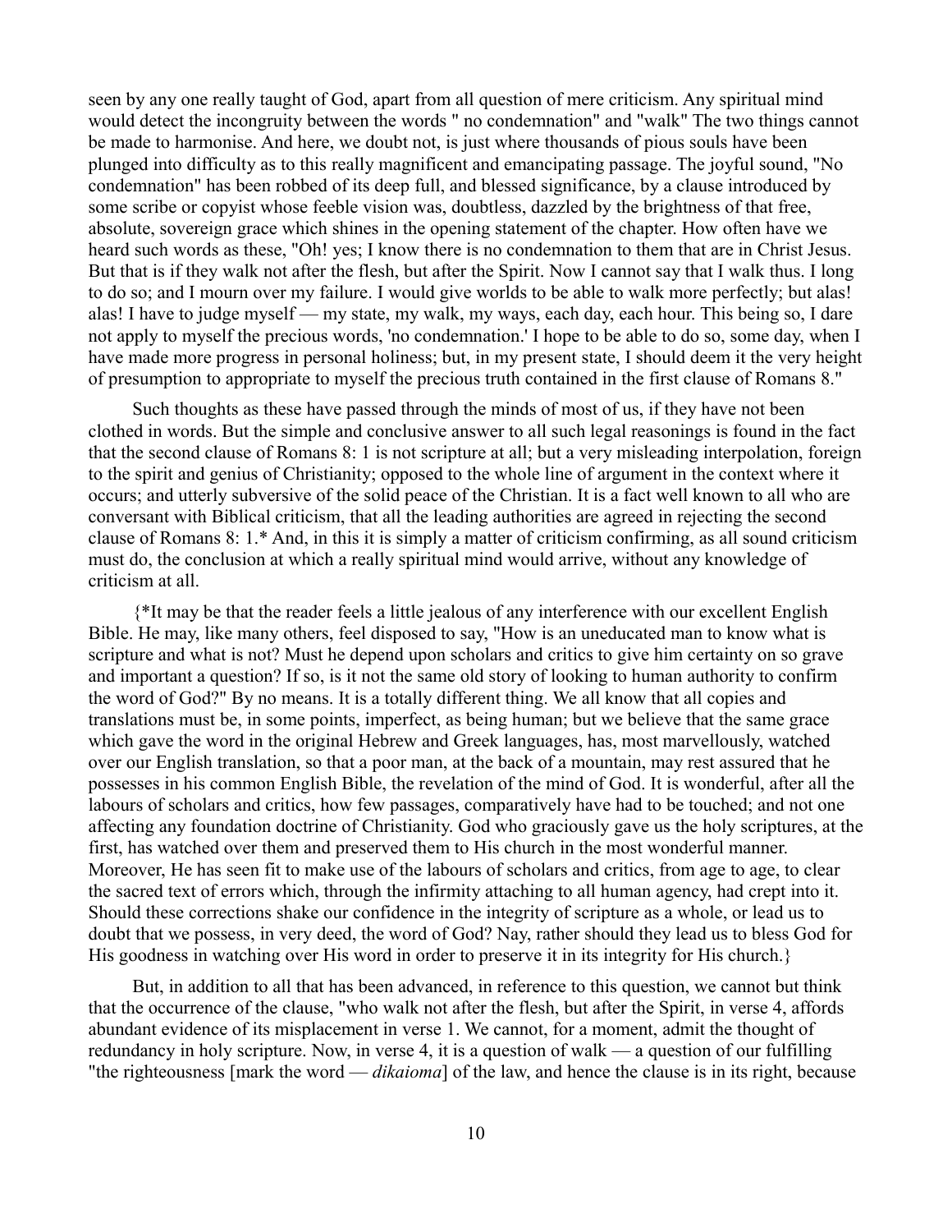seen by any one really taught of God, apart from all question of mere criticism. Any spiritual mind would detect the incongruity between the words " no condemnation" and "walk" The two things cannot be made to harmonise. And here, we doubt not, is just where thousands of pious souls have been plunged into difficulty as to this really magnificent and emancipating passage. The joyful sound, "No condemnation" has been robbed of its deep full, and blessed significance, by a clause introduced by some scribe or copyist whose feeble vision was, doubtless, dazzled by the brightness of that free, absolute, sovereign grace which shines in the opening statement of the chapter. How often have we heard such words as these, "Oh! yes; I know there is no condemnation to them that are in Christ Jesus. But that is if they walk not after the flesh, but after the Spirit. Now I cannot say that I walk thus. I long to do so; and I mourn over my failure. I would give worlds to be able to walk more perfectly; but alas! alas! I have to judge myself — my state, my walk, my ways, each day, each hour. This being so, I dare not apply to myself the precious words, 'no condemnation.' I hope to be able to do so, some day, when I have made more progress in personal holiness; but, in my present state, I should deem it the very height of presumption to appropriate to myself the precious truth contained in the first clause of Romans 8."

Such thoughts as these have passed through the minds of most of us, if they have not been clothed in words. But the simple and conclusive answer to all such legal reasonings is found in the fact that the second clause of Romans 8: 1 is not scripture at all; but a very misleading interpolation, foreign to the spirit and genius of Christianity; opposed to the whole line of argument in the context where it occurs; and utterly subversive of the solid peace of the Christian. It is a fact well known to all who are conversant with Biblical criticism, that all the leading authorities are agreed in rejecting the second clause of Romans 8: 1.* And, in this it is simply a matter of criticism confirming, as all sound criticism must do, the conclusion at which a really spiritual mind would arrive, without any knowledge of criticism at all.

{*It may be that the reader feels a little jealous of any interference with our excellent English Bible. He may, like many others, feel disposed to say, "How is an uneducated man to know what is scripture and what is not? Must he depend upon scholars and critics to give him certainty on so grave and important a question? If so, is it not the same old story of looking to human authority to confirm the word of God?" By no means. It is a totally different thing. We all know that all copies and translations must be, in some points, imperfect, as being human; but we believe that the same grace which gave the word in the original Hebrew and Greek languages, has, most marvellously, watched over our English translation, so that a poor man, at the back of a mountain, may rest assured that he possesses in his common English Bible, the revelation of the mind of God. It is wonderful, after all the labours of scholars and critics, how few passages, comparatively have had to be touched; and not one affecting any foundation doctrine of Christianity. God who graciously gave us the holy scriptures, at the first, has watched over them and preserved them to His church in the most wonderful manner. Moreover, He has seen fit to make use of the labours of scholars and critics, from age to age, to clear the sacred text of errors which, through the infirmity attaching to all human agency, had crept into it. Should these corrections shake our confidence in the integrity of scripture as a whole, or lead us to doubt that we possess, in very deed, the word of God? Nay, rather should they lead us to bless God for His goodness in watching over His word in order to preserve it in its integrity for His church.}

But, in addition to all that has been advanced, in reference to this question, we cannot but think that the occurrence of the clause, "who walk not after the flesh, but after the Spirit, in verse 4, affords abundant evidence of its misplacement in verse 1. We cannot, for a moment, admit the thought of redundancy in holy scripture. Now, in verse 4, it is a question of walk — a question of our fulfilling "the righteousness [mark the word — *dikaioma*] of the law, and hence the clause is in its right, because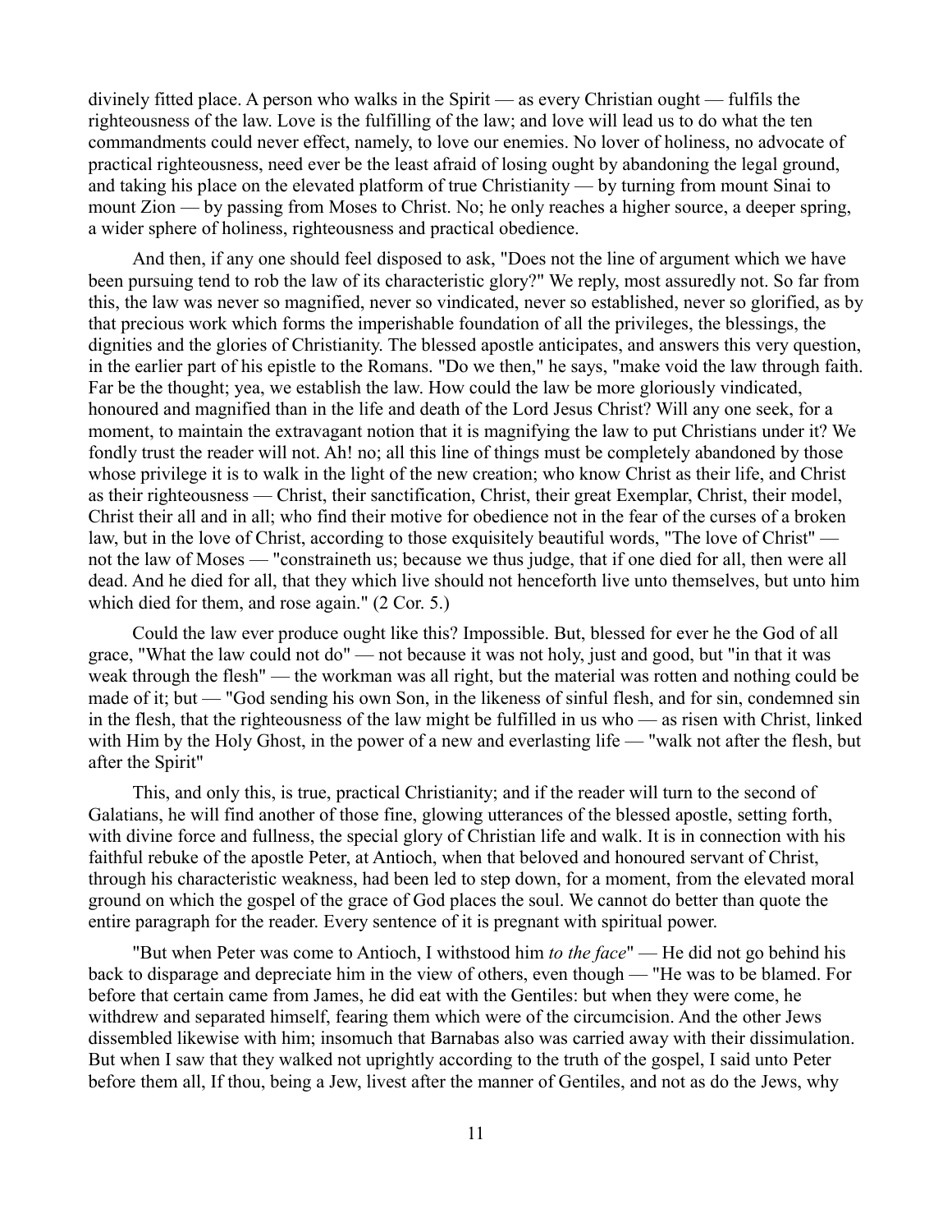divinely fitted place. A person who walks in the Spirit — as every Christian ought — fulfils the righteousness of the law. Love is the fulfilling of the law; and love will lead us to do what the ten commandments could never effect, namely, to love our enemies. No lover of holiness, no advocate of practical righteousness, need ever be the least afraid of losing ought by abandoning the legal ground, and taking his place on the elevated platform of true Christianity — by turning from mount Sinai to mount Zion — by passing from Moses to Christ. No; he only reaches a higher source, a deeper spring, a wider sphere of holiness, righteousness and practical obedience.

And then, if any one should feel disposed to ask, "Does not the line of argument which we have been pursuing tend to rob the law of its characteristic glory?" We reply, most assuredly not. So far from this, the law was never so magnified, never so vindicated, never so established, never so glorified, as by that precious work which forms the imperishable foundation of all the privileges, the blessings, the dignities and the glories of Christianity. The blessed apostle anticipates, and answers this very question, in the earlier part of his epistle to the Romans. "Do we then," he says, "make void the law through faith. Far be the thought; yea, we establish the law. How could the law be more gloriously vindicated, honoured and magnified than in the life and death of the Lord Jesus Christ? Will any one seek, for a moment, to maintain the extravagant notion that it is magnifying the law to put Christians under it? We fondly trust the reader will not. Ah! no; all this line of things must be completely abandoned by those whose privilege it is to walk in the light of the new creation; who know Christ as their life, and Christ as their righteousness — Christ, their sanctification, Christ, their great Exemplar, Christ, their model, Christ their all and in all; who find their motive for obedience not in the fear of the curses of a broken law, but in the love of Christ, according to those exquisitely beautiful words, "The love of Christ" — not the law of Moses — "constraineth us; because we thus judge, that if one died for all, then were all dead. And he died for all, that they which live should not henceforth live unto themselves, but unto him which died for them, and rose again." (2 Cor. 5.)

Could the law ever produce ought like this? Impossible. But, blessed for ever he the God of all grace, "What the law could not do" — not because it was not holy, just and good, but "in that it was weak through the flesh" — the workman was all right, but the material was rotten and nothing could be made of it; but — "God sending his own Son, in the likeness of sinful flesh, and for sin, condemned sin in the flesh, that the righteousness of the law might be fulfilled in us who — as risen with Christ, linked with Him by the Holy Ghost, in the power of a new and everlasting life — "walk not after the flesh, but after the Spirit"

This, and only this, is true, practical Christianity; and if the reader will turn to the second of Galatians, he will find another of those fine, glowing utterances of the blessed apostle, setting forth, with divine force and fullness, the special glory of Christian life and walk. It is in connection with his faithful rebuke of the apostle Peter, at Antioch, when that beloved and honoured servant of Christ, through his characteristic weakness, had been led to step down, for a moment, from the elevated moral ground on which the gospel of the grace of God places the soul. We cannot do better than quote the entire paragraph for the reader. Every sentence of it is pregnant with spiritual power.

"But when Peter was come to Antioch, I withstood him *to the face*" — He did not go behind his back to disparage and depreciate him in the view of others, even though — "He was to be blamed. For before that certain came from James, he did eat with the Gentiles: but when they were come, he withdrew and separated himself, fearing them which were of the circumcision. And the other Jews dissembled likewise with him; insomuch that Barnabas also was carried away with their dissimulation. But when I saw that they walked not uprightly according to the truth of the gospel, I said unto Peter before them all, If thou, being a Jew, livest after the manner of Gentiles, and not as do the Jews, why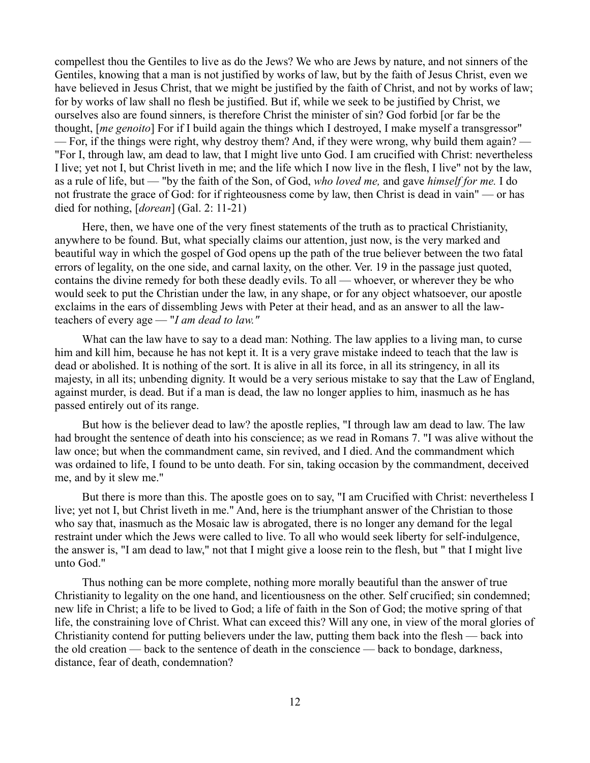compellest thou the Gentiles to live as do the Jews? We who are Jews by nature, and not sinners of the Gentiles, knowing that a man is not justified by works of law, but by the faith of Jesus Christ, even we have believed in Jesus Christ, that we might be justified by the faith of Christ, and not by works of law; for by works of law shall no flesh be justified. But if, while we seek to be justified by Christ, we ourselves also are found sinners, is therefore Christ the minister of sin? God forbid [or far be the thought, [*me genoito*] For if I build again the things which I destroyed, I make myself a transgressor" — For, if the things were right, why destroy them? And, if they were wrong, why build them again? — "For I, through law, am dead to law, that I might live unto God. I am crucified with Christ: nevertheless I live; yet not I, but Christ liveth in me; and the life which I now live in the flesh, I live" not by the law, as a rule of life, but — "by the faith of the Son, of God, *who loved me,* and gave *himself for me.* I do not frustrate the grace of God: for if righteousness come by law, then Christ is dead in vain" — or has died for nothing, [*dorean*] (Gal. 2: 11-21)

Here, then, we have one of the very finest statements of the truth as to practical Christianity, anywhere to be found. But, what specially claims our attention, just now, is the very marked and beautiful way in which the gospel of God opens up the path of the true believer between the two fatal errors of legality, on the one side, and carnal laxity, on the other. Ver. 19 in the passage just quoted, contains the divine remedy for both these deadly evils. To all — whoever, or wherever they be who would seek to put the Christian under the law, in any shape, or for any object whatsoever, our apostle exclaims in the ears of dissembling Jews with Peter at their head, and as an answer to all the law-teachers of every age — "*I am dead to law."*

What can the law have to say to a dead man: Nothing. The law applies to a living man, to curse him and kill him, because he has not kept it. It is a very grave mistake indeed to teach that the law is dead or abolished. It is nothing of the sort. It is alive in all its force, in all its stringency, in all its majesty, in all its; unbending dignity. It would be a very serious mistake to say that the Law of England, against murder, is dead. But if a man is dead, the law no longer applies to him, inasmuch as he has passed entirely out of its range.

But how is the believer dead to law? the apostle replies, "I through law am dead to law. The law had brought the sentence of death into his conscience; as we read in Romans 7. "I was alive without the law once; but when the commandment came, sin revived, and I died. And the commandment which was ordained to life, I found to be unto death. For sin, taking occasion by the commandment, deceived me, and by it slew me."

But there is more than this. The apostle goes on to say, "I am Crucified with Christ: nevertheless I live; yet not I, but Christ liveth in me." And, here is the triumphant answer of the Christian to those who say that, inasmuch as the Mosaic law is abrogated, there is no longer any demand for the legal restraint under which the Jews were called to live. To all who would seek liberty for self-indulgence, the answer is, "I am dead to law," not that I might give a loose rein to the flesh, but " that I might live unto God."

Thus nothing can be more complete, nothing more morally beautiful than the answer of true Christianity to legality on the one hand, and licentiousness on the other. Self crucified; sin condemned; new life in Christ; a life to be lived to God; a life of faith in the Son of God; the motive spring of that life, the constraining love of Christ. What can exceed this? Will any one, in view of the moral glories of Christianity contend for putting believers under the law, putting them back into the flesh — back into the old creation — back to the sentence of death in the conscience — back to bondage, darkness, distance, fear of death, condemnation?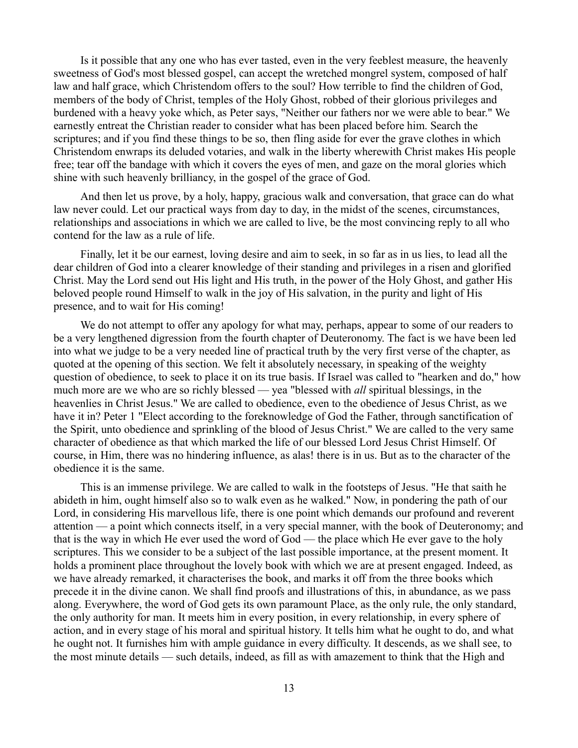Is it possible that any one who has ever tasted, even in the very feeblest measure, the heavenly sweetness of God's most blessed gospel, can accept the wretched mongrel system, composed of half law and half grace, which Christendom offers to the soul? How terrible to find the children of God, members of the body of Christ, temples of the Holy Ghost, robbed of their glorious privileges and burdened with a heavy yoke which, as Peter says, "Neither our fathers nor we were able to bear." We earnestly entreat the Christian reader to consider what has been placed before him. Search the scriptures; and if you find these things to be so, then fling aside for ever the grave clothes in which Christendom enwraps its deluded votaries, and walk in the liberty wherewith Christ makes His people free; tear off the bandage with which it covers the eyes of men, and gaze on the moral glories which shine with such heavenly brilliancy, in the gospel of the grace of God.

And then let us prove, by a holy, happy, gracious walk and conversation, that grace can do what law never could. Let our practical ways from day to day, in the midst of the scenes, circumstances, relationships and associations in which we are called to live, be the most convincing reply to all who contend for the law as a rule of life.

Finally, let it be our earnest, loving desire and aim to seek, in so far as in us lies, to lead all the dear children of God into a clearer knowledge of their standing and privileges in a risen and glorified Christ. May the Lord send out His light and His truth, in the power of the Holy Ghost, and gather His beloved people round Himself to walk in the joy of His salvation, in the purity and light of His presence, and to wait for His coming!

We do not attempt to offer any apology for what may, perhaps, appear to some of our readers to be a very lengthened digression from the fourth chapter of Deuteronomy. The fact is we have been led into what we judge to be a very needed line of practical truth by the very first verse of the chapter, as quoted at the opening of this section. We felt it absolutely necessary, in speaking of the weighty question of obedience, to seek to place it on its true basis. If Israel was called to "hearken and do," how much more are we who are so richly blessed — yea "blessed with *all* spiritual blessings, in the heavenlies in Christ Jesus." We are called to obedience, even to the obedience of Jesus Christ, as we have it in? Peter 1 "Elect according to the foreknowledge of God the Father, through sanctification of the Spirit, unto obedience and sprinkling of the blood of Jesus Christ." We are called to the very same character of obedience as that which marked the life of our blessed Lord Jesus Christ Himself. Of course, in Him, there was no hindering influence, as alas! there is in us. But as to the character of the obedience it is the same.

This is an immense privilege. We are called to walk in the footsteps of Jesus. "He that saith he abideth in him, ought himself also so to walk even as he walked." Now, in pondering the path of our Lord, in considering His marvellous life, there is one point which demands our profound and reverent attention — a point which connects itself, in a very special manner, with the book of Deuteronomy; and that is the way in which He ever used the word of God — the place which He ever gave to the holy scriptures. This we consider to be a subject of the last possible importance, at the present moment. It holds a prominent place throughout the lovely book with which we are at present engaged. Indeed, as we have already remarked, it characterises the book, and marks it off from the three books which precede it in the divine canon. We shall find proofs and illustrations of this, in abundance, as we pass along. Everywhere, the word of God gets its own paramount Place, as the only rule, the only standard, the only authority for man. It meets him in every position, in every relationship, in every sphere of action, and in every stage of his moral and spiritual history. It tells him what he ought to do, and what he ought not. It furnishes him with ample guidance in every difficulty. It descends, as we shall see, to the most minute details — such details, indeed, as fill as with amazement to think that the High and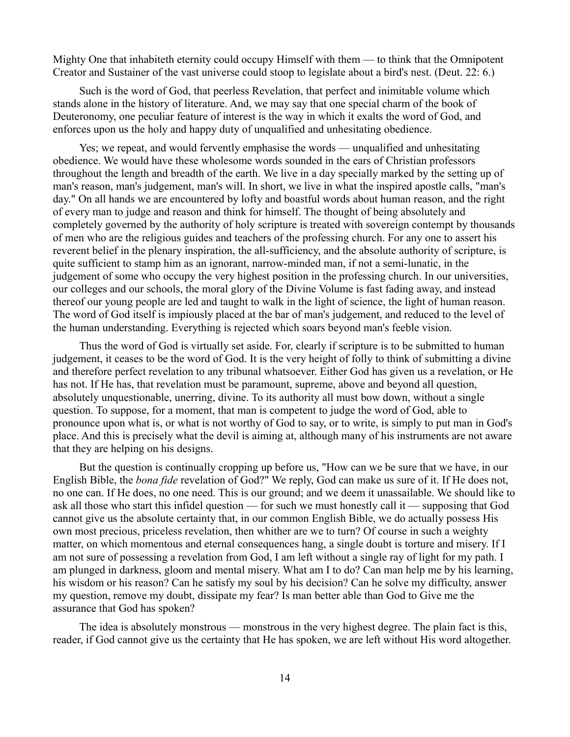Mighty One that inhabiteth eternity could occupy Himself with them — to think that the Omnipotent Creator and Sustainer of the vast universe could stoop to legislate about a bird's nest. (Deut. 22: 6.)

Such is the word of God, that peerless Revelation, that perfect and inimitable volume which stands alone in the history of literature. And, we may say that one special charm of the book of Deuteronomy, one peculiar feature of interest is the way in which it exalts the word of God, and enforces upon us the holy and happy duty of unqualified and unhesitating obedience.

Yes; we repeat, and would fervently emphasise the words — unqualified and unhesitating obedience. We would have these wholesome words sounded in the ears of Christian professors throughout the length and breadth of the earth. We live in a day specially marked by the setting up of man's reason, man's judgement, man's will. In short, we live in what the inspired apostle calls, "man's day." On all hands we are encountered by lofty and boastful words about human reason, and the right of every man to judge and reason and think for himself. The thought of being absolutely and completely governed by the authority of holy scripture is treated with sovereign contempt by thousands of men who are the religious guides and teachers of the professing church. For any one to assert his reverent belief in the plenary inspiration, the all-sufficiency, and the absolute authority of scripture, is quite sufficient to stamp him as an ignorant, narrow-minded man, if not a semi-lunatic, in the judgement of some who occupy the very highest position in the professing church. In our universities, our colleges and our schools, the moral glory of the Divine Volume is fast fading away, and instead thereof our young people are led and taught to walk in the light of science, the light of human reason. The word of God itself is impiously placed at the bar of man's judgement, and reduced to the level of the human understanding. Everything is rejected which soars beyond man's feeble vision.

Thus the word of God is virtually set aside. For, clearly if scripture is to be submitted to human judgement, it ceases to be the word of God. It is the very height of folly to think of submitting a divine and therefore perfect revelation to any tribunal whatsoever. Either God has given us a revelation, or He has not. If He has, that revelation must be paramount, supreme, above and beyond all question, absolutely unquestionable, unerring, divine. To its authority all must bow down, without a single question. To suppose, for a moment, that man is competent to judge the word of God, able to pronounce upon what is, or what is not worthy of God to say, or to write, is simply to put man in God's place. And this is precisely what the devil is aiming at, although many of his instruments are not aware that they are helping on his designs.

But the question is continually cropping up before us, "How can we be sure that we have, in our English Bible, the *bona fide* revelation of God?" We reply, God can make us sure of it. If He does not, no one can. If He does, no one need. This is our ground; and we deem it unassailable. We should like to ask all those who start this infidel question — for such we must honestly call it — supposing that God cannot give us the absolute certainty that, in our common English Bible, we do actually possess His own most precious, priceless revelation, then whither are we to turn? Of course in such a weighty matter, on which momentous and eternal consequences hang, a single doubt is torture and misery. If I am not sure of possessing a revelation from God, I am left without a single ray of light for my path. I am plunged in darkness, gloom and mental misery. What am I to do? Can man help me by his learning, his wisdom or his reason? Can he satisfy my soul by his decision? Can he solve my difficulty, answer my question, remove my doubt, dissipate my fear? Is man better able than God to Give me the assurance that God has spoken?

The idea is absolutely monstrous — monstrous in the very highest degree. The plain fact is this, reader, if God cannot give us the certainty that He has spoken, we are left without His word altogether.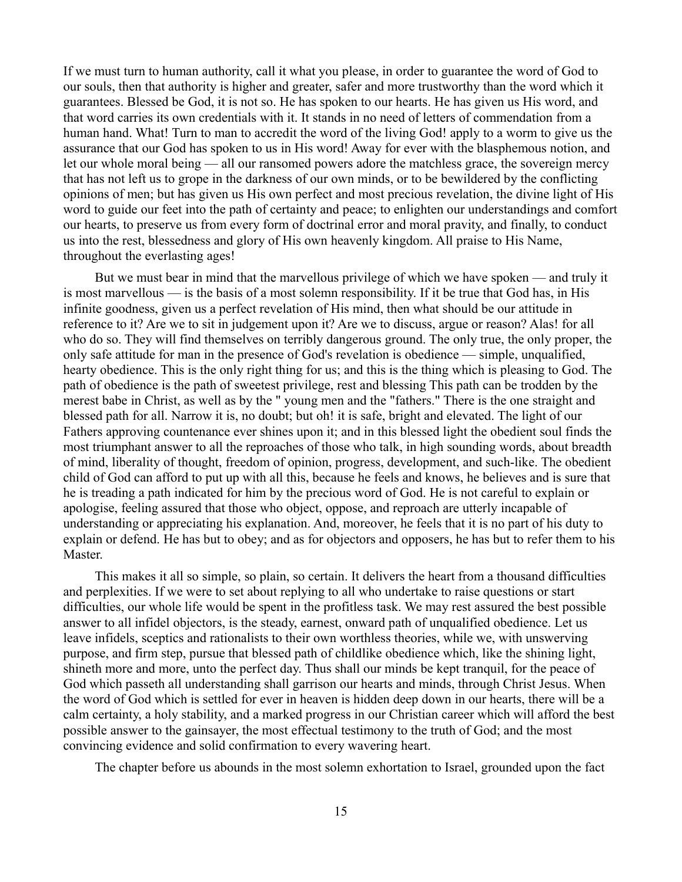If we must turn to human authority, call it what you please, in order to guarantee the word of God to our souls, then that authority is higher and greater, safer and more trustworthy than the word which it guarantees. Blessed be God, it is not so. He has spoken to our hearts. He has given us His word, and that word carries its own credentials with it. It stands in no need of letters of commendation from a human hand. What! Turn to man to accredit the word of the living God! apply to a worm to give us the assurance that our God has spoken to us in His word! Away for ever with the blasphemous notion, and let our whole moral being — all our ransomed powers adore the matchless grace, the sovereign mercy that has not left us to grope in the darkness of our own minds, or to be bewildered by the conflicting opinions of men; but has given us His own perfect and most precious revelation, the divine light of His word to guide our feet into the path of certainty and peace; to enlighten our understandings and comfort our hearts, to preserve us from every form of doctrinal error and moral pravity, and finally, to conduct us into the rest, blessedness and glory of His own heavenly kingdom. All praise to His Name, throughout the everlasting ages!

But we must bear in mind that the marvellous privilege of which we have spoken — and truly it is most marvellous — is the basis of a most solemn responsibility. If it be true that God has, in His infinite goodness, given us a perfect revelation of His mind, then what should be our attitude in reference to it? Are we to sit in judgement upon it? Are we to discuss, argue or reason? Alas! for all who do so. They will find themselves on terribly dangerous ground. The only true, the only proper, the only safe attitude for man in the presence of God's revelation is obedience — simple, unqualified, hearty obedience. This is the only right thing for us; and this is the thing which is pleasing to God. The path of obedience is the path of sweetest privilege, rest and blessing This path can be trodden by the merest babe in Christ, as well as by the " young men and the "fathers." There is the one straight and blessed path for all. Narrow it is, no doubt; but oh! it is safe, bright and elevated. The light of our Fathers approving countenance ever shines upon it; and in this blessed light the obedient soul finds the most triumphant answer to all the reproaches of those who talk, in high sounding words, about breadth of mind, liberality of thought, freedom of opinion, progress, development, and such-like. The obedient child of God can afford to put up with all this, because he feels and knows, he believes and is sure that he is treading a path indicated for him by the precious word of God. He is not careful to explain or apologise, feeling assured that those who object, oppose, and reproach are utterly incapable of understanding or appreciating his explanation. And, moreover, he feels that it is no part of his duty to explain or defend. He has but to obey; and as for objectors and opposers, he has but to refer them to his Master.

This makes it all so simple, so plain, so certain. It delivers the heart from a thousand difficulties and perplexities. If we were to set about replying to all who undertake to raise questions or start difficulties, our whole life would be spent in the profitless task. We may rest assured the best possible answer to all infidel objectors, is the steady, earnest, onward path of unqualified obedience. Let us leave infidels, sceptics and rationalists to their own worthless theories, while we, with unswerving purpose, and firm step, pursue that blessed path of childlike obedience which, like the shining light, shineth more and more, unto the perfect day. Thus shall our minds be kept tranquil, for the peace of God which passeth all understanding shall garrison our hearts and minds, through Christ Jesus. When the word of God which is settled for ever in heaven is hidden deep down in our hearts, there will be a calm certainty, a holy stability, and a marked progress in our Christian career which will afford the best possible answer to the gainsayer, the most effectual testimony to the truth of God; and the most convincing evidence and solid confirmation to every wavering heart.

The chapter before us abounds in the most solemn exhortation to Israel, grounded upon the fact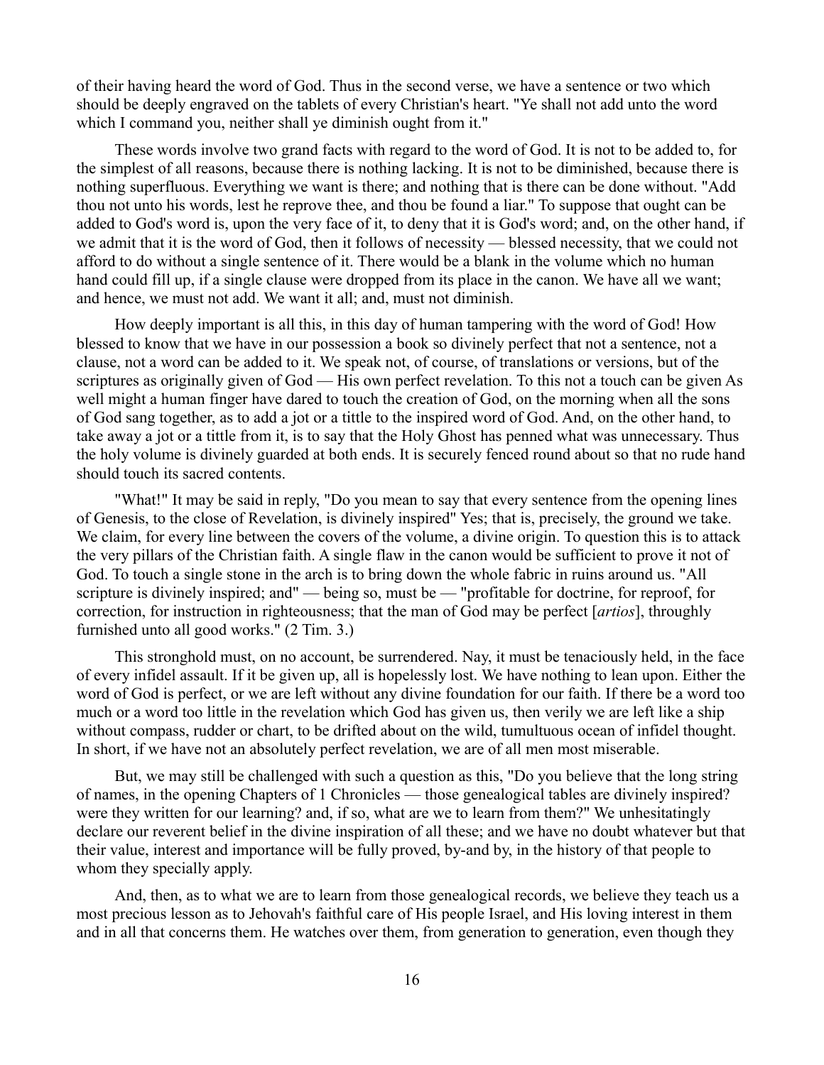of their having heard the word of God. Thus in the second verse, we have a sentence or two which should be deeply engraved on the tablets of every Christian's heart. "Ye shall not add unto the word which I command you, neither shall ye diminish ought from it."

These words involve two grand facts with regard to the word of God. It is not to be added to, for the simplest of all reasons, because there is nothing lacking. It is not to be diminished, because there is nothing superfluous. Everything we want is there; and nothing that is there can be done without. "Add thou not unto his words, lest he reprove thee, and thou be found a liar." To suppose that ought can be added to God's word is, upon the very face of it, to deny that it is God's word; and, on the other hand, if we admit that it is the word of God, then it follows of necessity — blessed necessity, that we could not afford to do without a single sentence of it. There would be a blank in the volume which no human hand could fill up, if a single clause were dropped from its place in the canon. We have all we want; and hence, we must not add. We want it all; and, must not diminish.

How deeply important is all this, in this day of human tampering with the word of God! How blessed to know that we have in our possession a book so divinely perfect that not a sentence, not a clause, not a word can be added to it. We speak not, of course, of translations or versions, but of the scriptures as originally given of God — His own perfect revelation. To this not a touch can be given As well might a human finger have dared to touch the creation of God, on the morning when all the sons of God sang together, as to add a jot or a tittle to the inspired word of God. And, on the other hand, to take away a jot or a tittle from it, is to say that the Holy Ghost has penned what was unnecessary. Thus the holy volume is divinely guarded at both ends. It is securely fenced round about so that no rude hand should touch its sacred contents.

"What!" It may be said in reply, "Do you mean to say that every sentence from the opening lines of Genesis, to the close of Revelation, is divinely inspired" Yes; that is, precisely, the ground we take. We claim, for every line between the covers of the volume, a divine origin. To question this is to attack the very pillars of the Christian faith. A single flaw in the canon would be sufficient to prove it not of God. To touch a single stone in the arch is to bring down the whole fabric in ruins around us. "All scripture is divinely inspired; and" — being so, must be — "profitable for doctrine, for reproof, for correction, for instruction in righteousness; that the man of God may be perfect [*artios*], throughly furnished unto all good works." (2 Tim. 3.)

This stronghold must, on no account, be surrendered. Nay, it must be tenaciously held, in the face of every infidel assault. If it be given up, all is hopelessly lost. We have nothing to lean upon. Either the word of God is perfect, or we are left without any divine foundation for our faith. If there be a word too much or a word too little in the revelation which God has given us, then verily we are left like a ship without compass, rudder or chart, to be drifted about on the wild, tumultuous ocean of infidel thought. In short, if we have not an absolutely perfect revelation, we are of all men most miserable.

But, we may still be challenged with such a question as this, "Do you believe that the long string of names, in the opening Chapters of 1 Chronicles — those genealogical tables are divinely inspired? were they written for our learning? and, if so, what are we to learn from them?" We unhesitatingly declare our reverent belief in the divine inspiration of all these; and we have no doubt whatever but that their value, interest and importance will be fully proved, by-and by, in the history of that people to whom they specially apply.

And, then, as to what we are to learn from those genealogical records, we believe they teach us a most precious lesson as to Jehovah's faithful care of His people Israel, and His loving interest in them and in all that concerns them. He watches over them, from generation to generation, even though they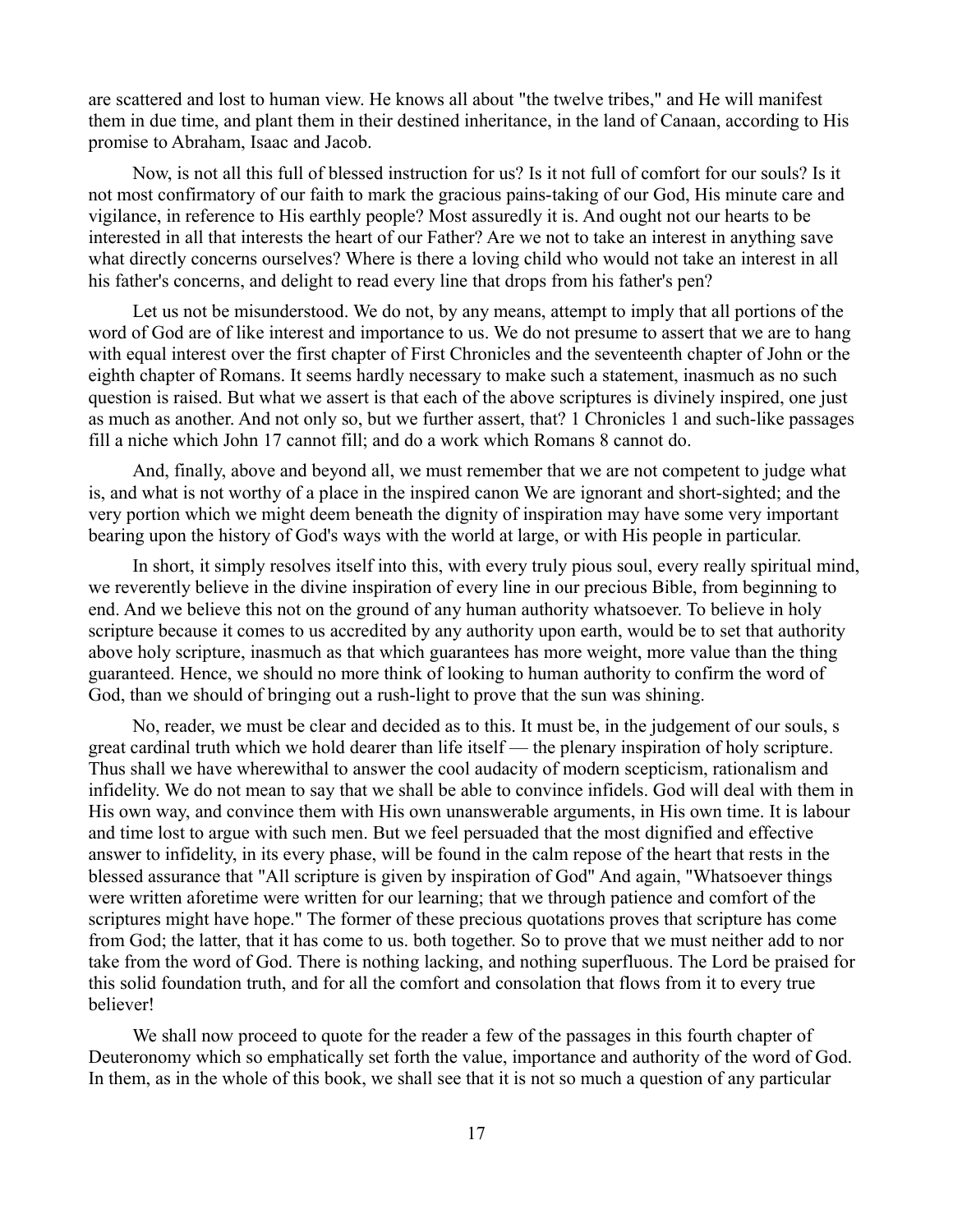are scattered and lost to human view. He knows all about "the twelve tribes," and He will manifest them in due time, and plant them in their destined inheritance, in the land of Canaan, according to His promise to Abraham, Isaac and Jacob.

Now, is not all this full of blessed instruction for us? Is it not full of comfort for our souls? Is it not most confirmatory of our faith to mark the gracious pains-taking of our God, His minute care and vigilance, in reference to His earthly people? Most assuredly it is. And ought not our hearts to be interested in all that interests the heart of our Father? Are we not to take an interest in anything save what directly concerns ourselves? Where is there a loving child who would not take an interest in all his father's concerns, and delight to read every line that drops from his father's pen?

Let us not be misunderstood. We do not, by any means, attempt to imply that all portions of the word of God are of like interest and importance to us. We do not presume to assert that we are to hang with equal interest over the first chapter of First Chronicles and the seventeenth chapter of John or the eighth chapter of Romans. It seems hardly necessary to make such a statement, inasmuch as no such question is raised. But what we assert is that each of the above scriptures is divinely inspired, one just as much as another. And not only so, but we further assert, that? 1 Chronicles 1 and such-like passages fill a niche which John 17 cannot fill; and do a work which Romans 8 cannot do.

And, finally, above and beyond all, we must remember that we are not competent to judge what is, and what is not worthy of a place in the inspired canon We are ignorant and short-sighted; and the very portion which we might deem beneath the dignity of inspiration may have some very important bearing upon the history of God's ways with the world at large, or with His people in particular.

In short, it simply resolves itself into this, with every truly pious soul, every really spiritual mind, we reverently believe in the divine inspiration of every line in our precious Bible, from beginning to end. And we believe this not on the ground of any human authority whatsoever. To believe in holy scripture because it comes to us accredited by any authority upon earth, would be to set that authority above holy scripture, inasmuch as that which guarantees has more weight, more value than the thing guaranteed. Hence, we should no more think of looking to human authority to confirm the word of God, than we should of bringing out a rush-light to prove that the sun was shining.

No, reader, we must be clear and decided as to this. It must be, in the judgement of our souls, s great cardinal truth which we hold dearer than life itself — the plenary inspiration of holy scripture. Thus shall we have wherewithal to answer the cool audacity of modern scepticism, rationalism and infidelity. We do not mean to say that we shall be able to convince infidels. God will deal with them in His own way, and convince them with His own unanswerable arguments, in His own time. It is labour and time lost to argue with such men. But we feel persuaded that the most dignified and effective answer to infidelity, in its every phase, will be found in the calm repose of the heart that rests in the blessed assurance that "All scripture is given by inspiration of God" And again, "Whatsoever things were written aforetime were written for our learning; that we through patience and comfort of the scriptures might have hope." The former of these precious quotations proves that scripture has come from God; the latter, that it has come to us. both together. So to prove that we must neither add to nor take from the word of God. There is nothing lacking, and nothing superfluous. The Lord be praised for this solid foundation truth, and for all the comfort and consolation that flows from it to every true believer!

We shall now proceed to quote for the reader a few of the passages in this fourth chapter of Deuteronomy which so emphatically set forth the value, importance and authority of the word of God. In them, as in the whole of this book, we shall see that it is not so much a question of any particular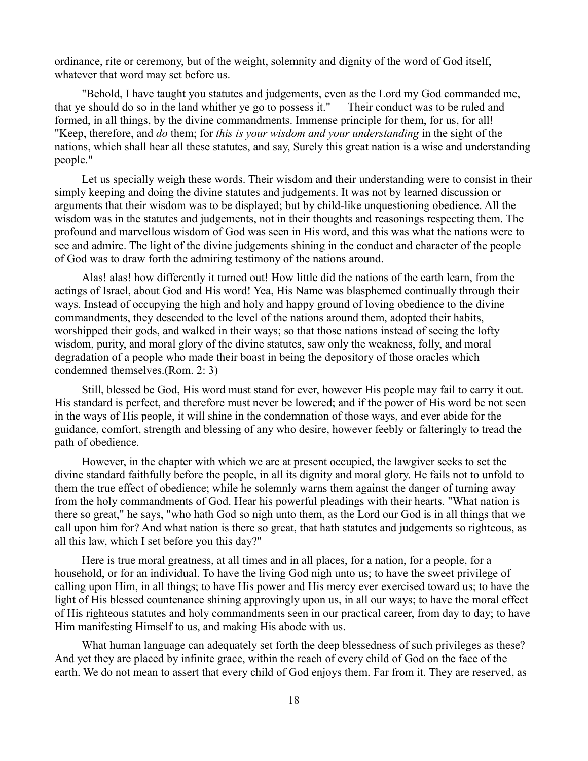ordinance, rite or ceremony, but of the weight, solemnity and dignity of the word of God itself, whatever that word may set before us.

"Behold, I have taught you statutes and judgements, even as the Lord my God commanded me, that ye should do so in the land whither ye go to possess it." — Their conduct was to be ruled and formed, in all things, by the divine commandments. Immense principle for them, for us, for all! — "Keep, therefore, and *do* them; for *this is your wisdom and your understanding* in the sight of the nations, which shall hear all these statutes, and say, Surely this great nation is a wise and understanding people."

Let us specially weigh these words. Their wisdom and their understanding were to consist in their simply keeping and doing the divine statutes and judgements. It was not by learned discussion or arguments that their wisdom was to be displayed; but by child-like unquestioning obedience. All the wisdom was in the statutes and judgements, not in their thoughts and reasonings respecting them. The profound and marvellous wisdom of God was seen in His word, and this was what the nations were to see and admire. The light of the divine judgements shining in the conduct and character of the people of God was to draw forth the admiring testimony of the nations around.

Alas! alas! how differently it turned out! How little did the nations of the earth learn, from the actings of Israel, about God and His word! Yea, His Name was blasphemed continually through their ways. Instead of occupying the high and holy and happy ground of loving obedience to the divine commandments, they descended to the level of the nations around them, adopted their habits, worshipped their gods, and walked in their ways; so that those nations instead of seeing the lofty wisdom, purity, and moral glory of the divine statutes, saw only the weakness, folly, and moral degradation of a people who made their boast in being the depository of those oracles which condemned themselves.(Rom. 2: 3)

Still, blessed be God, His word must stand for ever, however His people may fail to carry it out. His standard is perfect, and therefore must never be lowered; and if the power of His word be not seen in the ways of His people, it will shine in the condemnation of those ways, and ever abide for the guidance, comfort, strength and blessing of any who desire, however feebly or falteringly to tread the path of obedience.

However, in the chapter with which we are at present occupied, the lawgiver seeks to set the divine standard faithfully before the people, in all its dignity and moral glory. He fails not to unfold to them the true effect of obedience; while he solemnly warns them against the danger of turning away from the holy commandments of God. Hear his powerful pleadings with their hearts. "What nation is there so great," he says, "who hath God so nigh unto them, as the Lord our God is in all things that we call upon him for? And what nation is there so great, that hath statutes and judgements so righteous, as all this law, which I set before you this day?"

Here is true moral greatness, at all times and in all places, for a nation, for a people, for a household, or for an individual. To have the living God nigh unto us; to have the sweet privilege of calling upon Him, in all things; to have His power and His mercy ever exercised toward us; to have the light of His blessed countenance shining approvingly upon us, in all our ways; to have the moral effect of His righteous statutes and holy commandments seen in our practical career, from day to day; to have Him manifesting Himself to us, and making His abode with us.

What human language can adequately set forth the deep blessedness of such privileges as these? And yet they are placed by infinite grace, within the reach of every child of God on the face of the earth. We do not mean to assert that every child of God enjoys them. Far from it. They are reserved, as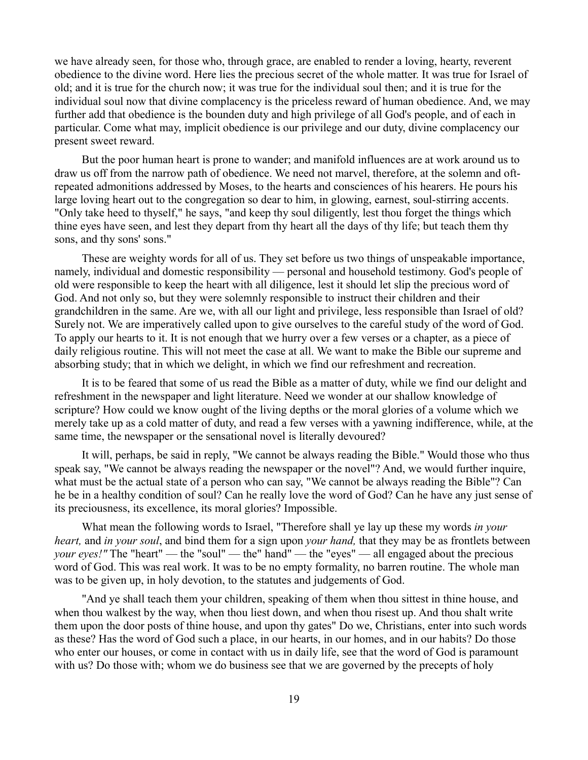we have already seen, for those who, through grace, are enabled to render a loving, hearty, reverent obedience to the divine word. Here lies the precious secret of the whole matter. It was true for Israel of old; and it is true for the church now; it was true for the individual soul then; and it is true for the individual soul now that divine complacency is the priceless reward of human obedience. And, we may further add that obedience is the bounden duty and high privilege of all God's people, and of each in particular. Come what may, implicit obedience is our privilege and our duty, divine complacency our present sweet reward.

But the poor human heart is prone to wander; and manifold influences are at work around us to draw us off from the narrow path of obedience. We need not marvel, therefore, at the solemn and oft-repeated admonitions addressed by Moses, to the hearts and consciences of his hearers. He pours his large loving heart out to the congregation so dear to him, in glowing, earnest, soul-stirring accents. "Only take heed to thyself," he says, "and keep thy soul diligently, lest thou forget the things which thine eyes have seen, and lest they depart from thy heart all the days of thy life; but teach them thy sons, and thy sons' sons."

These are weighty words for all of us. They set before us two things of unspeakable importance, namely, individual and domestic responsibility — personal and household testimony. God's people of old were responsible to keep the heart with all diligence, lest it should let slip the precious word of God. And not only so, but they were solemnly responsible to instruct their children and their grandchildren in the same. Are we, with all our light and privilege, less responsible than Israel of old? Surely not. We are imperatively called upon to give ourselves to the careful study of the word of God. To apply our hearts to it. It is not enough that we hurry over a few verses or a chapter, as a piece of daily religious routine. This will not meet the case at all. We want to make the Bible our supreme and absorbing study; that in which we delight, in which we find our refreshment and recreation.

It is to be feared that some of us read the Bible as a matter of duty, while we find our delight and refreshment in the newspaper and light literature. Need we wonder at our shallow knowledge of scripture? How could we know ought of the living depths or the moral glories of a volume which we merely take up as a cold matter of duty, and read a few verses with a yawning indifference, while, at the same time, the newspaper or the sensational novel is literally devoured?

It will, perhaps, be said in reply, "We cannot be always reading the Bible." Would those who thus speak say, "We cannot be always reading the newspaper or the novel"? And, we would further inquire, what must be the actual state of a person who can say, "We cannot be always reading the Bible"? Can he be in a healthy condition of soul? Can he really love the word of God? Can he have any just sense of its preciousness, its excellence, its moral glories? Impossible.

What mean the following words to Israel, "Therefore shall ye lay up these my words *in your heart,* and *in your soul*, and bind them for a sign upon *your hand,* that they may be as frontlets between *your eyes!"* The "heart" — the "soul" — the" hand" — the "eyes" — all engaged about the precious word of God. This was real work. It was to be no empty formality, no barren routine. The whole man was to be given up, in holy devotion, to the statutes and judgements of God.

"And ye shall teach them your children, speaking of them when thou sittest in thine house, and when thou walkest by the way, when thou liest down, and when thou risest up. And thou shalt write them upon the door posts of thine house, and upon thy gates" Do we, Christians, enter into such words as these? Has the word of God such a place, in our hearts, in our homes, and in our habits? Do those who enter our houses, or come in contact with us in daily life, see that the word of God is paramount with us? Do those with; whom we do business see that we are governed by the precepts of holy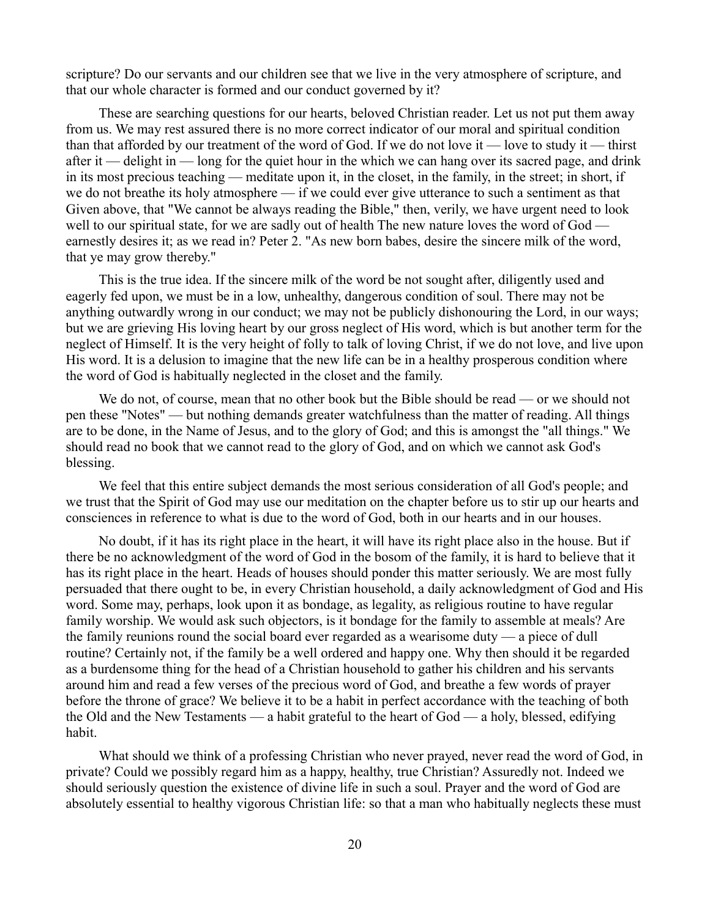scripture? Do our servants and our children see that we live in the very atmosphere of scripture, and that our whole character is formed and our conduct governed by it?

These are searching questions for our hearts, beloved Christian reader. Let us not put them away from us. We may rest assured there is no more correct indicator of our moral and spiritual condition than that afforded by our treatment of the word of God. If we do not love it — love to study it — thirst after it — delight in — long for the quiet hour in the which we can hang over its sacred page, and drink in its most precious teaching — meditate upon it, in the closet, in the family, in the street; in short, if we do not breathe its holy atmosphere — if we could ever give utterance to such a sentiment as that Given above, that "We cannot be always reading the Bible," then, verily, we have urgent need to look well to our spiritual state, for we are sadly out of health The new nature loves the word of God — earnestly desires it; as we read in? Peter 2. "As new born babes, desire the sincere milk of the word, that ye may grow thereby."

This is the true idea. If the sincere milk of the word be not sought after, diligently used and eagerly fed upon, we must be in a low, unhealthy, dangerous condition of soul. There may not be anything outwardly wrong in our conduct; we may not be publicly dishonouring the Lord, in our ways; but we are grieving His loving heart by our gross neglect of His word, which is but another term for the neglect of Himself. It is the very height of folly to talk of loving Christ, if we do not love, and live upon His word. It is a delusion to imagine that the new life can be in a healthy prosperous condition where the word of God is habitually neglected in the closet and the family.

We do not, of course, mean that no other book but the Bible should be read — or we should not pen these "Notes" — but nothing demands greater watchfulness than the matter of reading. All things are to be done, in the Name of Jesus, and to the glory of God; and this is amongst the "all things." We should read no book that we cannot read to the glory of God, and on which we cannot ask God's blessing.

We feel that this entire subject demands the most serious consideration of all God's people; and we trust that the Spirit of God may use our meditation on the chapter before us to stir up our hearts and consciences in reference to what is due to the word of God, both in our hearts and in our houses.

No doubt, if it has its right place in the heart, it will have its right place also in the house. But if there be no acknowledgment of the word of God in the bosom of the family, it is hard to believe that it has its right place in the heart. Heads of houses should ponder this matter seriously. We are most fully persuaded that there ought to be, in every Christian household, a daily acknowledgment of God and His word. Some may, perhaps, look upon it as bondage, as legality, as religious routine to have regular family worship. We would ask such objectors, is it bondage for the family to assemble at meals? Are the family reunions round the social board ever regarded as a wearisome duty — a piece of dull routine? Certainly not, if the family be a well ordered and happy one. Why then should it be regarded as a burdensome thing for the head of a Christian household to gather his children and his servants around him and read a few verses of the precious word of God, and breathe a few words of prayer before the throne of grace? We believe it to be a habit in perfect accordance with the teaching of both the Old and the New Testaments — a habit grateful to the heart of God — a holy, blessed, edifying habit.

What should we think of a professing Christian who never prayed, never read the word of God, in private? Could we possibly regard him as a happy, healthy, true Christian? Assuredly not. Indeed we should seriously question the existence of divine life in such a soul. Prayer and the word of God are absolutely essential to healthy vigorous Christian life: so that a man who habitually neglects these must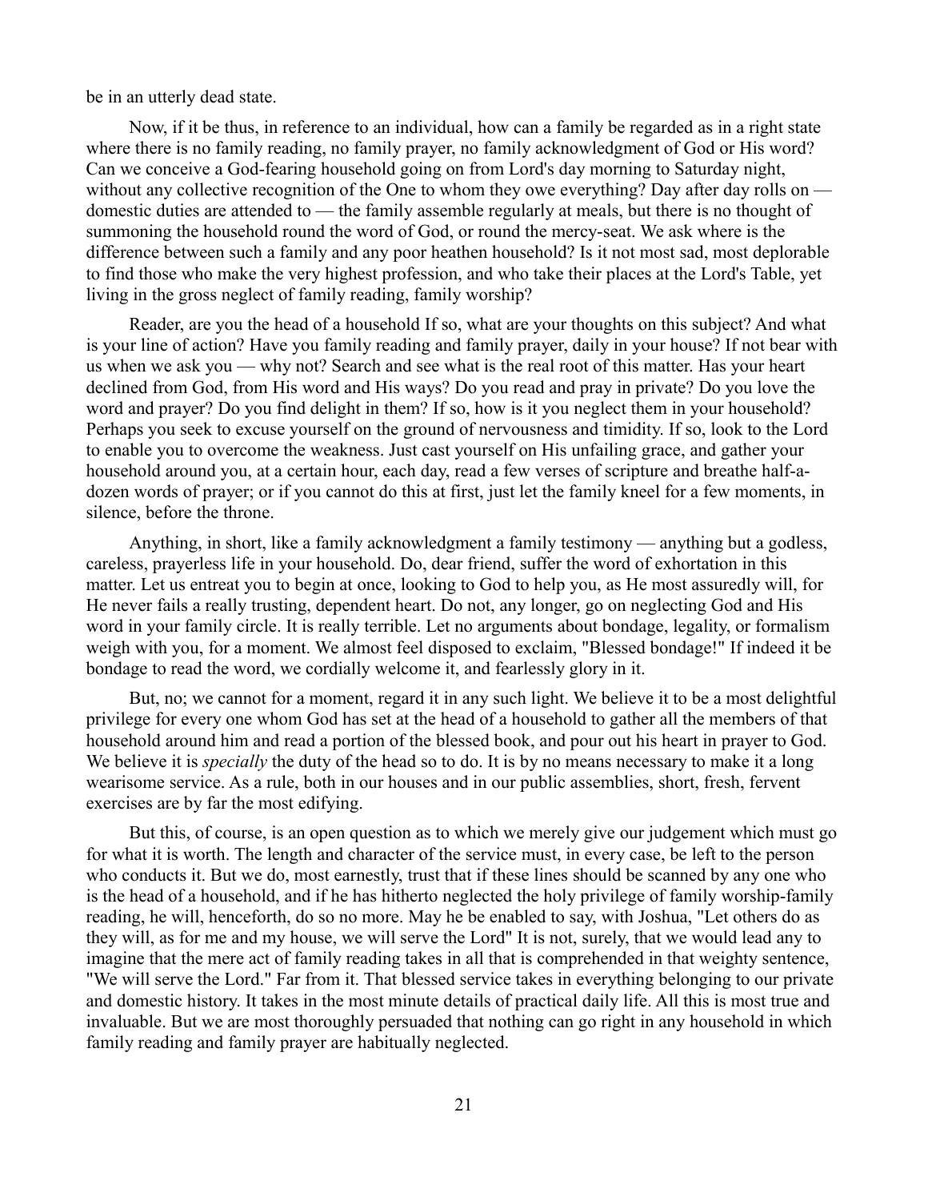be in an utterly dead state.

Now, if it be thus, in reference to an individual, how can a family be regarded as in a right state where there is no family reading, no family prayer, no family acknowledgment of God or His word? Can we conceive a God-fearing household going on from Lord's day morning to Saturday night, without any collective recognition of the One to whom they owe everything? Day after day rolls on — domestic duties are attended to — the family assemble regularly at meals, but there is no thought of summoning the household round the word of God, or round the mercy-seat. We ask where is the difference between such a family and any poor heathen household? Is it not most sad, most deplorable to find those who make the very highest profession, and who take their places at the Lord's Table, yet living in the gross neglect of family reading, family worship?

Reader, are you the head of a household If so, what are your thoughts on this subject? And what is your line of action? Have you family reading and family prayer, daily in your house? If not bear with us when we ask you — why not? Search and see what is the real root of this matter. Has your heart declined from God, from His word and His ways? Do you read and pray in private? Do you love the word and prayer? Do you find delight in them? If so, how is it you neglect them in your household? Perhaps you seek to excuse yourself on the ground of nervousness and timidity. If so, look to the Lord to enable you to overcome the weakness. Just cast yourself on His unfailing grace, and gather your household around you, at a certain hour, each day, read a few verses of scripture and breathe half-a-dozen words of prayer; or if you cannot do this at first, just let the family kneel for a few moments, in silence, before the throne.

Anything, in short, like a family acknowledgment a family testimony — anything but a godless, careless, prayerless life in your household. Do, dear friend, suffer the word of exhortation in this matter. Let us entreat you to begin at once, looking to God to help you, as He most assuredly will, for He never fails a really trusting, dependent heart. Do not, any longer, go on neglecting God and His word in your family circle. It is really terrible. Let no arguments about bondage, legality, or formalism weigh with you, for a moment. We almost feel disposed to exclaim, "Blessed bondage!" If indeed it be bondage to read the word, we cordially welcome it, and fearlessly glory in it.

But, no; we cannot for a moment, regard it in any such light. We believe it to be a most delightful privilege for every one whom God has set at the head of a household to gather all the members of that household around him and read a portion of the blessed book, and pour out his heart in prayer to God. We believe it is *specially* the duty of the head so to do. It is by no means necessary to make it a long wearisome service. As a rule, both in our houses and in our public assemblies, short, fresh, fervent exercises are by far the most edifying.

But this, of course, is an open question as to which we merely give our judgement which must go for what it is worth. The length and character of the service must, in every case, be left to the person who conducts it. But we do, most earnestly, trust that if these lines should be scanned by any one who is the head of a household, and if he has hitherto neglected the holy privilege of family worship-family reading, he will, henceforth, do so no more. May he be enabled to say, with Joshua, "Let others do as they will, as for me and my house, we will serve the Lord" It is not, surely, that we would lead any to imagine that the mere act of family reading takes in all that is comprehended in that weighty sentence, "We will serve the Lord." Far from it. That blessed service takes in everything belonging to our private and domestic history. It takes in the most minute details of practical daily life. All this is most true and invaluable. But we are most thoroughly persuaded that nothing can go right in any household in which family reading and family prayer are habitually neglected.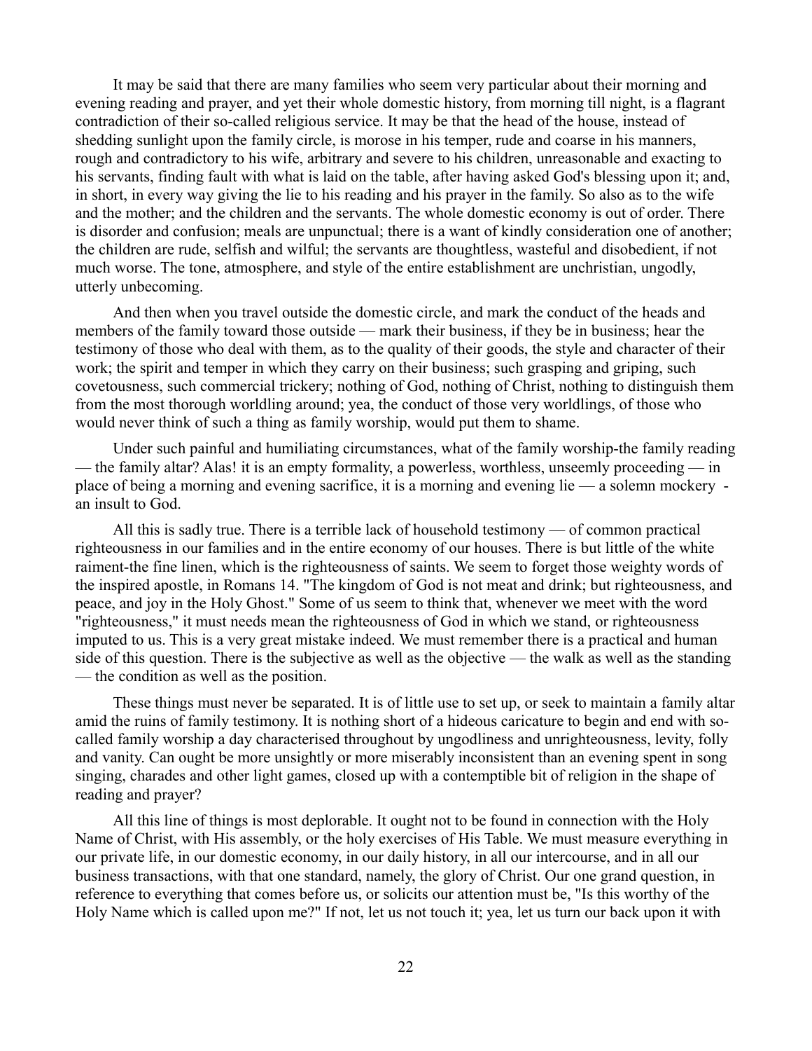It may be said that there are many families who seem very particular about their morning and evening reading and prayer, and yet their whole domestic history, from morning till night, is a flagrant contradiction of their so-called religious service. It may be that the head of the house, instead of shedding sunlight upon the family circle, is morose in his temper, rude and coarse in his manners, rough and contradictory to his wife, arbitrary and severe to his children, unreasonable and exacting to his servants, finding fault with what is laid on the table, after having asked God's blessing upon it; and, in short, in every way giving the lie to his reading and his prayer in the family. So also as to the wife and the mother; and the children and the servants. The whole domestic economy is out of order. There is disorder and confusion; meals are unpunctual; there is a want of kindly consideration one of another; the children are rude, selfish and wilful; the servants are thoughtless, wasteful and disobedient, if not much worse. The tone, atmosphere, and style of the entire establishment are unchristian, ungodly, utterly unbecoming.

And then when you travel outside the domestic circle, and mark the conduct of the heads and members of the family toward those outside — mark their business, if they be in business; hear the testimony of those who deal with them, as to the quality of their goods, the style and character of their work; the spirit and temper in which they carry on their business; such grasping and griping, such covetousness, such commercial trickery; nothing of God, nothing of Christ, nothing to distinguish them from the most thorough worldling around; yea, the conduct of those very worldlings, of those who would never think of such a thing as family worship, would put them to shame.

Under such painful and humiliating circumstances, what of the family worship-the family reading — the family altar? Alas! it is an empty formality, a powerless, worthless, unseemly proceeding — in place of being a morning and evening sacrifice, it is a morning and evening lie — a solemn mockery - an insult to God.

All this is sadly true. There is a terrible lack of household testimony — of common practical righteousness in our families and in the entire economy of our houses. There is but little of the white raiment-the fine linen, which is the righteousness of saints. We seem to forget those weighty words of the inspired apostle, in Romans 14. "The kingdom of God is not meat and drink; but righteousness, and peace, and joy in the Holy Ghost." Some of us seem to think that, whenever we meet with the word "righteousness," it must needs mean the righteousness of God in which we stand, or righteousness imputed to us. This is a very great mistake indeed. We must remember there is a practical and human side of this question. There is the subjective as well as the objective — the walk as well as the standing — the condition as well as the position.

These things must never be separated. It is of little use to set up, or seek to maintain a family altar amid the ruins of family testimony. It is nothing short of a hideous caricature to begin and end with so-called family worship a day characterised throughout by ungodliness and unrighteousness, levity, folly and vanity. Can ought be more unsightly or more miserably inconsistent than an evening spent in song singing, charades and other light games, closed up with a contemptible bit of religion in the shape of reading and prayer?

All this line of things is most deplorable. It ought not to be found in connection with the Holy Name of Christ, with His assembly, or the holy exercises of His Table. We must measure everything in our private life, in our domestic economy, in our daily history, in all our intercourse, and in all our business transactions, with that one standard, namely, the glory of Christ. Our one grand question, in reference to everything that comes before us, or solicits our attention must be, "Is this worthy of the Holy Name which is called upon me?" If not, let us not touch it; yea, let us turn our back upon it with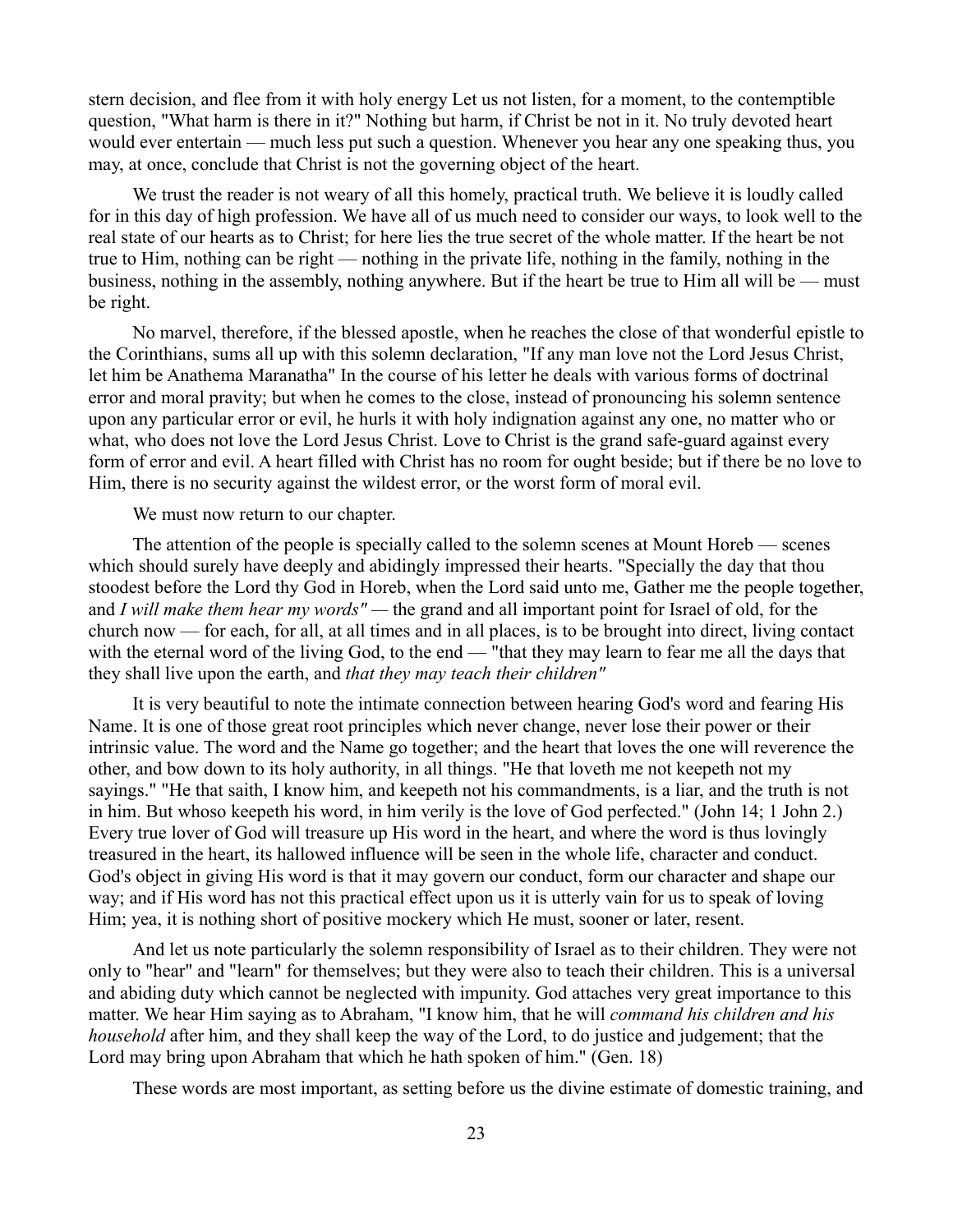stern decision, and flee from it with holy energy Let us not listen, for a moment, to the contemptible question, "What harm is there in it?" Nothing but harm, if Christ be not in it. No truly devoted heart would ever entertain — much less put such a question. Whenever you hear any one speaking thus, you may, at once, conclude that Christ is not the governing object of the heart.

We trust the reader is not weary of all this homely, practical truth. We believe it is loudly called for in this day of high profession. We have all of us much need to consider our ways, to look well to the real state of our hearts as to Christ; for here lies the true secret of the whole matter. If the heart be not true to Him, nothing can be right — nothing in the private life, nothing in the family, nothing in the business, nothing in the assembly, nothing anywhere. But if the heart be true to Him all will be — must be right.

No marvel, therefore, if the blessed apostle, when he reaches the close of that wonderful epistle to the Corinthians, sums all up with this solemn declaration, "If any man love not the Lord Jesus Christ, let him be Anathema Maranatha" In the course of his letter he deals with various forms of doctrinal error and moral pravity; but when he comes to the close, instead of pronouncing his solemn sentence upon any particular error or evil, he hurls it with holy indignation against any one, no matter who or what, who does not love the Lord Jesus Christ. Love to Christ is the grand safe-guard against every form of error and evil. A heart filled with Christ has no room for ought beside; but if there be no love to Him, there is no security against the wildest error, or the worst form of moral evil.

We must now return to our chapter.

The attention of the people is specially called to the solemn scenes at Mount Horeb — scenes which should surely have deeply and abidingly impressed their hearts. "Specially the day that thou stoodest before the Lord thy God in Horeb, when the Lord said unto me, Gather me the people together, and *I will make them hear my words"* — the grand and all important point for Israel of old, for the church now — for each, for all, at all times and in all places, is to be brought into direct, living contact with the eternal word of the living God, to the end — "that they may learn to fear me all the days that they shall live upon the earth, and *that they may teach their children"*

It is very beautiful to note the intimate connection between hearing God's word and fearing His Name. It is one of those great root principles which never change, never lose their power or their intrinsic value. The word and the Name go together; and the heart that loves the one will reverence the other, and bow down to its holy authority, in all things. "He that loveth me not keepeth not my sayings." "He that saith, I know him, and keepeth not his commandments, is a liar, and the truth is not in him. But whoso keepeth his word, in him verily is the love of God perfected." (John 14; 1 John 2.) Every true lover of God will treasure up His word in the heart, and where the word is thus lovingly treasured in the heart, its hallowed influence will be seen in the whole life, character and conduct. God's object in giving His word is that it may govern our conduct, form our character and shape our way; and if His word has not this practical effect upon us it is utterly vain for us to speak of loving Him; yea, it is nothing short of positive mockery which He must, sooner or later, resent.

And let us note particularly the solemn responsibility of Israel as to their children. They were not only to "hear" and "learn" for themselves; but they were also to teach their children. This is a universal and abiding duty which cannot be neglected with impunity. God attaches very great importance to this matter. We hear Him saying as to Abraham, "I know him, that he will *command his children and his household* after him, and they shall keep the way of the Lord, to do justice and judgement; that the Lord may bring upon Abraham that which he hath spoken of him." (Gen. 18)

These words are most important, as setting before us the divine estimate of domestic training, and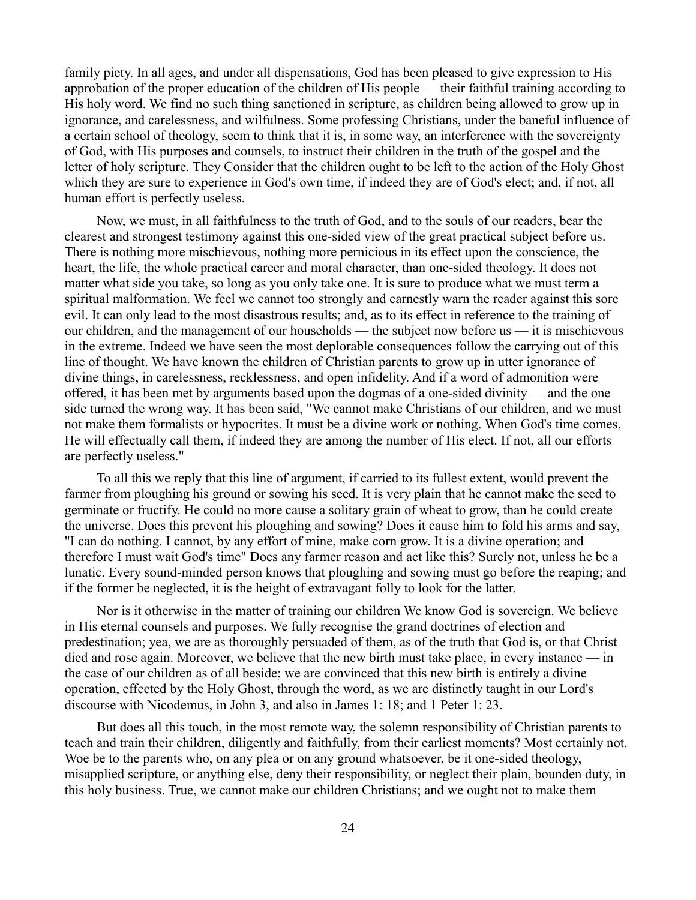family piety. In all ages, and under all dispensations, God has been pleased to give expression to His approbation of the proper education of the children of His people — their faithful training according to His holy word. We find no such thing sanctioned in scripture, as children being allowed to grow up in ignorance, and carelessness, and wilfulness. Some professing Christians, under the baneful influence of a certain school of theology, seem to think that it is, in some way, an interference with the sovereignty of God, with His purposes and counsels, to instruct their children in the truth of the gospel and the letter of holy scripture. They Consider that the children ought to be left to the action of the Holy Ghost which they are sure to experience in God's own time, if indeed they are of God's elect; and, if not, all human effort is perfectly useless.

Now, we must, in all faithfulness to the truth of God, and to the souls of our readers, bear the clearest and strongest testimony against this one-sided view of the great practical subject before us. There is nothing more mischievous, nothing more pernicious in its effect upon the conscience, the heart, the life, the whole practical career and moral character, than one-sided theology. It does not matter what side you take, so long as you only take one. It is sure to produce what we must term a spiritual malformation. We feel we cannot too strongly and earnestly warn the reader against this sore evil. It can only lead to the most disastrous results; and, as to its effect in reference to the training of our children, and the management of our households — the subject now before us — it is mischievous in the extreme. Indeed we have seen the most deplorable consequences follow the carrying out of this line of thought. We have known the children of Christian parents to grow up in utter ignorance of divine things, in carelessness, recklessness, and open infidelity. And if a word of admonition were offered, it has been met by arguments based upon the dogmas of a one-sided divinity — and the one side turned the wrong way. It has been said, "We cannot make Christians of our children, and we must not make them formalists or hypocrites. It must be a divine work or nothing. When God's time comes, He will effectually call them, if indeed they are among the number of His elect. If not, all our efforts are perfectly useless."

To all this we reply that this line of argument, if carried to its fullest extent, would prevent the farmer from ploughing his ground or sowing his seed. It is very plain that he cannot make the seed to germinate or fructify. He could no more cause a solitary grain of wheat to grow, than he could create the universe. Does this prevent his ploughing and sowing? Does it cause him to fold his arms and say, "I can do nothing. I cannot, by any effort of mine, make corn grow. It is a divine operation; and therefore I must wait God's time" Does any farmer reason and act like this? Surely not, unless he be a lunatic. Every sound-minded person knows that ploughing and sowing must go before the reaping; and if the former be neglected, it is the height of extravagant folly to look for the latter.

Nor is it otherwise in the matter of training our children We know God is sovereign. We believe in His eternal counsels and purposes. We fully recognise the grand doctrines of election and predestination; yea, we are as thoroughly persuaded of them, as of the truth that God is, or that Christ died and rose again. Moreover, we believe that the new birth must take place, in every instance — in the case of our children as of all beside; we are convinced that this new birth is entirely a divine operation, effected by the Holy Ghost, through the word, as we are distinctly taught in our Lord's discourse with Nicodemus, in John 3, and also in James 1: 18; and 1 Peter 1: 23.

But does all this touch, in the most remote way, the solemn responsibility of Christian parents to teach and train their children, diligently and faithfully, from their earliest moments? Most certainly not. Woe be to the parents who, on any plea or on any ground whatsoever, be it one-sided theology, misapplied scripture, or anything else, deny their responsibility, or neglect their plain, bounden duty, in this holy business. True, we cannot make our children Christians; and we ought not to make them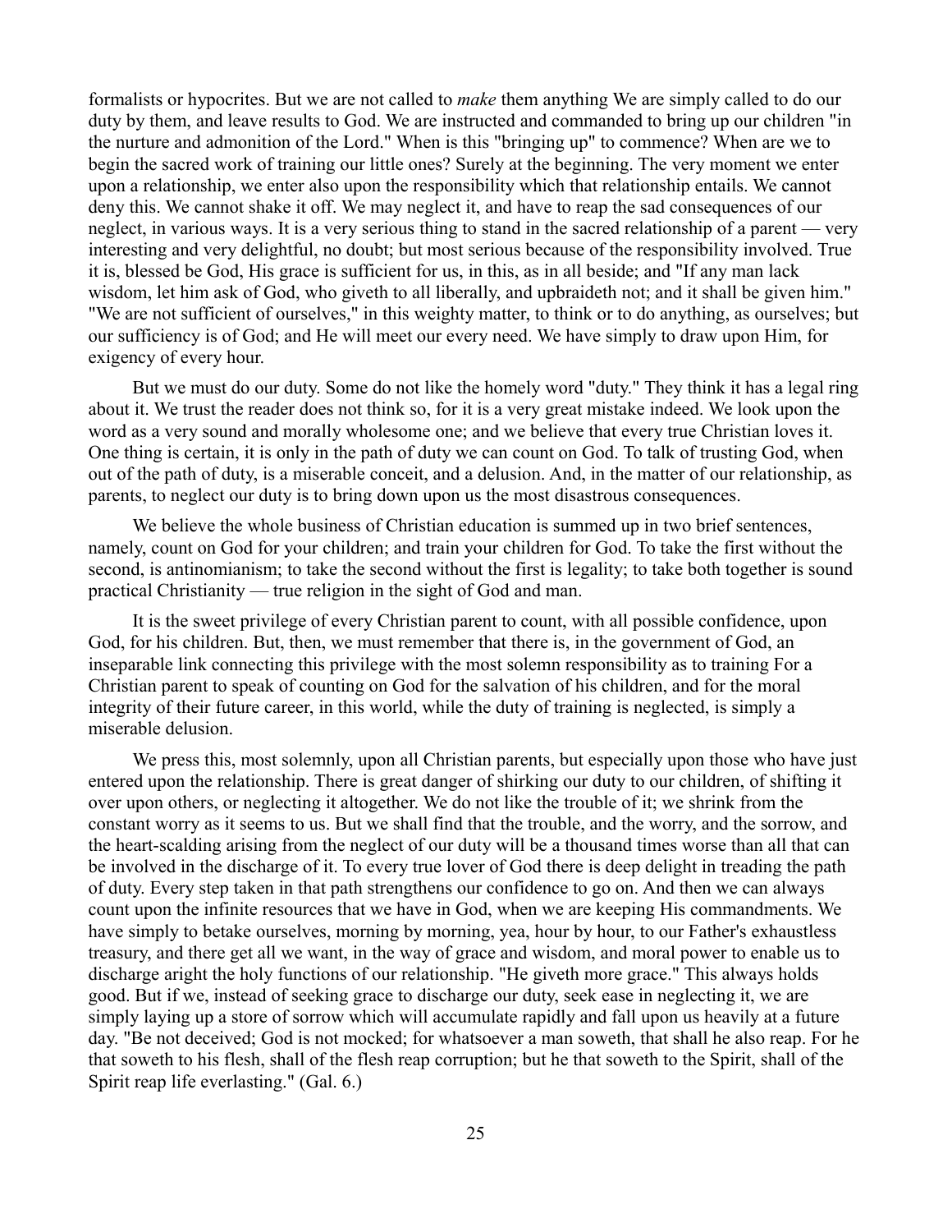formalists or hypocrites. But we are not called to *make* them anything We are simply called to do our duty by them, and leave results to God. We are instructed and commanded to bring up our children "in the nurture and admonition of the Lord." When is this "bringing up" to commence? When are we to begin the sacred work of training our little ones? Surely at the beginning. The very moment we enter upon a relationship, we enter also upon the responsibility which that relationship entails. We cannot deny this. We cannot shake it off. We may neglect it, and have to reap the sad consequences of our neglect, in various ways. It is a very serious thing to stand in the sacred relationship of a parent — very interesting and very delightful, no doubt; but most serious because of the responsibility involved. True it is, blessed be God, His grace is sufficient for us, in this, as in all beside; and "If any man lack wisdom, let him ask of God, who giveth to all liberally, and upbraideth not; and it shall be given him." "We are not sufficient of ourselves," in this weighty matter, to think or to do anything, as ourselves; but our sufficiency is of God; and He will meet our every need. We have simply to draw upon Him, for exigency of every hour.

But we must do our duty. Some do not like the homely word "duty." They think it has a legal ring about it. We trust the reader does not think so, for it is a very great mistake indeed. We look upon the word as a very sound and morally wholesome one; and we believe that every true Christian loves it. One thing is certain, it is only in the path of duty we can count on God. To talk of trusting God, when out of the path of duty, is a miserable conceit, and a delusion. And, in the matter of our relationship, as parents, to neglect our duty is to bring down upon us the most disastrous consequences.

We believe the whole business of Christian education is summed up in two brief sentences, namely, count on God for your children; and train your children for God. To take the first without the second, is antinomianism; to take the second without the first is legality; to take both together is sound practical Christianity — true religion in the sight of God and man.

It is the sweet privilege of every Christian parent to count, with all possible confidence, upon God, for his children. But, then, we must remember that there is, in the government of God, an inseparable link connecting this privilege with the most solemn responsibility as to training For a Christian parent to speak of counting on God for the salvation of his children, and for the moral integrity of their future career, in this world, while the duty of training is neglected, is simply a miserable delusion.

We press this, most solemnly, upon all Christian parents, but especially upon those who have just entered upon the relationship. There is great danger of shirking our duty to our children, of shifting it over upon others, or neglecting it altogether. We do not like the trouble of it; we shrink from the constant worry as it seems to us. But we shall find that the trouble, and the worry, and the sorrow, and the heart-scalding arising from the neglect of our duty will be a thousand times worse than all that can be involved in the discharge of it. To every true lover of God there is deep delight in treading the path of duty. Every step taken in that path strengthens our confidence to go on. And then we can always count upon the infinite resources that we have in God, when we are keeping His commandments. We have simply to betake ourselves, morning by morning, yea, hour by hour, to our Father's exhaustless treasury, and there get all we want, in the way of grace and wisdom, and moral power to enable us to discharge aright the holy functions of our relationship. "He giveth more grace." This always holds good. But if we, instead of seeking grace to discharge our duty, seek ease in neglecting it, we are simply laying up a store of sorrow which will accumulate rapidly and fall upon us heavily at a future day. "Be not deceived; God is not mocked; for whatsoever a man soweth, that shall he also reap. For he that soweth to his flesh, shall of the flesh reap corruption; but he that soweth to the Spirit, shall of the Spirit reap life everlasting." (Gal. 6.)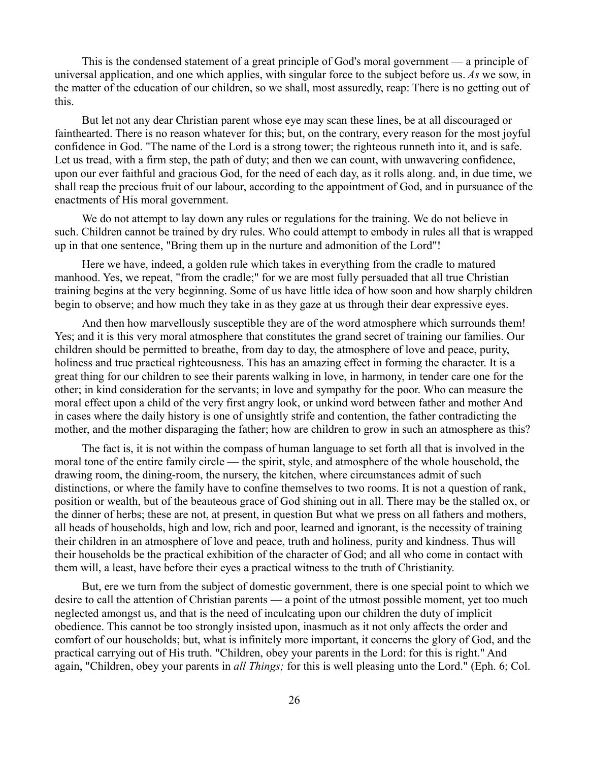This is the condensed statement of a great principle of God's moral government — a principle of universal application, and one which applies, with singular force to the subject before us. *As* we sow, in the matter of the education of our children, so we shall, most assuredly, reap: There is no getting out of this.

But let not any dear Christian parent whose eye may scan these lines, be at all discouraged or fainthearted. There is no reason whatever for this; but, on the contrary, every reason for the most joyful confidence in God. "The name of the Lord is a strong tower; the righteous runneth into it, and is safe. Let us tread, with a firm step, the path of duty; and then we can count, with unwavering confidence, upon our ever faithful and gracious God, for the need of each day, as it rolls along. and, in due time, we shall reap the precious fruit of our labour, according to the appointment of God, and in pursuance of the enactments of His moral government.

We do not attempt to lay down any rules or regulations for the training. We do not believe in such. Children cannot be trained by dry rules. Who could attempt to embody in rules all that is wrapped up in that one sentence, "Bring them up in the nurture and admonition of the Lord"!

Here we have, indeed, a golden rule which takes in everything from the cradle to matured manhood. Yes, we repeat, "from the cradle;" for we are most fully persuaded that all true Christian training begins at the very beginning. Some of us have little idea of how soon and how sharply children begin to observe; and how much they take in as they gaze at us through their dear expressive eyes.

And then how marvellously susceptible they are of the word atmosphere which surrounds them! Yes; and it is this very moral atmosphere that constitutes the grand secret of training our families. Our children should be permitted to breathe, from day to day, the atmosphere of love and peace, purity, holiness and true practical righteousness. This has an amazing effect in forming the character. It is a great thing for our children to see their parents walking in love, in harmony, in tender care one for the other; in kind consideration for the servants; in love and sympathy for the poor. Who can measure the moral effect upon a child of the very first angry look, or unkind word between father and mother And in cases where the daily history is one of unsightly strife and contention, the father contradicting the mother, and the mother disparaging the father; how are children to grow in such an atmosphere as this?

The fact is, it is not within the compass of human language to set forth all that is involved in the moral tone of the entire family circle — the spirit, style, and atmosphere of the whole household, the drawing room, the dining-room, the nursery, the kitchen, where circumstances admit of such distinctions, or where the family have to confine themselves to two rooms. It is not a question of rank, position or wealth, but of the beauteous grace of God shining out in all. There may be the stalled ox, or the dinner of herbs; these are not, at present, in question But what we press on all fathers and mothers, all heads of households, high and low, rich and poor, learned and ignorant, is the necessity of training their children in an atmosphere of love and peace, truth and holiness, purity and kindness. Thus will their households be the practical exhibition of the character of God; and all who come in contact with them will, a least, have before their eyes a practical witness to the truth of Christianity.

But, ere we turn from the subject of domestic government, there is one special point to which we desire to call the attention of Christian parents — a point of the utmost possible moment, yet too much neglected amongst us, and that is the need of inculcating upon our children the duty of implicit obedience. This cannot be too strongly insisted upon, inasmuch as it not only affects the order and comfort of our households; but, what is infinitely more important, it concerns the glory of God, and the practical carrying out of His truth. "Children, obey your parents in the Lord: for this is right." And again, "Children, obey your parents in *all Things;* for this is well pleasing unto the Lord." (Eph. 6; Col.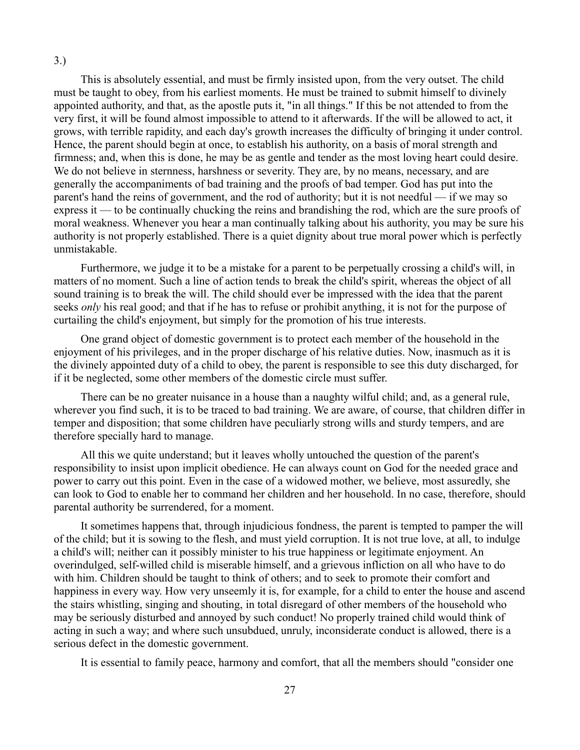3.)

This is absolutely essential, and must be firmly insisted upon, from the very outset. The child must be taught to obey, from his earliest moments. He must be trained to submit himself to divinely appointed authority, and that, as the apostle puts it, "in all things." If this be not attended to from the very first, it will be found almost impossible to attend to it afterwards. If the will be allowed to act, it grows, with terrible rapidity, and each day's growth increases the difficulty of bringing it under control. Hence, the parent should begin at once, to establish his authority, on a basis of moral strength and firmness; and, when this is done, he may be as gentle and tender as the most loving heart could desire. We do not believe in sternness, harshness or severity. They are, by no means, necessary, and are generally the accompaniments of bad training and the proofs of bad temper. God has put into the parent's hand the reins of government, and the rod of authority; but it is not needful — if we may so express it — to be continually chucking the reins and brandishing the rod, which are the sure proofs of moral weakness. Whenever you hear a man continually talking about his authority, you may be sure his authority is not properly established. There is a quiet dignity about true moral power which is perfectly unmistakable.

Furthermore, we judge it to be a mistake for a parent to be perpetually crossing a child's will, in matters of no moment. Such a line of action tends to break the child's spirit, whereas the object of all sound training is to break the will. The child should ever be impressed with the idea that the parent seeks *only* his real good; and that if he has to refuse or prohibit anything, it is not for the purpose of curtailing the child's enjoyment, but simply for the promotion of his true interests.

One grand object of domestic government is to protect each member of the household in the enjoyment of his privileges, and in the proper discharge of his relative duties. Now, inasmuch as it is the divinely appointed duty of a child to obey, the parent is responsible to see this duty discharged, for if it be neglected, some other members of the domestic circle must suffer.

There can be no greater nuisance in a house than a naughty wilful child; and, as a general rule, wherever you find such, it is to be traced to bad training. We are aware, of course, that children differ in temper and disposition; that some children have peculiarly strong wills and sturdy tempers, and are therefore specially hard to manage.

All this we quite understand; but it leaves wholly untouched the question of the parent's responsibility to insist upon implicit obedience. He can always count on God for the needed grace and power to carry out this point. Even in the case of a widowed mother, we believe, most assuredly, she can look to God to enable her to command her children and her household. In no case, therefore, should parental authority be surrendered, for a moment.

It sometimes happens that, through injudicious fondness, the parent is tempted to pamper the will of the child; but it is sowing to the flesh, and must yield corruption. It is not true love, at all, to indulge a child's will; neither can it possibly minister to his true happiness or legitimate enjoyment. An overindulged, self-willed child is miserable himself, and a grievous infliction on all who have to do with him. Children should be taught to think of others; and to seek to promote their comfort and happiness in every way. How very unseemly it is, for example, for a child to enter the house and ascend the stairs whistling, singing and shouting, in total disregard of other members of the household who may be seriously disturbed and annoyed by such conduct! No properly trained child would think of acting in such a way; and where such unsubdued, unruly, inconsiderate conduct is allowed, there is a serious defect in the domestic government.

It is essential to family peace, harmony and comfort, that all the members should "consider one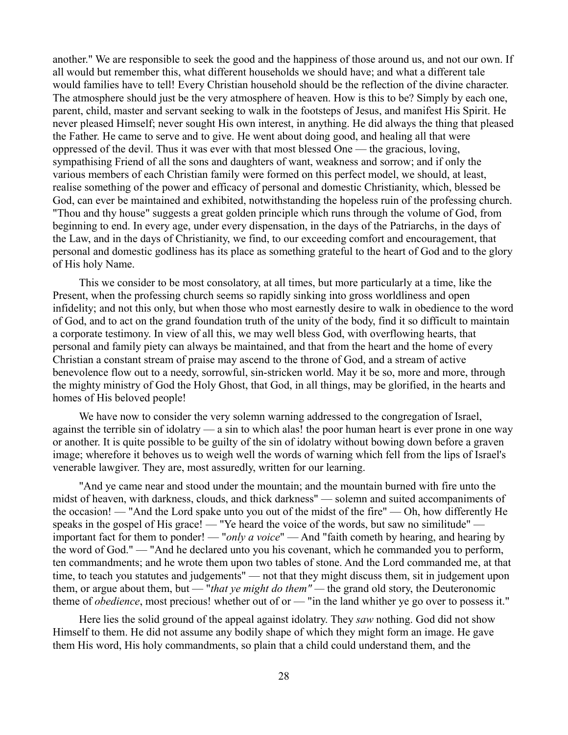another." We are responsible to seek the good and the happiness of those around us, and not our own. If all would but remember this, what different households we should have; and what a different tale would families have to tell! Every Christian household should be the reflection of the divine character. The atmosphere should just be the very atmosphere of heaven. How is this to be? Simply by each one, parent, child, master and servant seeking to walk in the footsteps of Jesus, and manifest His Spirit. He never pleased Himself; never sought His own interest, in anything. He did always the thing that pleased the Father. He came to serve and to give. He went about doing good, and healing all that were oppressed of the devil. Thus it was ever with that most blessed One — the gracious, loving, sympathising Friend of all the sons and daughters of want, weakness and sorrow; and if only the various members of each Christian family were formed on this perfect model, we should, at least, realise something of the power and efficacy of personal and domestic Christianity, which, blessed be God, can ever be maintained and exhibited, notwithstanding the hopeless ruin of the professing church. "Thou and thy house" suggests a great golden principle which runs through the volume of God, from beginning to end. In every age, under every dispensation, in the days of the Patriarchs, in the days of the Law, and in the days of Christianity, we find, to our exceeding comfort and encouragement, that personal and domestic godliness has its place as something grateful to the heart of God and to the glory of His holy Name.

This we consider to be most consolatory, at all times, but more particularly at a time, like the Present, when the professing church seems so rapidly sinking into gross worldliness and open infidelity; and not this only, but when those who most earnestly desire to walk in obedience to the word of God, and to act on the grand foundation truth of the unity of the body, find it so difficult to maintain a corporate testimony. In view of all this, we may well bless God, with overflowing hearts, that personal and family piety can always be maintained, and that from the heart and the home of every Christian a constant stream of praise may ascend to the throne of God, and a stream of active benevolence flow out to a needy, sorrowful, sin-stricken world. May it be so, more and more, through the mighty ministry of God the Holy Ghost, that God, in all things, may be glorified, in the hearts and homes of His beloved people!

We have now to consider the very solemn warning addressed to the congregation of Israel, against the terrible sin of idolatry — a sin to which alas! the poor human heart is ever prone in one way or another. It is quite possible to be guilty of the sin of idolatry without bowing down before a graven image; wherefore it behoves us to weigh well the words of warning which fell from the lips of Israel's venerable lawgiver. They are, most assuredly, written for our learning.

"And ye came near and stood under the mountain; and the mountain burned with fire unto the midst of heaven, with darkness, clouds, and thick darkness" — solemn and suited accompaniments of the occasion! — "And the Lord spake unto you out of the midst of the fire" — Oh, how differently He speaks in the gospel of His grace! — "Ye heard the voice of the words, but saw no similitude" — important fact for them to ponder! — "*only a voice*" — And "faith cometh by hearing, and hearing by the word of God." — "And he declared unto you his covenant, which he commanded you to perform, ten commandments; and he wrote them upon two tables of stone. And the Lord commanded me, at that time, to teach you statutes and judgements" — not that they might discuss them, sit in judgement upon them, or argue about them, but — "*that ye might do them"* — the grand old story, the Deuteronomic theme of *obedience*, most precious! whether out of or — "in the land whither ye go over to possess it."

Here lies the solid ground of the appeal against idolatry. They *saw* nothing. God did not show Himself to them. He did not assume any bodily shape of which they might form an image. He gave them His word, His holy commandments, so plain that a child could understand them, and the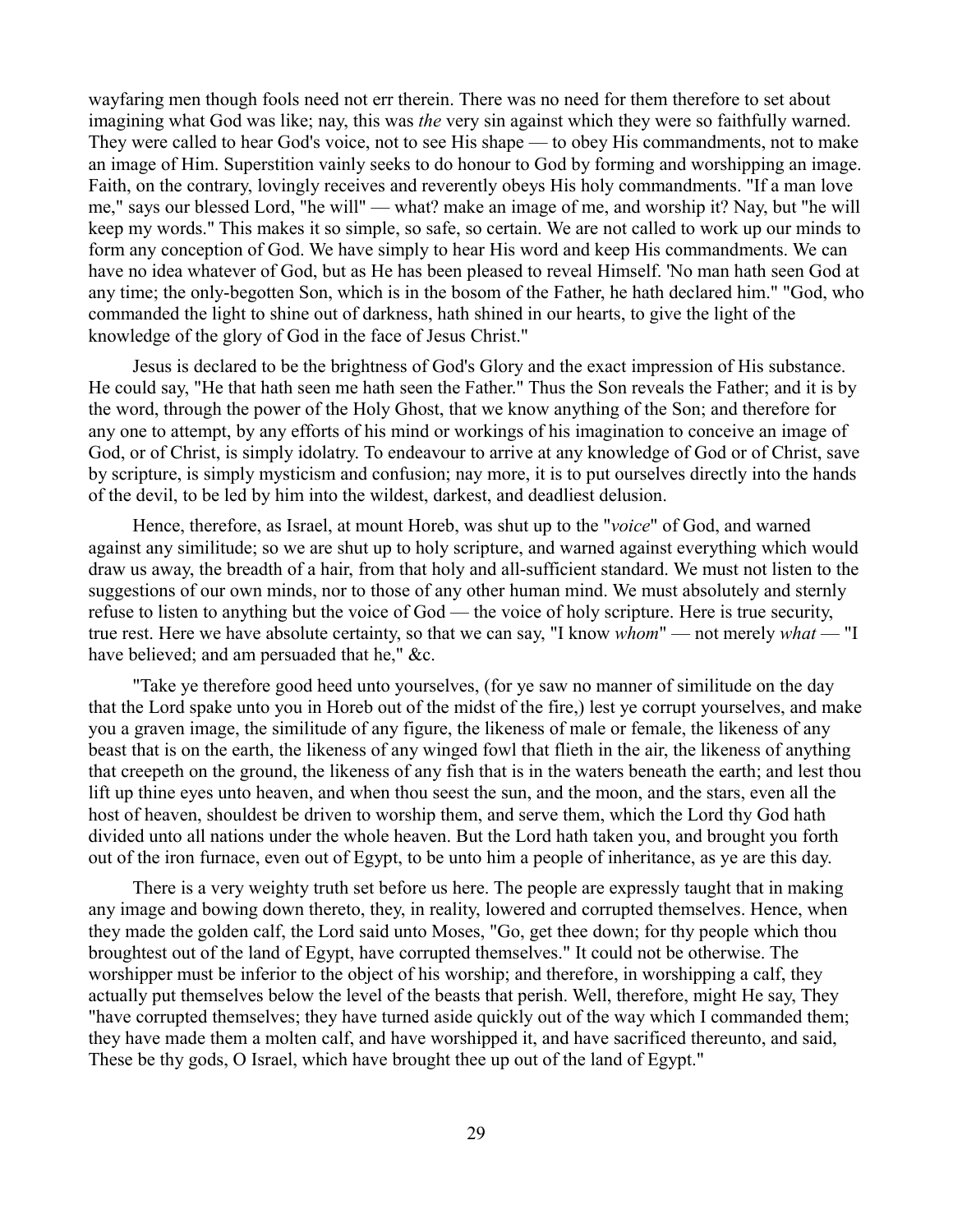wayfaring men though fools need not err therein. There was no need for them therefore to set about imagining what God was like; nay, this was *the* very sin against which they were so faithfully warned. They were called to hear God's voice, not to see His shape — to obey His commandments, not to make an image of Him. Superstition vainly seeks to do honour to God by forming and worshipping an image. Faith, on the contrary, lovingly receives and reverently obeys His holy commandments. "If a man love me," says our blessed Lord, "he will" — what? make an image of me, and worship it? Nay, but "he will keep my words." This makes it so simple, so safe, so certain. We are not called to work up our minds to form any conception of God. We have simply to hear His word and keep His commandments. We can have no idea whatever of God, but as He has been pleased to reveal Himself. 'No man hath seen God at any time; the only-begotten Son, which is in the bosom of the Father, he hath declared him." "God, who commanded the light to shine out of darkness, hath shined in our hearts, to give the light of the knowledge of the glory of God in the face of Jesus Christ."

Jesus is declared to be the brightness of God's Glory and the exact impression of His substance. He could say, "He that hath seen me hath seen the Father." Thus the Son reveals the Father; and it is by the word, through the power of the Holy Ghost, that we know anything of the Son; and therefore for any one to attempt, by any efforts of his mind or workings of his imagination to conceive an image of God, or of Christ, is simply idolatry. To endeavour to arrive at any knowledge of God or of Christ, save by scripture, is simply mysticism and confusion; nay more, it is to put ourselves directly into the hands of the devil, to be led by him into the wildest, darkest, and deadliest delusion.

Hence, therefore, as Israel, at mount Horeb, was shut up to the "*voice*" of God, and warned against any similitude; so we are shut up to holy scripture, and warned against everything which would draw us away, the breadth of a hair, from that holy and all-sufficient standard. We must not listen to the suggestions of our own minds, nor to those of any other human mind. We must absolutely and sternly refuse to listen to anything but the voice of God — the voice of holy scripture. Here is true security, true rest. Here we have absolute certainty, so that we can say, "I know *whom*" — not merely *what* — "I have believed; and am persuaded that he," &c.

"Take ye therefore good heed unto yourselves, (for ye saw no manner of similitude on the day that the Lord spake unto you in Horeb out of the midst of the fire,) lest ye corrupt yourselves, and make you a graven image, the similitude of any figure, the likeness of male or female, the likeness of any beast that is on the earth, the likeness of any winged fowl that flieth in the air, the likeness of anything that creepeth on the ground, the likeness of any fish that is in the waters beneath the earth; and lest thou lift up thine eyes unto heaven, and when thou seest the sun, and the moon, and the stars, even all the host of heaven, shouldest be driven to worship them, and serve them, which the Lord thy God hath divided unto all nations under the whole heaven. But the Lord hath taken you, and brought you forth out of the iron furnace, even out of Egypt, to be unto him a people of inheritance, as ye are this day.

There is a very weighty truth set before us here. The people are expressly taught that in making any image and bowing down thereto, they, in reality, lowered and corrupted themselves. Hence, when they made the golden calf, the Lord said unto Moses, "Go, get thee down; for thy people which thou broughtest out of the land of Egypt, have corrupted themselves." It could not be otherwise. The worshipper must be inferior to the object of his worship; and therefore, in worshipping a calf, they actually put themselves below the level of the beasts that perish. Well, therefore, might He say, They "have corrupted themselves; they have turned aside quickly out of the way which I commanded them; they have made them a molten calf, and have worshipped it, and have sacrificed thereunto, and said, These be thy gods, O Israel, which have brought thee up out of the land of Egypt."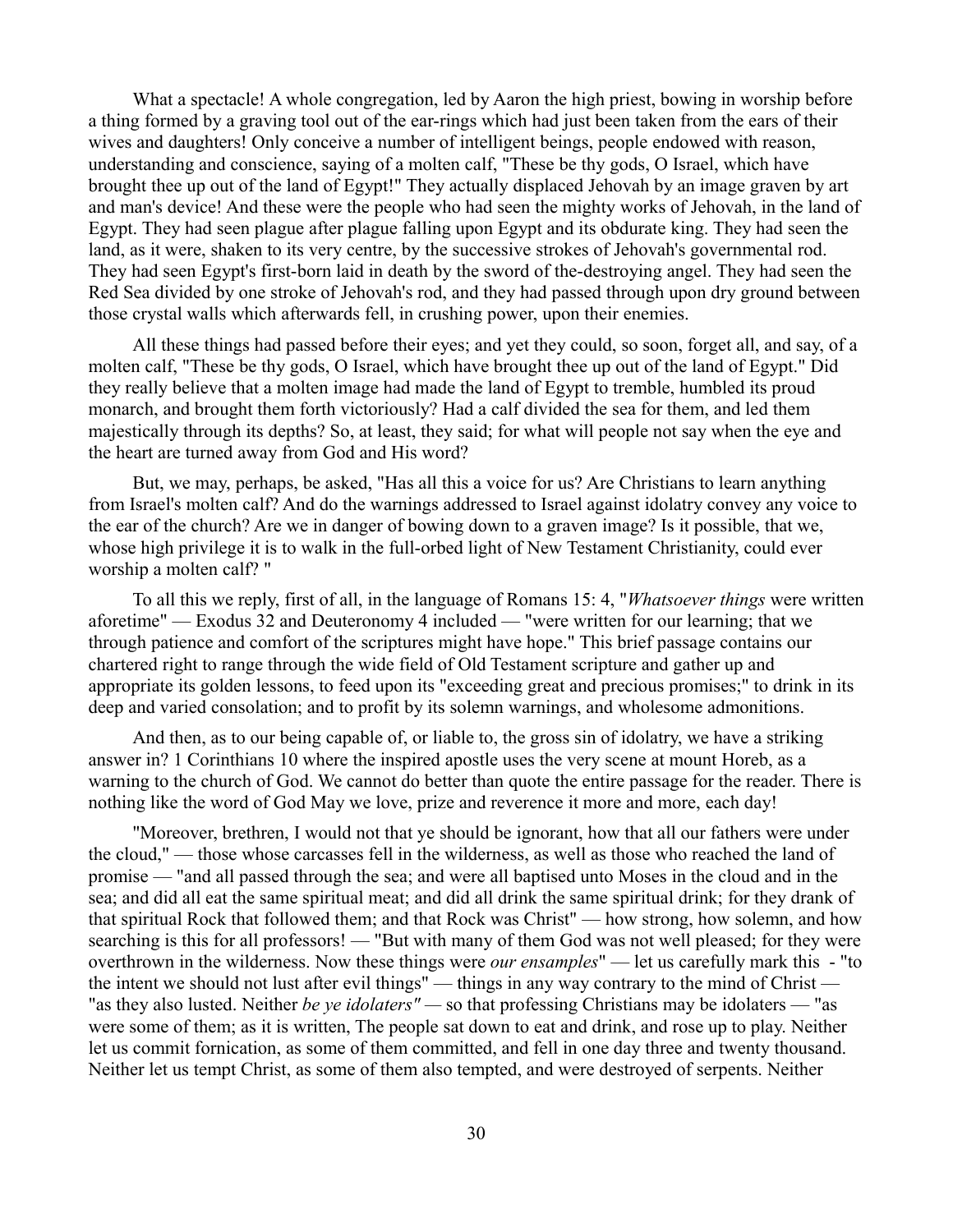What a spectacle! A whole congregation, led by Aaron the high priest, bowing in worship before a thing formed by a graving tool out of the ear-rings which had just been taken from the ears of their wives and daughters! Only conceive a number of intelligent beings, people endowed with reason, understanding and conscience, saying of a molten calf, "These be thy gods, O Israel, which have brought thee up out of the land of Egypt!" They actually displaced Jehovah by an image graven by art and man's device! And these were the people who had seen the mighty works of Jehovah, in the land of Egypt. They had seen plague after plague falling upon Egypt and its obdurate king. They had seen the land, as it were, shaken to its very centre, by the successive strokes of Jehovah's governmental rod. They had seen Egypt's first-born laid in death by the sword of the-destroying angel. They had seen the Red Sea divided by one stroke of Jehovah's rod, and they had passed through upon dry ground between those crystal walls which afterwards fell, in crushing power, upon their enemies.

All these things had passed before their eyes; and yet they could, so soon, forget all, and say, of a molten calf, "These be thy gods, O Israel, which have brought thee up out of the land of Egypt." Did they really believe that a molten image had made the land of Egypt to tremble, humbled its proud monarch, and brought them forth victoriously? Had a calf divided the sea for them, and led them majestically through its depths? So, at least, they said; for what will people not say when the eye and the heart are turned away from God and His word?

But, we may, perhaps, be asked, "Has all this a voice for us? Are Christians to learn anything from Israel's molten calf? And do the warnings addressed to Israel against idolatry convey any voice to the ear of the church? Are we in danger of bowing down to a graven image? Is it possible, that we, whose high privilege it is to walk in the full-orbed light of New Testament Christianity, could ever worship a molten calf? "

To all this we reply, first of all, in the language of Romans 15: 4, "*Whatsoever things* were written aforetime" — Exodus 32 and Deuteronomy 4 included — "were written for our learning; that we through patience and comfort of the scriptures might have hope." This brief passage contains our chartered right to range through the wide field of Old Testament scripture and gather up and appropriate its golden lessons, to feed upon its "exceeding great and precious promises;" to drink in its deep and varied consolation; and to profit by its solemn warnings, and wholesome admonitions.

And then, as to our being capable of, or liable to, the gross sin of idolatry, we have a striking answer in? 1 Corinthians 10 where the inspired apostle uses the very scene at mount Horeb, as a warning to the church of God. We cannot do better than quote the entire passage for the reader. There is nothing like the word of God May we love, prize and reverence it more and more, each day!

"Moreover, brethren, I would not that ye should be ignorant, how that all our fathers were under the cloud," — those whose carcasses fell in the wilderness, as well as those who reached the land of promise — "and all passed through the sea; and were all baptised unto Moses in the cloud and in the sea; and did all eat the same spiritual meat; and did all drink the same spiritual drink; for they drank of that spiritual Rock that followed them; and that Rock was Christ" — how strong, how solemn, and how searching is this for all professors! — "But with many of them God was not well pleased; for they were overthrown in the wilderness. Now these things were *our ensamples*" — let us carefully mark this - "to the intent we should not lust after evil things" — things in any way contrary to the mind of Christ — "as they also lusted. Neither *be ye idolaters"* — so that professing Christians may be idolaters — "as were some of them; as it is written, The people sat down to eat and drink, and rose up to play. Neither let us commit fornication, as some of them committed, and fell in one day three and twenty thousand. Neither let us tempt Christ, as some of them also tempted, and were destroyed of serpents. Neither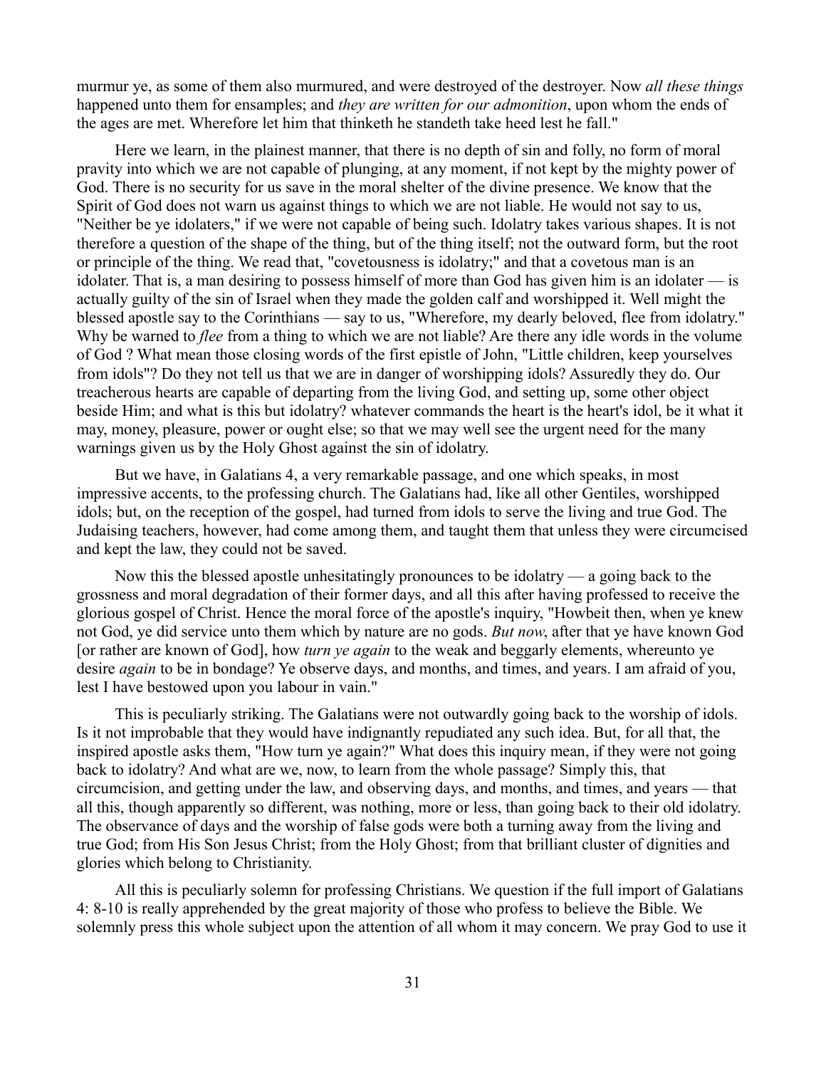murmur ye, as some of them also murmured, and were destroyed of the destroyer. Now *all these things* happened unto them for ensamples; and *they are written for our admonition*, upon whom the ends of the ages are met. Wherefore let him that thinketh he standeth take heed lest he fall."

Here we learn, in the plainest manner, that there is no depth of sin and folly, no form of moral pravity into which we are not capable of plunging, at any moment, if not kept by the mighty power of God. There is no security for us save in the moral shelter of the divine presence. We know that the Spirit of God does not warn us against things to which we are not liable. He would not say to us, "Neither be ye idolaters," if we were not capable of being such. Idolatry takes various shapes. It is not therefore a question of the shape of the thing, but of the thing itself; not the outward form, but the root or principle of the thing. We read that, "covetousness is idolatry;" and that a covetous man is an idolater. That is, a man desiring to possess himself of more than God has given him is an idolater — is actually guilty of the sin of Israel when they made the golden calf and worshipped it. Well might the blessed apostle say to the Corinthians — say to us, "Wherefore, my dearly beloved, flee from idolatry." Why be warned to *flee* from a thing to which we are not liable? Are there any idle words in the volume of God ? What mean those closing words of the first epistle of John, "Little children, keep yourselves from idols"? Do they not tell us that we are in danger of worshipping idols? Assuredly they do. Our treacherous hearts are capable of departing from the living God, and setting up, some other object beside Him; and what is this but idolatry? whatever commands the heart is the heart's idol, be it what it may, money, pleasure, power or ought else; so that we may well see the urgent need for the many warnings given us by the Holy Ghost against the sin of idolatry.

But we have, in Galatians 4, a very remarkable passage, and one which speaks, in most impressive accents, to the professing church. The Galatians had, like all other Gentiles, worshipped idols; but, on the reception of the gospel, had turned from idols to serve the living and true God. The Judaising teachers, however, had come among them, and taught them that unless they were circumcised and kept the law, they could not be saved.

Now this the blessed apostle unhesitatingly pronounces to be idolatry — a going back to the grossness and moral degradation of their former days, and all this after having professed to receive the glorious gospel of Christ. Hence the moral force of the apostle's inquiry, "Howbeit then, when ye knew not God, ye did service unto them which by nature are no gods. *But now*, after that ye have known God [or rather are known of God], how *turn ye again* to the weak and beggarly elements, whereunto ye desire *again* to be in bondage? Ye observe days, and months, and times, and years. I am afraid of you, lest I have bestowed upon you labour in vain."

This is peculiarly striking. The Galatians were not outwardly going back to the worship of idols. Is it not improbable that they would have indignantly repudiated any such idea. But, for all that, the inspired apostle asks them, "How turn ye again?" What does this inquiry mean, if they were not going back to idolatry? And what are we, now, to learn from the whole passage? Simply this, that circumcision, and getting under the law, and observing days, and months, and times, and years — that all this, though apparently so different, was nothing, more or less, than going back to their old idolatry. The observance of days and the worship of false gods were both a turning away from the living and true God; from His Son Jesus Christ; from the Holy Ghost; from that brilliant cluster of dignities and glories which belong to Christianity.

All this is peculiarly solemn for professing Christians. We question if the full import of Galatians 4: 8-10 is really apprehended by the great majority of those who profess to believe the Bible. We solemnly press this whole subject upon the attention of all whom it may concern. We pray God to use it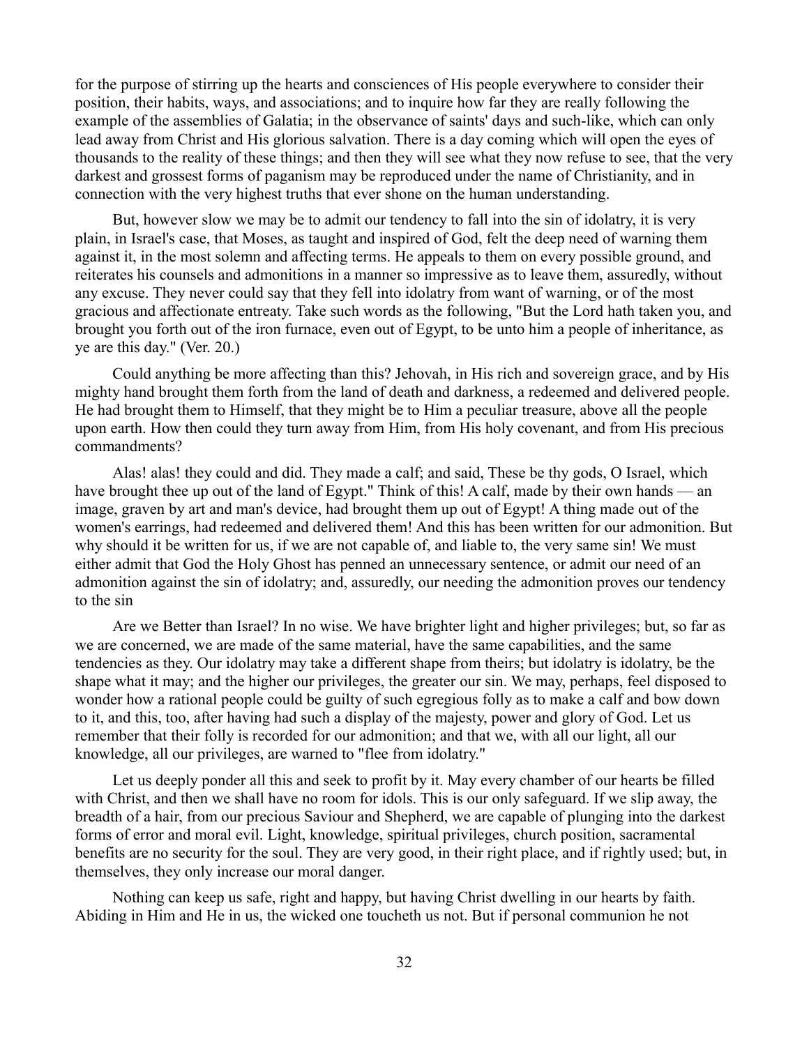for the purpose of stirring up the hearts and consciences of His people everywhere to consider their position, their habits, ways, and associations; and to inquire how far they are really following the example of the assemblies of Galatia; in the observance of saints' days and such-like, which can only lead away from Christ and His glorious salvation. There is a day coming which will open the eyes of thousands to the reality of these things; and then they will see what they now refuse to see, that the very darkest and grossest forms of paganism may be reproduced under the name of Christianity, and in connection with the very highest truths that ever shone on the human understanding.

But, however slow we may be to admit our tendency to fall into the sin of idolatry, it is very plain, in Israel's case, that Moses, as taught and inspired of God, felt the deep need of warning them against it, in the most solemn and affecting terms. He appeals to them on every possible ground, and reiterates his counsels and admonitions in a manner so impressive as to leave them, assuredly, without any excuse. They never could say that they fell into idolatry from want of warning, or of the most gracious and affectionate entreaty. Take such words as the following, "But the Lord hath taken you, and brought you forth out of the iron furnace, even out of Egypt, to be unto him a people of inheritance, as ye are this day." (Ver. 20.)

Could anything be more affecting than this? Jehovah, in His rich and sovereign grace, and by His mighty hand brought them forth from the land of death and darkness, a redeemed and delivered people. He had brought them to Himself, that they might be to Him a peculiar treasure, above all the people upon earth. How then could they turn away from Him, from His holy covenant, and from His precious commandments?

Alas! alas! they could and did. They made a calf; and said, These be thy gods, O Israel, which have brought thee up out of the land of Egypt." Think of this! A calf, made by their own hands — an image, graven by art and man's device, had brought them up out of Egypt! A thing made out of the women's earrings, had redeemed and delivered them! And this has been written for our admonition. But why should it be written for us, if we are not capable of, and liable to, the very same sin! We must either admit that God the Holy Ghost has penned an unnecessary sentence, or admit our need of an admonition against the sin of idolatry; and, assuredly, our needing the admonition proves our tendency to the sin

Are we Better than Israel? In no wise. We have brighter light and higher privileges; but, so far as we are concerned, we are made of the same material, have the same capabilities, and the same tendencies as they. Our idolatry may take a different shape from theirs; but idolatry is idolatry, be the shape what it may; and the higher our privileges, the greater our sin. We may, perhaps, feel disposed to wonder how a rational people could be guilty of such egregious folly as to make a calf and bow down to it, and this, too, after having had such a display of the majesty, power and glory of God. Let us remember that their folly is recorded for our admonition; and that we, with all our light, all our knowledge, all our privileges, are warned to "flee from idolatry."

Let us deeply ponder all this and seek to profit by it. May every chamber of our hearts be filled with Christ, and then we shall have no room for idols. This is our only safeguard. If we slip away, the breadth of a hair, from our precious Saviour and Shepherd, we are capable of plunging into the darkest forms of error and moral evil. Light, knowledge, spiritual privileges, church position, sacramental benefits are no security for the soul. They are very good, in their right place, and if rightly used; but, in themselves, they only increase our moral danger.

Nothing can keep us safe, right and happy, but having Christ dwelling in our hearts by faith. Abiding in Him and He in us, the wicked one toucheth us not. But if personal communion he not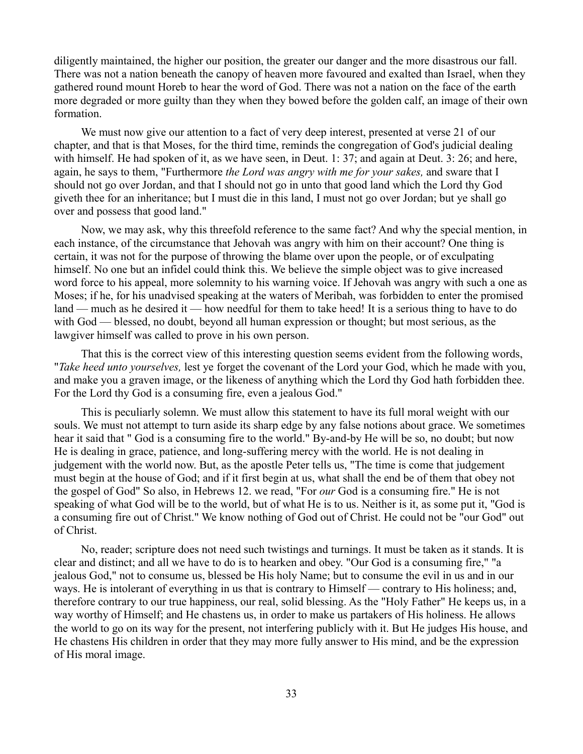diligently maintained, the higher our position, the greater our danger and the more disastrous our fall. There was not a nation beneath the canopy of heaven more favoured and exalted than Israel, when they gathered round mount Horeb to hear the word of God. There was not a nation on the face of the earth more degraded or more guilty than they when they bowed before the golden calf, an image of their own formation.

We must now give our attention to a fact of very deep interest, presented at verse 21 of our chapter, and that is that Moses, for the third time, reminds the congregation of God's judicial dealing with himself. He had spoken of it, as we have seen, in Deut. 1: 37; and again at Deut. 3: 26; and here, again, he says to them, "Furthermore *the Lord was angry with me for your sakes,* and sware that I should not go over Jordan, and that I should not go in unto that good land which the Lord thy God giveth thee for an inheritance; but I must die in this land, I must not go over Jordan; but ye shall go over and possess that good land."

Now, we may ask, why this threefold reference to the same fact? And why the special mention, in each instance, of the circumstance that Jehovah was angry with him on their account? One thing is certain, it was not for the purpose of throwing the blame over upon the people, or of exculpating himself. No one but an infidel could think this. We believe the simple object was to give increased word force to his appeal, more solemnity to his warning voice. If Jehovah was angry with such a one as Moses; if he, for his unadvised speaking at the waters of Meribah, was forbidden to enter the promised land — much as he desired it — how needful for them to take heed! It is a serious thing to have to do with God — blessed, no doubt, beyond all human expression or thought; but most serious, as the lawgiver himself was called to prove in his own person.

That this is the correct view of this interesting question seems evident from the following words, "*Take heed unto yourselves,* lest ye forget the covenant of the Lord your God, which he made with you, and make you a graven image, or the likeness of anything which the Lord thy God hath forbidden thee. For the Lord thy God is a consuming fire, even a jealous God."

This is peculiarly solemn. We must allow this statement to have its full moral weight with our souls. We must not attempt to turn aside its sharp edge by any false notions about grace. We sometimes hear it said that " God is a consuming fire to the world." By-and-by He will be so, no doubt; but now He is dealing in grace, patience, and long-suffering mercy with the world. He is not dealing in judgement with the world now. But, as the apostle Peter tells us, "The time is come that judgement must begin at the house of God; and if it first begin at us, what shall the end be of them that obey not the gospel of God" So also, in Hebrews 12. we read, "For *our* God is a consuming fire." He is not speaking of what God will be to the world, but of what He is to us. Neither is it, as some put it, "God is a consuming fire out of Christ." We know nothing of God out of Christ. He could not be "our God" out of Christ.

No, reader; scripture does not need such twistings and turnings. It must be taken as it stands. It is clear and distinct; and all we have to do is to hearken and obey. "Our God is a consuming fire," "a jealous God," not to consume us, blessed be His holy Name; but to consume the evil in us and in our ways. He is intolerant of everything in us that is contrary to Himself — contrary to His holiness; and, therefore contrary to our true happiness, our real, solid blessing. As the "Holy Father" He keeps us, in a way worthy of Himself; and He chastens us, in order to make us partakers of His holiness. He allows the world to go on its way for the present, not interfering publicly with it. But He judges His house, and He chastens His children in order that they may more fully answer to His mind, and be the expression of His moral image.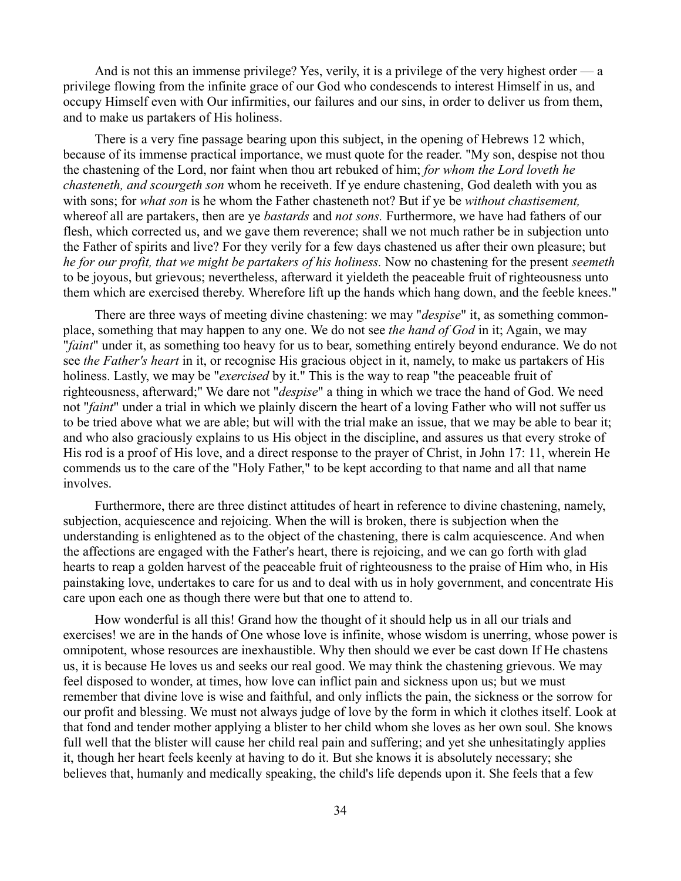And is not this an immense privilege? Yes, verily, it is a privilege of the very highest order — a privilege flowing from the infinite grace of our God who condescends to interest Himself in us, and occupy Himself even with Our infirmities, our failures and our sins, in order to deliver us from them, and to make us partakers of His holiness.

There is a very fine passage bearing upon this subject, in the opening of Hebrews 12 which, because of its immense practical importance, we must quote for the reader. "My son, despise not thou the chastening of the Lord, nor faint when thou art rebuked of him; *for whom the Lord loveth he chasteneth, and scourgeth son* whom he receiveth. If ye endure chastening, God dealeth with you as with sons; for *what son* is he whom the Father chasteneth not? But if ye be *without chastisement,* whereof all are partakers, then are ye *bastards* and *not sons.* Furthermore, we have had fathers of our flesh, which corrected us, and we gave them reverence; shall we not much rather be in subjection unto the Father of spirits and live? For they verily for a few days chastened us after their own pleasure; but *he for our profit, that we might be partakers of his holiness.* Now no chastening for the present *seemeth* to be joyous, but grievous; nevertheless, afterward it yieldeth the peaceable fruit of righteousness unto them which are exercised thereby. Wherefore lift up the hands which hang down, and the feeble knees."

There are three ways of meeting divine chastening: we may "*despise*" it, as something commonplace, something that may happen to any one. We do not see *the hand of God* in it; Again, we may "*faint*" under it, as something too heavy for us to bear, something entirely beyond endurance. We do not see *the Father's heart* in it, or recognise His gracious object in it, namely, to make us partakers of His holiness. Lastly, we may be "*exercised* by it." This is the way to reap "the peaceable fruit of righteousness, afterward;" We dare not "*despise*" a thing in which we trace the hand of God. We need not "*faint*" under a trial in which we plainly discern the heart of a loving Father who will not suffer us to be tried above what we are able; but will with the trial make an issue, that we may be able to bear it; and who also graciously explains to us His object in the discipline, and assures us that every stroke of His rod is a proof of His love, and a direct response to the prayer of Christ, in John 17: 11, wherein He commends us to the care of the "Holy Father," to be kept according to that name and all that name involves.

Furthermore, there are three distinct attitudes of heart in reference to divine chastening, namely, subjection, acquiescence and rejoicing. When the will is broken, there is subjection when the understanding is enlightened as to the object of the chastening, there is calm acquiescence. And when the affections are engaged with the Father's heart, there is rejoicing, and we can go forth with glad hearts to reap a golden harvest of the peaceable fruit of righteousness to the praise of Him who, in His painstaking love, undertakes to care for us and to deal with us in holy government, and concentrate His care upon each one as though there were but that one to attend to.

How wonderful is all this! Grand how the thought of it should help us in all our trials and exercises! we are in the hands of One whose love is infinite, whose wisdom is unerring, whose power is omnipotent, whose resources are inexhaustible. Why then should we ever be cast down If He chastens us, it is because He loves us and seeks our real good. We may think the chastening grievous. We may feel disposed to wonder, at times, how love can inflict pain and sickness upon us; but we must remember that divine love is wise and faithful, and only inflicts the pain, the sickness or the sorrow for our profit and blessing. We must not always judge of love by the form in which it clothes itself. Look at that fond and tender mother applying a blister to her child whom she loves as her own soul. She knows full well that the blister will cause her child real pain and suffering; and yet she unhesitatingly applies it, though her heart feels keenly at having to do it. But she knows it is absolutely necessary; she believes that, humanly and medically speaking, the child's life depends upon it. She feels that a few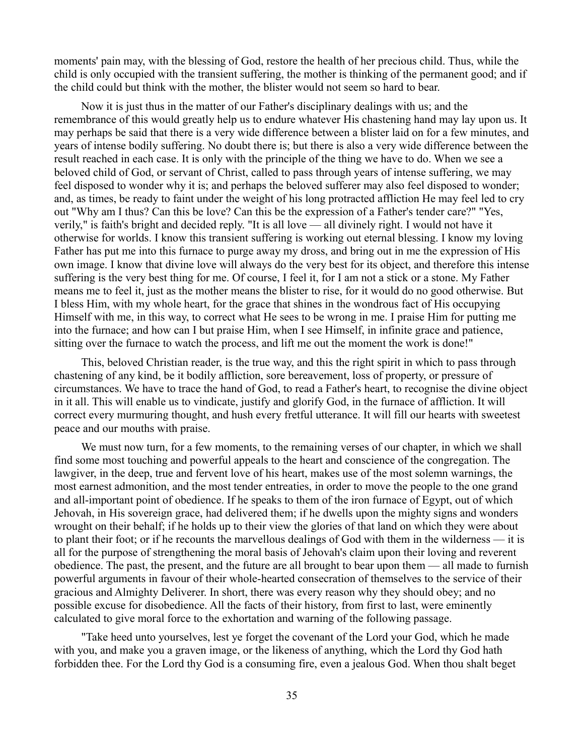moments' pain may, with the blessing of God, restore the health of her precious child. Thus, while the child is only occupied with the transient suffering, the mother is thinking of the permanent good; and if the child could but think with the mother, the blister would not seem so hard to bear.

Now it is just thus in the matter of our Father's disciplinary dealings with us; and the remembrance of this would greatly help us to endure whatever His chastening hand may lay upon us. It may perhaps be said that there is a very wide difference between a blister laid on for a few minutes, and years of intense bodily suffering. No doubt there is; but there is also a very wide difference between the result reached in each case. It is only with the principle of the thing we have to do. When we see a beloved child of God, or servant of Christ, called to pass through years of intense suffering, we may feel disposed to wonder why it is; and perhaps the beloved sufferer may also feel disposed to wonder; and, as times, be ready to faint under the weight of his long protracted affliction He may feel led to cry out "Why am I thus? Can this be love? Can this be the expression of a Father's tender care?" "Yes, verily," is faith's bright and decided reply. "It is all love — all divinely right. I would not have it otherwise for worlds. I know this transient suffering is working out eternal blessing. I know my loving Father has put me into this furnace to purge away my dross, and bring out in me the expression of His own image. I know that divine love will always do the very best for its object, and therefore this intense suffering is the very best thing for me. Of course, I feel it, for I am not a stick or a stone. My Father means me to feel it, just as the mother means the blister to rise, for it would do no good otherwise. But I bless Him, with my whole heart, for the grace that shines in the wondrous fact of His occupying Himself with me, in this way, to correct what He sees to be wrong in me. I praise Him for putting me into the furnace; and how can I but praise Him, when I see Himself, in infinite grace and patience, sitting over the furnace to watch the process, and lift me out the moment the work is done!"

This, beloved Christian reader, is the true way, and this the right spirit in which to pass through chastening of any kind, be it bodily affliction, sore bereavement, loss of property, or pressure of circumstances. We have to trace the hand of God, to read a Father's heart, to recognise the divine object in it all. This will enable us to vindicate, justify and glorify God, in the furnace of affliction. It will correct every murmuring thought, and hush every fretful utterance. It will fill our hearts with sweetest peace and our mouths with praise.

We must now turn, for a few moments, to the remaining verses of our chapter, in which we shall find some most touching and powerful appeals to the heart and conscience of the congregation. The lawgiver, in the deep, true and fervent love of his heart, makes use of the most solemn warnings, the most earnest admonition, and the most tender entreaties, in order to move the people to the one grand and all-important point of obedience. If he speaks to them of the iron furnace of Egypt, out of which Jehovah, in His sovereign grace, had delivered them; if he dwells upon the mighty signs and wonders wrought on their behalf; if he holds up to their view the glories of that land on which they were about to plant their foot; or if he recounts the marvellous dealings of God with them in the wilderness — it is all for the purpose of strengthening the moral basis of Jehovah's claim upon their loving and reverent obedience. The past, the present, and the future are all brought to bear upon them — all made to furnish powerful arguments in favour of their whole-hearted consecration of themselves to the service of their gracious and Almighty Deliverer. In short, there was every reason why they should obey; and no possible excuse for disobedience. All the facts of their history, from first to last, were eminently calculated to give moral force to the exhortation and warning of the following passage.

"Take heed unto yourselves, lest ye forget the covenant of the Lord your God, which he made with you, and make you a graven image, or the likeness of anything, which the Lord thy God hath forbidden thee. For the Lord thy God is a consuming fire, even a jealous God. When thou shalt beget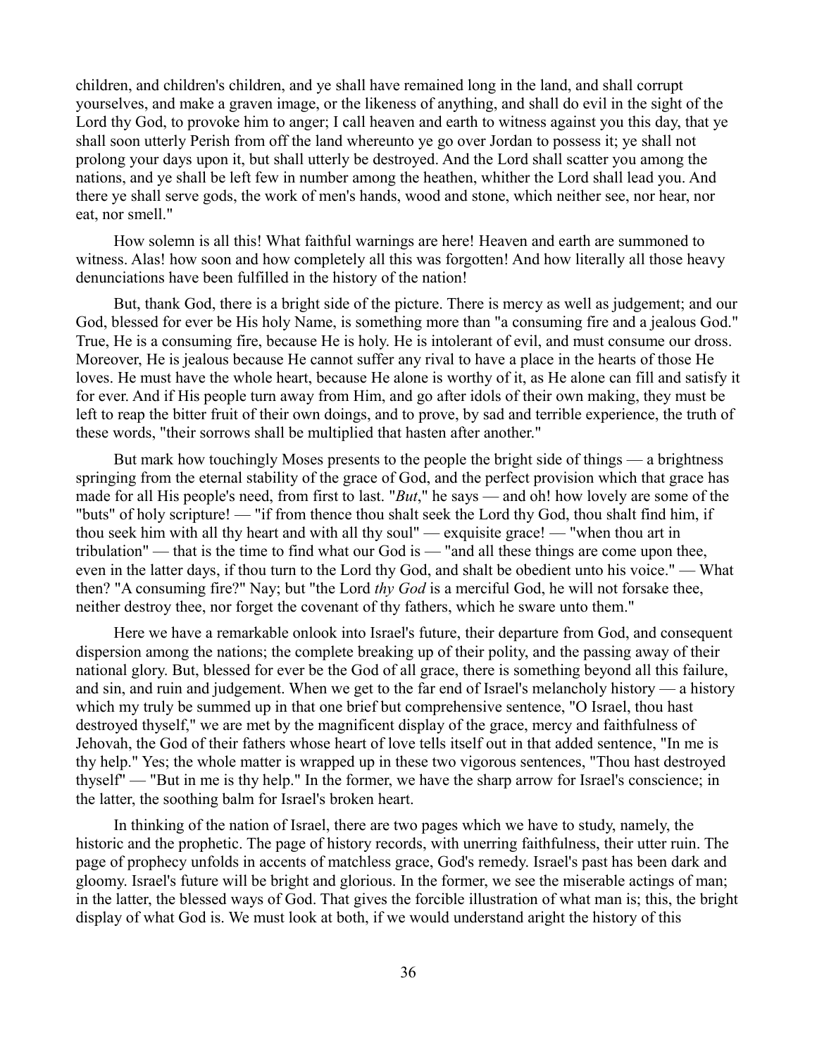children, and children's children, and ye shall have remained long in the land, and shall corrupt yourselves, and make a graven image, or the likeness of anything, and shall do evil in the sight of the Lord thy God, to provoke him to anger; I call heaven and earth to witness against you this day, that ye shall soon utterly Perish from off the land whereunto ye go over Jordan to possess it; ye shall not prolong your days upon it, but shall utterly be destroyed. And the Lord shall scatter you among the nations, and ye shall be left few in number among the heathen, whither the Lord shall lead you. And there ye shall serve gods, the work of men's hands, wood and stone, which neither see, nor hear, nor eat, nor smell."

How solemn is all this! What faithful warnings are here! Heaven and earth are summoned to witness. Alas! how soon and how completely all this was forgotten! And how literally all those heavy denunciations have been fulfilled in the history of the nation!

But, thank God, there is a bright side of the picture. There is mercy as well as judgement; and our God, blessed for ever be His holy Name, is something more than "a consuming fire and a jealous God." True, He is a consuming fire, because He is holy. He is intolerant of evil, and must consume our dross. Moreover, He is jealous because He cannot suffer any rival to have a place in the hearts of those He loves. He must have the whole heart, because He alone is worthy of it, as He alone can fill and satisfy it for ever. And if His people turn away from Him, and go after idols of their own making, they must be left to reap the bitter fruit of their own doings, and to prove, by sad and terrible experience, the truth of these words, "their sorrows shall be multiplied that hasten after another."

But mark how touchingly Moses presents to the people the bright side of things — a brightness springing from the eternal stability of the grace of God, and the perfect provision which that grace has made for all His people's need, from first to last. "*But*," he says — and oh! how lovely are some of the "buts" of holy scripture! — "if from thence thou shalt seek the Lord thy God, thou shalt find him, if thou seek him with all thy heart and with all thy soul" — exquisite grace! — "when thou art in tribulation" — that is the time to find what our God is — "and all these things are come upon thee, even in the latter days, if thou turn to the Lord thy God, and shalt be obedient unto his voice." — What then? "A consuming fire?" Nay; but "the Lord *thy God* is a merciful God, he will not forsake thee, neither destroy thee, nor forget the covenant of thy fathers, which he sware unto them."

Here we have a remarkable onlook into Israel's future, their departure from God, and consequent dispersion among the nations; the complete breaking up of their polity, and the passing away of their national glory. But, blessed for ever be the God of all grace, there is something beyond all this failure, and sin, and ruin and judgement. When we get to the far end of Israel's melancholy history — a history which my truly be summed up in that one brief but comprehensive sentence, "O Israel, thou hast destroyed thyself," we are met by the magnificent display of the grace, mercy and faithfulness of Jehovah, the God of their fathers whose heart of love tells itself out in that added sentence, "In me is thy help." Yes; the whole matter is wrapped up in these two vigorous sentences, "Thou hast destroyed thyself" — "But in me is thy help." In the former, we have the sharp arrow for Israel's conscience; in the latter, the soothing balm for Israel's broken heart.

In thinking of the nation of Israel, there are two pages which we have to study, namely, the historic and the prophetic. The page of history records, with unerring faithfulness, their utter ruin. The page of prophecy unfolds in accents of matchless grace, God's remedy. Israel's past has been dark and gloomy. Israel's future will be bright and glorious. In the former, we see the miserable actings of man; in the latter, the blessed ways of God. That gives the forcible illustration of what man is; this, the bright display of what God is. We must look at both, if we would understand aright the history of this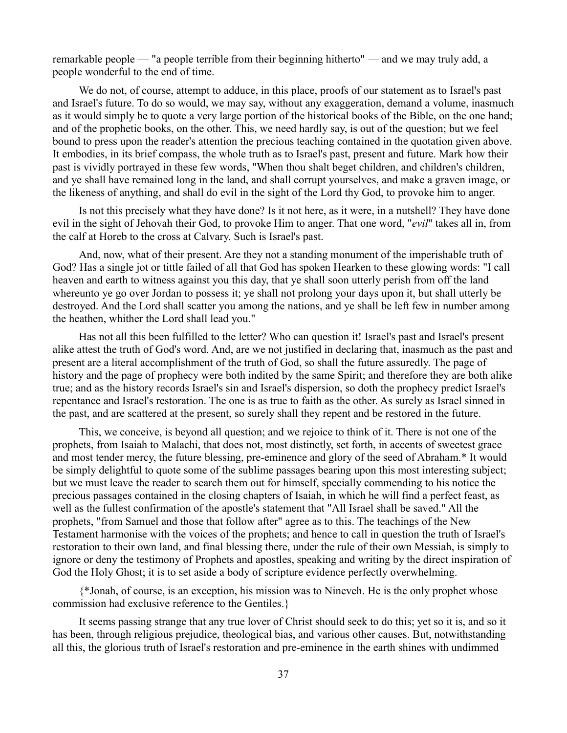remarkable people — "a people terrible from their beginning hitherto" — and we may truly add, a people wonderful to the end of time.

We do not, of course, attempt to adduce, in this place, proofs of our statement as to Israel's past and Israel's future. To do so would, we may say, without any exaggeration, demand a volume, inasmuch as it would simply be to quote a very large portion of the historical books of the Bible, on the one hand; and of the prophetic books, on the other. This, we need hardly say, is out of the question; but we feel bound to press upon the reader's attention the precious teaching contained in the quotation given above. It embodies, in its brief compass, the whole truth as to Israel's past, present and future. Mark how their past is vividly portrayed in these few words, "When thou shalt beget children, and children's children, and ye shall have remained long in the land, and shall corrupt yourselves, and make a graven image, or the likeness of anything, and shall do evil in the sight of the Lord thy God, to provoke him to anger.

Is not this precisely what they have done? Is it not here, as it were, in a nutshell? They have done evil in the sight of Jehovah their God, to provoke Him to anger. That one word, "*evil*" takes all in, from the calf at Horeb to the cross at Calvary. Such is Israel's past.

And, now, what of their present. Are they not a standing monument of the imperishable truth of God? Has a single jot or tittle failed of all that God has spoken Hearken to these glowing words: "I call heaven and earth to witness against you this day, that ye shall soon utterly perish from off the land whereunto ye go over Jordan to possess it; ye shall not prolong your days upon it, but shall utterly be destroyed. And the Lord shall scatter you among the nations, and ye shall be left few in number among the heathen, whither the Lord shall lead you."

Has not all this been fulfilled to the letter? Who can question it! Israel's past and Israel's present alike attest the truth of God's word. And, are we not justified in declaring that, inasmuch as the past and present are a literal accomplishment of the truth of God, so shall the future assuredly. The page of history and the page of prophecy were both indited by the same Spirit; and therefore they are both alike true; and as the history records Israel's sin and Israel's dispersion, so doth the prophecy predict Israel's repentance and Israel's restoration. The one is as true to faith as the other. As surely as Israel sinned in the past, and are scattered at the present, so surely shall they repent and be restored in the future.

This, we conceive, is beyond all question; and we rejoice to think of it. There is not one of the prophets, from Isaiah to Malachi, that does not, most distinctly, set forth, in accents of sweetest grace and most tender mercy, the future blessing, pre-eminence and glory of the seed of Abraham.* It would be simply delightful to quote some of the sublime passages bearing upon this most interesting subject; but we must leave the reader to search them out for himself, specially commending to his notice the precious passages contained in the closing chapters of Isaiah, in which he will find a perfect feast, as well as the fullest confirmation of the apostle's statement that "All Israel shall be saved." All the prophets, "from Samuel and those that follow after" agree as to this. The teachings of the New Testament harmonise with the voices of the prophets; and hence to call in question the truth of Israel's restoration to their own land, and final blessing there, under the rule of their own Messiah, is simply to ignore or deny the testimony of Prophets and apostles, speaking and writing by the direct inspiration of God the Holy Ghost; it is to set aside a body of scripture evidence perfectly overwhelming.

{*Jonah, of course, is an exception, his mission was to Nineveh. He is the only prophet whose commission had exclusive reference to the Gentiles.}

It seems passing strange that any true lover of Christ should seek to do this; yet so it is, and so it has been, through religious prejudice, theological bias, and various other causes. But, notwithstanding all this, the glorious truth of Israel's restoration and pre-eminence in the earth shines with undimmed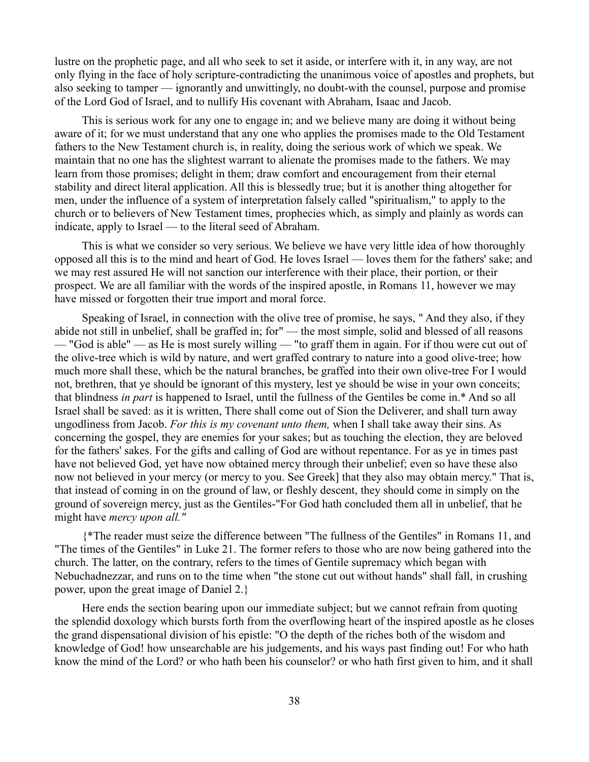lustre on the prophetic page, and all who seek to set it aside, or interfere with it, in any way, are not only flying in the face of holy scripture-contradicting the unanimous voice of apostles and prophets, but also seeking to tamper — ignorantly and unwittingly, no doubt-with the counsel, purpose and promise of the Lord God of Israel, and to nullify His covenant with Abraham, Isaac and Jacob.

This is serious work for any one to engage in; and we believe many are doing it without being aware of it; for we must understand that any one who applies the promises made to the Old Testament fathers to the New Testament church is, in reality, doing the serious work of which we speak. We maintain that no one has the slightest warrant to alienate the promises made to the fathers. We may learn from those promises; delight in them; draw comfort and encouragement from their eternal stability and direct literal application. All this is blessedly true; but it is another thing altogether for men, under the influence of a system of interpretation falsely called "spiritualism," to apply to the church or to believers of New Testament times, prophecies which, as simply and plainly as words can indicate, apply to Israel — to the literal seed of Abraham.

This is what we consider so very serious. We believe we have very little idea of how thoroughly opposed all this is to the mind and heart of God. He loves Israel — loves them for the fathers' sake; and we may rest assured He will not sanction our interference with their place, their portion, or their prospect. We are all familiar with the words of the inspired apostle, in Romans 11, however we may have missed or forgotten their true import and moral force.

Speaking of Israel, in connection with the olive tree of promise, he says, " And they also, if they abide not still in unbelief, shall be graffed in; for" — the most simple, solid and blessed of all reasons — "God is able" — as He is most surely willing — "to graff them in again. For if thou were cut out of the olive-tree which is wild by nature, and wert graffed contrary to nature into a good olive-tree; how much more shall these, which be the natural branches, be graffed into their own olive-tree For I would not, brethren, that ye should be ignorant of this mystery, lest ye should be wise in your own conceits; that blindness *in part* is happened to Israel, until the fullness of the Gentiles be come in.* And so all Israel shall be saved: as it is written, There shall come out of Sion the Deliverer, and shall turn away ungodliness from Jacob. *For this is my covenant unto them,* when I shall take away their sins. As concerning the gospel, they are enemies for your sakes; but as touching the election, they are beloved for the fathers' sakes. For the gifts and calling of God are without repentance. For as ye in times past have not believed God, yet have now obtained mercy through their unbelief; even so have these also now not believed in your mercy (or mercy to you. See Greek] that they also may obtain mercy." That is, that instead of coming in on the ground of law, or fleshly descent, they should come in simply on the ground of sovereign mercy, just as the Gentiles-"For God hath concluded them all in unbelief, that he might have *mercy upon all."*

{*The reader must seize the difference between "The fullness of the Gentiles" in Romans 11, and "The times of the Gentiles" in Luke 21. The former refers to those who are now being gathered into the church. The latter, on the contrary, refers to the times of Gentile supremacy which began with Nebuchadnezzar, and runs on to the time when "the stone cut out without hands" shall fall, in crushing power, upon the great image of Daniel 2.}

Here ends the section bearing upon our immediate subject; but we cannot refrain from quoting the splendid doxology which bursts forth from the overflowing heart of the inspired apostle as he closes the grand dispensational division of his epistle: "O the depth of the riches both of the wisdom and knowledge of God! how unsearchable are his judgements, and his ways past finding out! For who hath know the mind of the Lord? or who hath been his counselor? or who hath first given to him, and it shall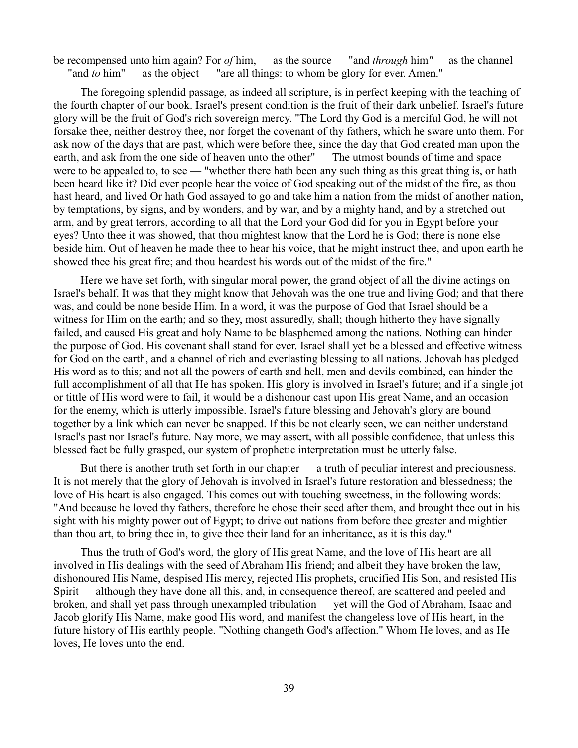be recompensed unto him again? For *of* him, — as the source — "and *through* him" — as the channel — "and *to* him" — as the object — "are all things: to whom be glory for ever. Amen."

The foregoing splendid passage, as indeed all scripture, is in perfect keeping with the teaching of the fourth chapter of our book. Israel's present condition is the fruit of their dark unbelief. Israel's future glory will be the fruit of God's rich sovereign mercy. "The Lord thy God is a merciful God, he will not forsake thee, neither destroy thee, nor forget the covenant of thy fathers, which he sware unto them. For ask now of the days that are past, which were before thee, since the day that God created man upon the earth, and ask from the one side of heaven unto the other" — The utmost bounds of time and space were to be appealed to, to see — "whether there hath been any such thing as this great thing is, or hath been heard like it? Did ever people hear the voice of God speaking out of the midst of the fire, as thou hast heard, and lived Or hath God assayed to go and take him a nation from the midst of another nation, by temptations, by signs, and by wonders, and by war, and by a mighty hand, and by a stretched out arm, and by great terrors, according to all that the Lord your God did for you in Egypt before your eyes? Unto thee it was showed, that thou mightest know that the Lord he is God; there is none else beside him. Out of heaven he made thee to hear his voice, that he might instruct thee, and upon earth he showed thee his great fire; and thou heardest his words out of the midst of the fire."

Here we have set forth, with singular moral power, the grand object of all the divine actings on Israel's behalf. It was that they might know that Jehovah was the one true and living God; and that there was, and could be none beside Him. In a word, it was the purpose of God that Israel should be a witness for Him on the earth; and so they, most assuredly, shall; though hitherto they have signally failed, and caused His great and holy Name to be blasphemed among the nations. Nothing can hinder the purpose of God. His covenant shall stand for ever. Israel shall yet be a blessed and effective witness for God on the earth, and a channel of rich and everlasting blessing to all nations. Jehovah has pledged His word as to this; and not all the powers of earth and hell, men and devils combined, can hinder the full accomplishment of all that He has spoken. His glory is involved in Israel's future; and if a single jot or tittle of His word were to fail, it would be a dishonour cast upon His great Name, and an occasion for the enemy, which is utterly impossible. Israel's future blessing and Jehovah's glory are bound together by a link which can never be snapped. If this be not clearly seen, we can neither understand Israel's past nor Israel's future. Nay more, we may assert, with all possible confidence, that unless this blessed fact be fully grasped, our system of prophetic interpretation must be utterly false.

But there is another truth set forth in our chapter — a truth of peculiar interest and preciousness. It is not merely that the glory of Jehovah is involved in Israel's future restoration and blessedness; the love of His heart is also engaged. This comes out with touching sweetness, in the following words: "And because he loved thy fathers, therefore he chose their seed after them, and brought thee out in his sight with his mighty power out of Egypt; to drive out nations from before thee greater and mightier than thou art, to bring thee in, to give thee their land for an inheritance, as it is this day."

Thus the truth of God's word, the glory of His great Name, and the love of His heart are all involved in His dealings with the seed of Abraham His friend; and albeit they have broken the law, dishonoured His Name, despised His mercy, rejected His prophets, crucified His Son, and resisted His Spirit — although they have done all this, and, in consequence thereof, are scattered and peeled and broken, and shall yet pass through unexampled tribulation — yet will the God of Abraham, Isaac and Jacob glorify His Name, make good His word, and manifest the changeless love of His heart, in the future history of His earthly people. "Nothing changeth God's affection." Whom He loves, and as He loves, He loves unto the end.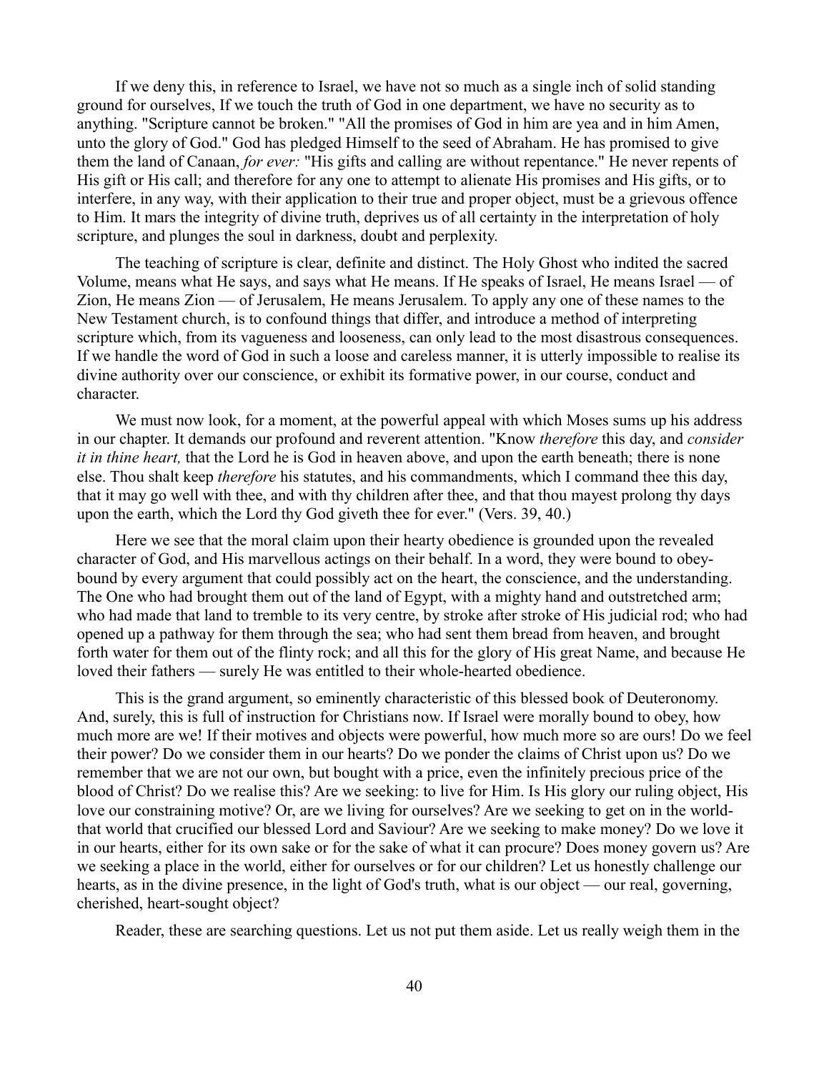If we deny this, in reference to Israel, we have not so much as a single inch of solid standing ground for ourselves, If we touch the truth of God in one department, we have no security as to anything. "Scripture cannot be broken." "All the promises of God in him are yea and in him Amen, unto the glory of God." God has pledged Himself to the seed of Abraham. He has promised to give them the land of Canaan, *for ever:* "His gifts and calling are without repentance." He never repents of His gift or His call; and therefore for any one to attempt to alienate His promises and His gifts, or to interfere, in any way, with their application to their true and proper object, must be a grievous offence to Him. It mars the integrity of divine truth, deprives us of all certainty in the interpretation of holy scripture, and plunges the soul in darkness, doubt and perplexity.

The teaching of scripture is clear, definite and distinct. The Holy Ghost who indited the sacred Volume, means what He says, and says what He means. If He speaks of Israel, He means Israel — of Zion, He means Zion — of Jerusalem, He means Jerusalem. To apply any one of these names to the New Testament church, is to confound things that differ, and introduce a method of interpreting scripture which, from its vagueness and looseness, can only lead to the most disastrous consequences. If we handle the word of God in such a loose and careless manner, it is utterly impossible to realise its divine authority over our conscience, or exhibit its formative power, in our course, conduct and character.

We must now look, for a moment, at the powerful appeal with which Moses sums up his address in our chapter. It demands our profound and reverent attention. "Know *therefore* this day, and *consider it in thine heart,* that the Lord he is God in heaven above, and upon the earth beneath; there is none else. Thou shalt keep *therefore* his statutes, and his commandments, which I command thee this day, that it may go well with thee, and with thy children after thee, and that thou mayest prolong thy days upon the earth, which the Lord thy God giveth thee for ever." (Vers. 39, 40.)

Here we see that the moral claim upon their hearty obedience is grounded upon the revealed character of God, and His marvellous actings on their behalf. In a word, they were bound to obey-bound by every argument that could possibly act on the heart, the conscience, and the understanding. The One who had brought them out of the land of Egypt, with a mighty hand and outstretched arm; who had made that land to tremble to its very centre, by stroke after stroke of His judicial rod; who had opened up a pathway for them through the sea; who had sent them bread from heaven, and brought forth water for them out of the flinty rock; and all this for the glory of His great Name, and because He loved their fathers — surely He was entitled to their whole-hearted obedience.

This is the grand argument, so eminently characteristic of this blessed book of Deuteronomy. And, surely, this is full of instruction for Christians now. If Israel were morally bound to obey, how much more are we! If their motives and objects were powerful, how much more so are ours! Do we feel their power? Do we consider them in our hearts? Do we ponder the claims of Christ upon us? Do we remember that we are not our own, but bought with a price, even the infinitely precious price of the blood of Christ? Do we realise this? Are we seeking: to live for Him. Is His glory our ruling object, His love our constraining motive? Or, are we living for ourselves? Are we seeking to get on in the world-that world that crucified our blessed Lord and Saviour? Are we seeking to make money? Do we love it in our hearts, either for its own sake or for the sake of what it can procure? Does money govern us? Are we seeking a place in the world, either for ourselves or for our children? Let us honestly challenge our hearts, as in the divine presence, in the light of God's truth, what is our object — our real, governing, cherished, heart-sought object?

Reader, these are searching questions. Let us not put them aside. Let us really weigh them in the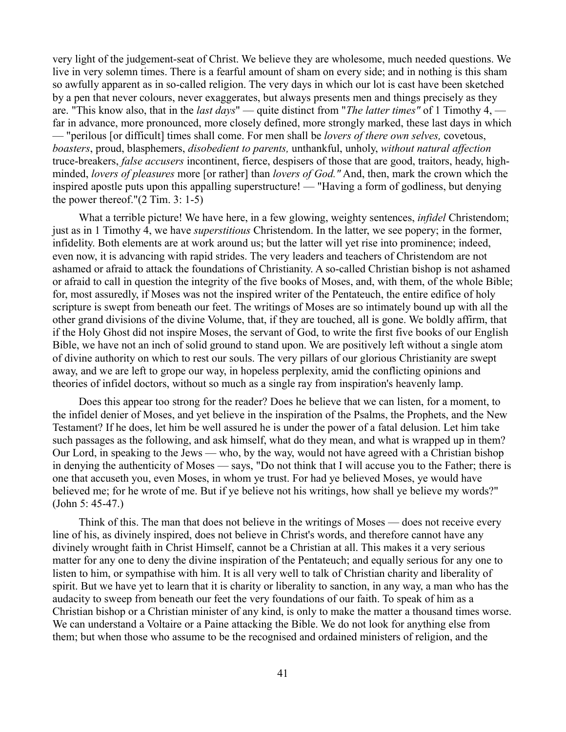very light of the judgement-seat of Christ. We believe they are wholesome, much needed questions. We live in very solemn times. There is a fearful amount of sham on every side; and in nothing is this sham so awfully apparent as in so-called religion. The very days in which our lot is cast have been sketched by a pen that never colours, never exaggerates, but always presents men and things precisely as they are. "This know also, that in the *last days*" — quite distinct from "*The latter times"* of 1 Timothy 4, — far in advance, more pronounced, more closely defined, more strongly marked, these last days in which — "perilous [or difficult] times shall come. For men shall be *lovers of there own selves,* covetous, *boasters*, proud, blasphemers, *disobedient to parents,* unthankful, unholy, *without natural affection* truce-breakers, *false accusers* incontinent, fierce, despisers of those that are good, traitors, heady, high-minded, *lovers of pleasures* more [or rather] than *lovers of God."* And, then, mark the crown which the inspired apostle puts upon this appalling superstructure! — "Having a form of godliness, but denying the power thereof."(2 Tim. 3: 1-5)

What a terrible picture! We have here, in a few glowing, weighty sentences, *infidel* Christendom; just as in 1 Timothy 4, we have *superstitious* Christendom. In the latter, we see popery; in the former, infidelity. Both elements are at work around us; but the latter will yet rise into prominence; indeed, even now, it is advancing with rapid strides. The very leaders and teachers of Christendom are not ashamed or afraid to attack the foundations of Christianity. A so-called Christian bishop is not ashamed or afraid to call in question the integrity of the five books of Moses, and, with them, of the whole Bible; for, most assuredly, if Moses was not the inspired writer of the Pentateuch, the entire edifice of holy scripture is swept from beneath our feet. The writings of Moses are so intimately bound up with all the other grand divisions of the divine Volume, that, if they are touched, all is gone. We boldly affirm, that if the Holy Ghost did not inspire Moses, the servant of God, to write the first five books of our English Bible, we have not an inch of solid ground to stand upon. We are positively left without a single atom of divine authority on which to rest our souls. The very pillars of our glorious Christianity are swept away, and we are left to grope our way, in hopeless perplexity, amid the conflicting opinions and theories of infidel doctors, without so much as a single ray from inspiration's heavenly lamp.

Does this appear too strong for the reader? Does he believe that we can listen, for a moment, to the infidel denier of Moses, and yet believe in the inspiration of the Psalms, the Prophets, and the New Testament? If he does, let him be well assured he is under the power of a fatal delusion. Let him take such passages as the following, and ask himself, what do they mean, and what is wrapped up in them? Our Lord, in speaking to the Jews — who, by the way, would not have agreed with a Christian bishop in denying the authenticity of Moses — says, "Do not think that I will accuse you to the Father; there is one that accuseth you, even Moses, in whom ye trust. For had ye believed Moses, ye would have believed me; for he wrote of me. But if ye believe not his writings, how shall ye believe my words?" (John 5: 45-47.)

Think of this. The man that does not believe in the writings of Moses — does not receive every line of his, as divinely inspired, does not believe in Christ's words, and therefore cannot have any divinely wrought faith in Christ Himself, cannot be a Christian at all. This makes it a very serious matter for any one to deny the divine inspiration of the Pentateuch; and equally serious for any one to listen to him, or sympathise with him. It is all very well to talk of Christian charity and liberality of spirit. But we have yet to learn that it is charity or liberality to sanction, in any way, a man who has the audacity to sweep from beneath our feet the very foundations of our faith. To speak of him as a Christian bishop or a Christian minister of any kind, is only to make the matter a thousand times worse. We can understand a Voltaire or a Paine attacking the Bible. We do not look for anything else from them; but when those who assume to be the recognised and ordained ministers of religion, and the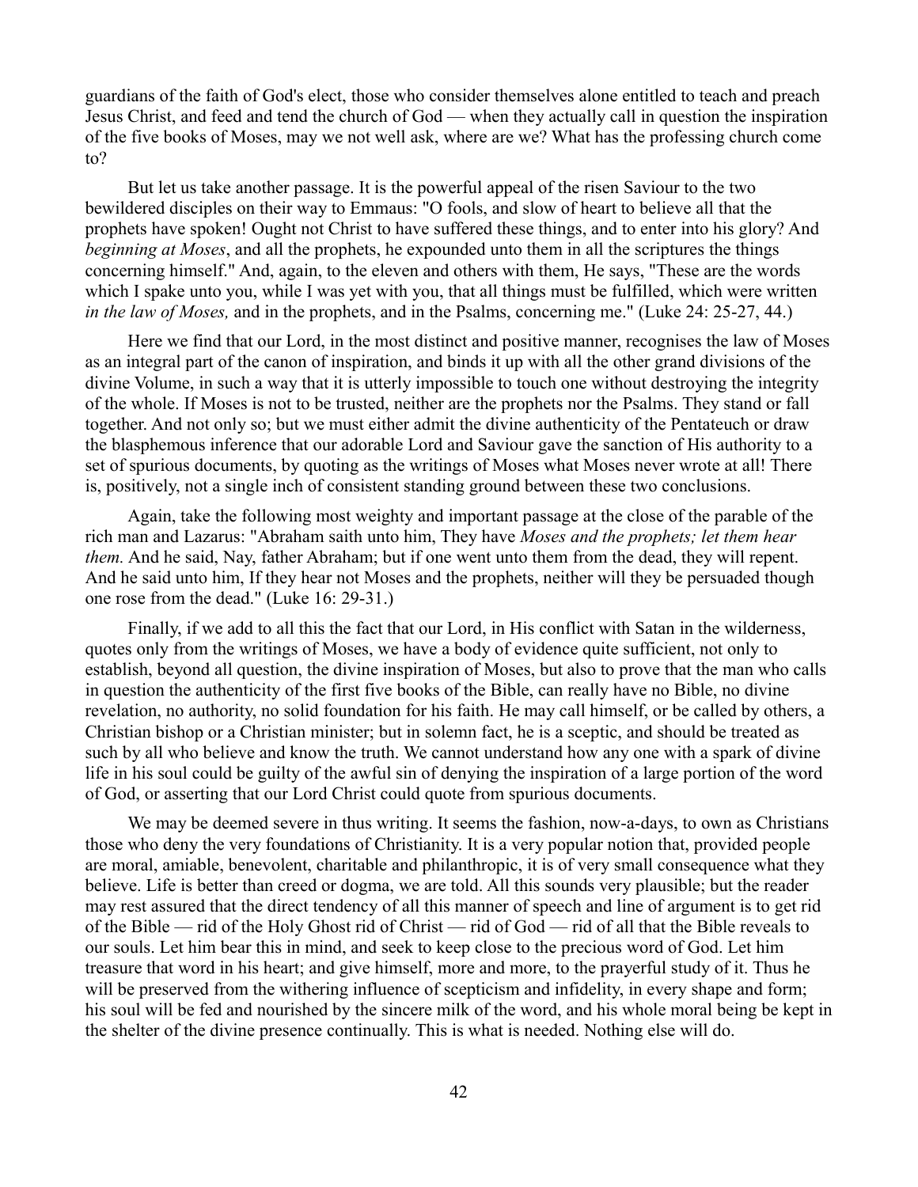guardians of the faith of God's elect, those who consider themselves alone entitled to teach and preach Jesus Christ, and feed and tend the church of God — when they actually call in question the inspiration of the five books of Moses, may we not well ask, where are we? What has the professing church come to?

But let us take another passage. It is the powerful appeal of the risen Saviour to the two bewildered disciples on their way to Emmaus: "O fools, and slow of heart to believe all that the prophets have spoken! Ought not Christ to have suffered these things, and to enter into his glory? And *beginning at Moses*, and all the prophets, he expounded unto them in all the scriptures the things concerning himself." And, again, to the eleven and others with them, He says, "These are the words which I spake unto you, while I was yet with you, that all things must be fulfilled, which were written *in the law of Moses,* and in the prophets, and in the Psalms, concerning me." (Luke 24: 25-27, 44.)

Here we find that our Lord, in the most distinct and positive manner, recognises the law of Moses as an integral part of the canon of inspiration, and binds it up with all the other grand divisions of the divine Volume, in such a way that it is utterly impossible to touch one without destroying the integrity of the whole. If Moses is not to be trusted, neither are the prophets nor the Psalms. They stand or fall together. And not only so; but we must either admit the divine authenticity of the Pentateuch or draw the blasphemous inference that our adorable Lord and Saviour gave the sanction of His authority to a set of spurious documents, by quoting as the writings of Moses what Moses never wrote at all! There is, positively, not a single inch of consistent standing ground between these two conclusions.

Again, take the following most weighty and important passage at the close of the parable of the rich man and Lazarus: "Abraham saith unto him, They have *Moses and the prophets; let them hear them.* And he said, Nay, father Abraham; but if one went unto them from the dead, they will repent. And he said unto him, If they hear not Moses and the prophets, neither will they be persuaded though one rose from the dead." (Luke 16: 29-31.)

Finally, if we add to all this the fact that our Lord, in His conflict with Satan in the wilderness, quotes only from the writings of Moses, we have a body of evidence quite sufficient, not only to establish, beyond all question, the divine inspiration of Moses, but also to prove that the man who calls in question the authenticity of the first five books of the Bible, can really have no Bible, no divine revelation, no authority, no solid foundation for his faith. He may call himself, or be called by others, a Christian bishop or a Christian minister; but in solemn fact, he is a sceptic, and should be treated as such by all who believe and know the truth. We cannot understand how any one with a spark of divine life in his soul could be guilty of the awful sin of denying the inspiration of a large portion of the word of God, or asserting that our Lord Christ could quote from spurious documents.

We may be deemed severe in thus writing. It seems the fashion, now-a-days, to own as Christians those who deny the very foundations of Christianity. It is a very popular notion that, provided people are moral, amiable, benevolent, charitable and philanthropic, it is of very small consequence what they believe. Life is better than creed or dogma, we are told. All this sounds very plausible; but the reader may rest assured that the direct tendency of all this manner of speech and line of argument is to get rid of the Bible — rid of the Holy Ghost rid of Christ — rid of God — rid of all that the Bible reveals to our souls. Let him bear this in mind, and seek to keep close to the precious word of God. Let him treasure that word in his heart; and give himself, more and more, to the prayerful study of it. Thus he will be preserved from the withering influence of scepticism and infidelity, in every shape and form; his soul will be fed and nourished by the sincere milk of the word, and his whole moral being be kept in the shelter of the divine presence continually. This is what is needed. Nothing else will do.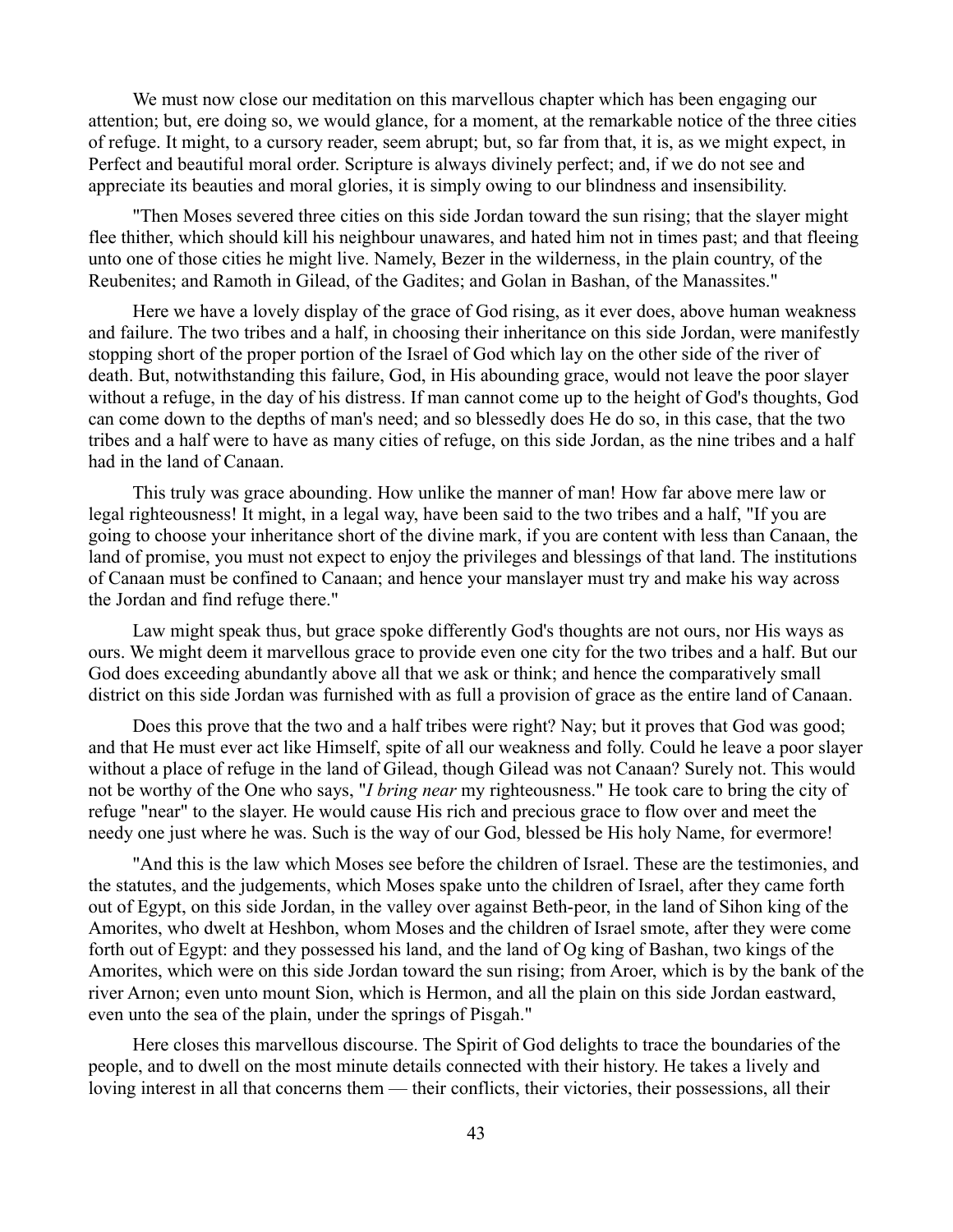We must now close our meditation on this marvellous chapter which has been engaging our attention; but, ere doing so, we would glance, for a moment, at the remarkable notice of the three cities of refuge. It might, to a cursory reader, seem abrupt; but, so far from that, it is, as we might expect, in Perfect and beautiful moral order. Scripture is always divinely perfect; and, if we do not see and appreciate its beauties and moral glories, it is simply owing to our blindness and insensibility.

"Then Moses severed three cities on this side Jordan toward the sun rising; that the slayer might flee thither, which should kill his neighbour unawares, and hated him not in times past; and that fleeing unto one of those cities he might live. Namely, Bezer in the wilderness, in the plain country, of the Reubenites; and Ramoth in Gilead, of the Gadites; and Golan in Bashan, of the Manassites."

Here we have a lovely display of the grace of God rising, as it ever does, above human weakness and failure. The two tribes and a half, in choosing their inheritance on this side Jordan, were manifestly stopping short of the proper portion of the Israel of God which lay on the other side of the river of death. But, notwithstanding this failure, God, in His abounding grace, would not leave the poor slayer without a refuge, in the day of his distress. If man cannot come up to the height of God's thoughts, God can come down to the depths of man's need; and so blessedly does He do so, in this case, that the two tribes and a half were to have as many cities of refuge, on this side Jordan, as the nine tribes and a half had in the land of Canaan.

This truly was grace abounding. How unlike the manner of man! How far above mere law or legal righteousness! It might, in a legal way, have been said to the two tribes and a half, "If you are going to choose your inheritance short of the divine mark, if you are content with less than Canaan, the land of promise, you must not expect to enjoy the privileges and blessings of that land. The institutions of Canaan must be confined to Canaan; and hence your manslayer must try and make his way across the Jordan and find refuge there."

Law might speak thus, but grace spoke differently God's thoughts are not ours, nor His ways as ours. We might deem it marvellous grace to provide even one city for the two tribes and a half. But our God does exceeding abundantly above all that we ask or think; and hence the comparatively small district on this side Jordan was furnished with as full a provision of grace as the entire land of Canaan.

Does this prove that the two and a half tribes were right? Nay; but it proves that God was good; and that He must ever act like Himself, spite of all our weakness and folly. Could he leave a poor slayer without a place of refuge in the land of Gilead, though Gilead was not Canaan? Surely not. This would not be worthy of the One who says, "*I bring near* my righteousness." He took care to bring the city of refuge "near" to the slayer. He would cause His rich and precious grace to flow over and meet the needy one just where he was. Such is the way of our God, blessed be His holy Name, for evermore!

"And this is the law which Moses see before the children of Israel. These are the testimonies, and the statutes, and the judgements, which Moses spake unto the children of Israel, after they came forth out of Egypt, on this side Jordan, in the valley over against Beth-peor, in the land of Sihon king of the Amorites, who dwelt at Heshbon, whom Moses and the children of Israel smote, after they were come forth out of Egypt: and they possessed his land, and the land of Og king of Bashan, two kings of the Amorites, which were on this side Jordan toward the sun rising; from Aroer, which is by the bank of the river Arnon; even unto mount Sion, which is Hermon, and all the plain on this side Jordan eastward, even unto the sea of the plain, under the springs of Pisgah."

Here closes this marvellous discourse. The Spirit of God delights to trace the boundaries of the people, and to dwell on the most minute details connected with their history. He takes a lively and loving interest in all that concerns them — their conflicts, their victories, their possessions, all their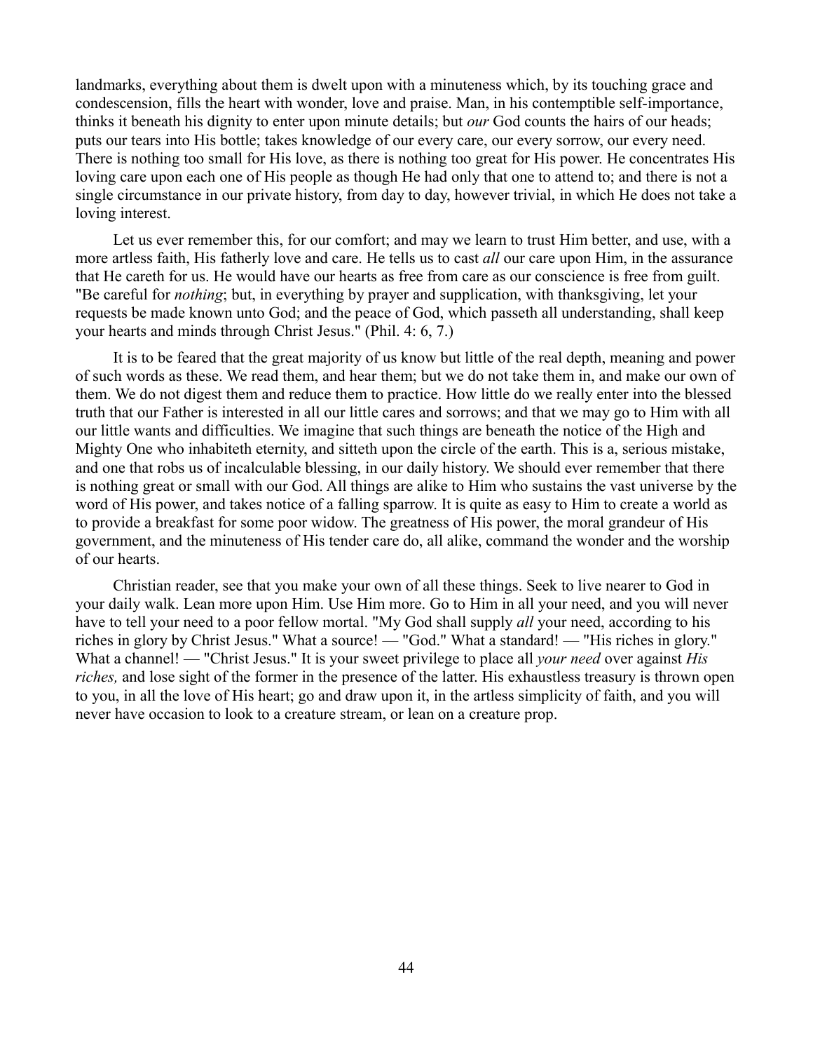landmarks, everything about them is dwelt upon with a minuteness which, by its touching grace and condescension, fills the heart with wonder, love and praise. Man, in his contemptible self-importance, thinks it beneath his dignity to enter upon minute details; but *our* God counts the hairs of our heads; puts our tears into His bottle; takes knowledge of our every care, our every sorrow, our every need. There is nothing too small for His love, as there is nothing too great for His power. He concentrates His loving care upon each one of His people as though He had only that one to attend to; and there is not a single circumstance in our private history, from day to day, however trivial, in which He does not take a loving interest.

Let us ever remember this, for our comfort; and may we learn to trust Him better, and use, with a more artless faith, His fatherly love and care. He tells us to cast *all* our care upon Him, in the assurance that He careth for us. He would have our hearts as free from care as our conscience is free from guilt. "Be careful for *nothing*; but, in everything by prayer and supplication, with thanksgiving, let your requests be made known unto God; and the peace of God, which passeth all understanding, shall keep your hearts and minds through Christ Jesus." (Phil. 4: 6, 7.)

It is to be feared that the great majority of us know but little of the real depth, meaning and power of such words as these. We read them, and hear them; but we do not take them in, and make our own of them. We do not digest them and reduce them to practice. How little do we really enter into the blessed truth that our Father is interested in all our little cares and sorrows; and that we may go to Him with all our little wants and difficulties. We imagine that such things are beneath the notice of the High and Mighty One who inhabiteth eternity, and sitteth upon the circle of the earth. This is a, serious mistake, and one that robs us of incalculable blessing, in our daily history. We should ever remember that there is nothing great or small with our God. All things are alike to Him who sustains the vast universe by the word of His power, and takes notice of a falling sparrow. It is quite as easy to Him to create a world as to provide a breakfast for some poor widow. The greatness of His power, the moral grandeur of His government, and the minuteness of His tender care do, all alike, command the wonder and the worship of our hearts.

Christian reader, see that you make your own of all these things. Seek to live nearer to God in your daily walk. Lean more upon Him. Use Him more. Go to Him in all your need, and you will never have to tell your need to a poor fellow mortal. "My God shall supply *all* your need, according to his riches in glory by Christ Jesus." What a source! — "God." What a standard! — "His riches in glory." What a channel! — "Christ Jesus." It is your sweet privilege to place all *your need* over against *His riches,* and lose sight of the former in the presence of the latter. His exhaustless treasury is thrown open to you, in all the love of His heart; go and draw upon it, in the artless simplicity of faith, and you will never have occasion to look to a creature stream, or lean on a creature prop.